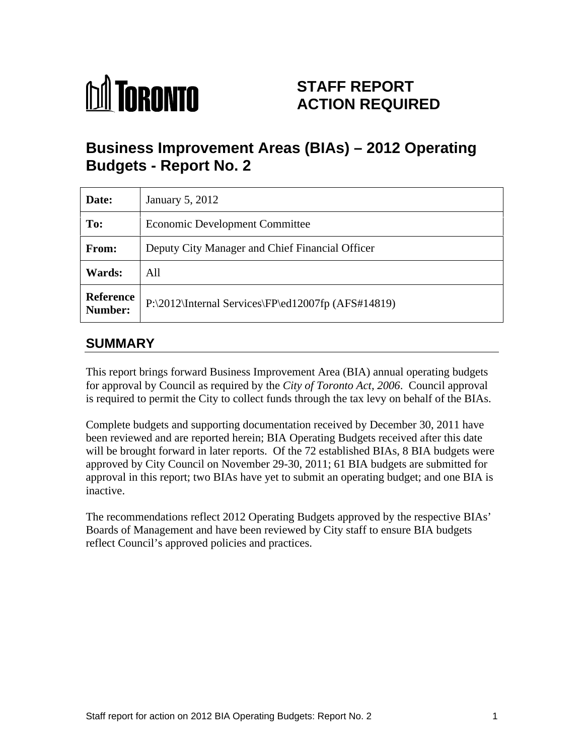TORONTO

# STAFF REPORT ACTION REQUIRED

# Business Improvement Areas (BIAs) – 2012 Operating Budgets - Report No. 2

| | |
|---|---|
| **Date:** | January 5, 2012 |
| **To:** | Economic Development Committee |
| **From:** | Deputy City Manager and Chief Financial Officer |
| **Wards:** | All |
| **Reference Number:** | P:\2012\Internal Services\FP\ed12007fp (AFS#14819) |

## SUMMARY

This report brings forward Business Improvement Area (BIA) annual operating budgets for approval by Council as required by the *City of Toronto Act, 2006*. Council approval is required to permit the City to collect funds through the tax levy on behalf of the BIAs.

Complete budgets and supporting documentation received by December 30, 2011 have been reviewed and are reported herein; BIA Operating Budgets received after this date will be brought forward in later reports. Of the 72 established BIAs, 8 BIA budgets were approved by City Council on November 29-30, 2011; 61 BIA budgets are submitted for approval in this report; two BIAs have yet to submit an operating budget; and one BIA is inactive.

The recommendations reflect 2012 Operating Budgets approved by the respective BIAs' Boards of Management and have been reviewed by City staff to ensure BIA budgets reflect Council's approved policies and practices.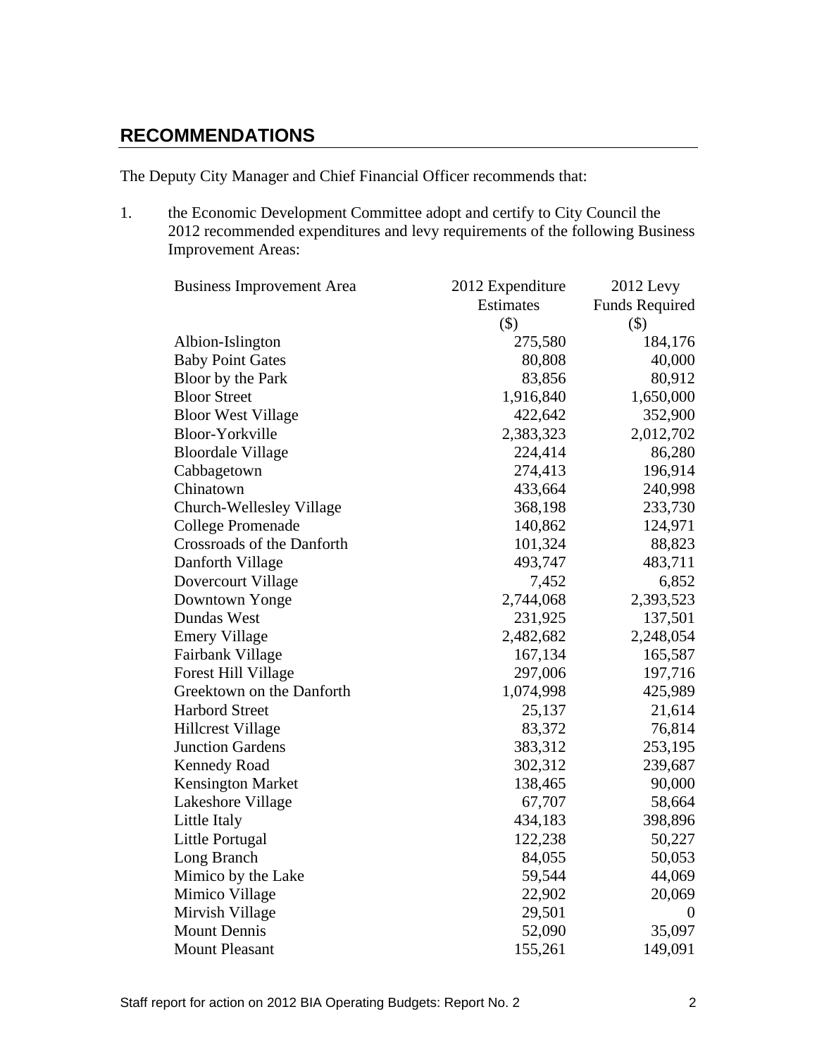## RECOMMENDATIONS

The Deputy City Manager and Chief Financial Officer recommends that:

1. the Economic Development Committee adopt and certify to City Council the 2012 recommended expenditures and levy requirements of the following Business Improvement Areas:

| Business Improvement Area | 2012 Expenditure Estimates ($) | 2012 Levy Funds Required ($) |
|---|---|---|
| Albion-Islington | 275,580 | 184,176 |
| Baby Point Gates | 80,808 | 40,000 |
| Bloor by the Park | 83,856 | 80,912 |
| Bloor Street | 1,916,840 | 1,650,000 |
| Bloor West Village | 422,642 | 352,900 |
| Bloor-Yorkville | 2,383,323 | 2,012,702 |
| Bloordale Village | 224,414 | 86,280 |
| Cabbagetown | 274,413 | 196,914 |
| Chinatown | 433,664 | 240,998 |
| Church-Wellesley Village | 368,198 | 233,730 |
| College Promenade | 140,862 | 124,971 |
| Crossroads of the Danforth | 101,324 | 88,823 |
| Danforth Village | 493,747 | 483,711 |
| Dovercourt Village | 7,452 | 6,852 |
| Downtown Yonge | 2,744,068 | 2,393,523 |
| Dundas West | 231,925 | 137,501 |
| Emery Village | 2,482,682 | 2,248,054 |
| Fairbank Village | 167,134 | 165,587 |
| Forest Hill Village | 297,006 | 197,716 |
| Greektown on the Danforth | 1,074,998 | 425,989 |
| Harbord Street | 25,137 | 21,614 |
| Hillcrest Village | 83,372 | 76,814 |
| Junction Gardens | 383,312 | 253,195 |
| Kennedy Road | 302,312 | 239,687 |
| Kensington Market | 138,465 | 90,000 |
| Lakeshore Village | 67,707 | 58,664 |
| Little Italy | 434,183 | 398,896 |
| Little Portugal | 122,238 | 50,227 |
| Long Branch | 84,055 | 50,053 |
| Mimico by the Lake | 59,544 | 44,069 |
| Mimico Village | 22,902 | 20,069 |
| Mirvish Village | 29,501 | 0 |
| Mount Dennis | 52,090 | 35,097 |
| Mount Pleasant | 155,261 | 149,091 |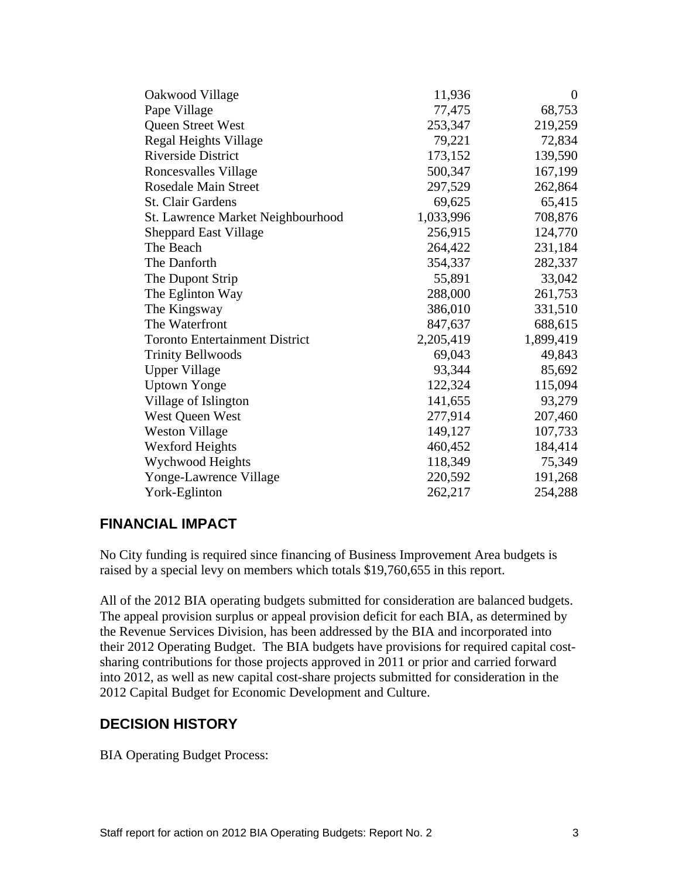| | | |
|---|---|---|
| Oakwood Village | 11,936 | 0 |
| Pape Village | 77,475 | 68,753 |
| Queen Street West | 253,347 | 219,259 |
| Regal Heights Village | 79,221 | 72,834 |
| Riverside District | 173,152 | 139,590 |
| Roncesvalles Village | 500,347 | 167,199 |
| Rosedale Main Street | 297,529 | 262,864 |
| St. Clair Gardens | 69,625 | 65,415 |
| St. Lawrence Market Neighbourhood | 1,033,996 | 708,876 |
| Sheppard East Village | 256,915 | 124,770 |
| The Beach | 264,422 | 231,184 |
| The Danforth | 354,337 | 282,337 |
| The Dupont Strip | 55,891 | 33,042 |
| The Eglinton Way | 288,000 | 261,753 |
| The Kingsway | 386,010 | 331,510 |
| The Waterfront | 847,637 | 688,615 |
| Toronto Entertainment District | 2,205,419 | 1,899,419 |
| Trinity Bellwoods | 69,043 | 49,843 |
| Upper Village | 93,344 | 85,692 |
| Uptown Yonge | 122,324 | 115,094 |
| Village of Islington | 141,655 | 93,279 |
| West Queen West | 277,914 | 207,460 |
| Weston Village | 149,127 | 107,733 |
| Wexford Heights | 460,452 | 184,414 |
| Wychwood Heights | 118,349 | 75,349 |
| Yonge-Lawrence Village | 220,592 | 191,268 |
| York-Eglinton | 262,217 | 254,288 |

## FINANCIAL IMPACT

No City funding is required since financing of Business Improvement Area budgets is raised by a special levy on members which totals $19,760,655 in this report.

All of the 2012 BIA operating budgets submitted for consideration are balanced budgets. The appeal provision surplus or appeal provision deficit for each BIA, as determined by the Revenue Services Division, has been addressed by the BIA and incorporated into their 2012 Operating Budget. The BIA budgets have provisions for required capital cost-sharing contributions for those projects approved in 2011 or prior and carried forward into 2012, as well as new capital cost-share projects submitted for consideration in the 2012 Capital Budget for Economic Development and Culture.

## DECISION HISTORY

BIA Operating Budget Process: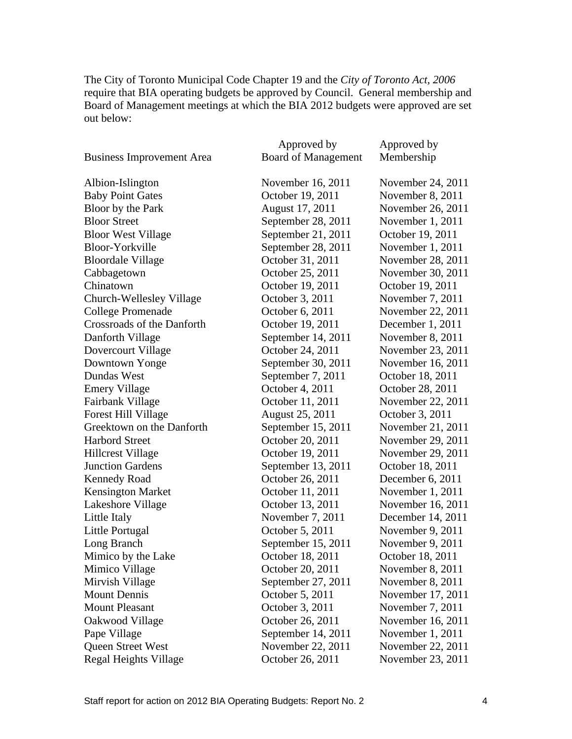The City of Toronto Municipal Code Chapter 19 and the *City of Toronto Act, 2006* require that BIA operating budgets be approved by Council. General membership and Board of Management meetings at which the BIA 2012 budgets were approved are set out below:

| Business Improvement Area | Approved by Board of Management | Approved by Membership |
|---|---|---|
| Albion-Islington | November 16, 2011 | November 24, 2011 |
| Baby Point Gates | October 19, 2011 | November 8, 2011 |
| Bloor by the Park | August 17, 2011 | November 26, 2011 |
| Bloor Street | September 28, 2011 | November 1, 2011 |
| Bloor West Village | September 21, 2011 | October 19, 2011 |
| Bloor-Yorkville | September 28, 2011 | November 1, 2011 |
| Bloordale Village | October 31, 2011 | November 28, 2011 |
| Cabbagetown | October 25, 2011 | November 30, 2011 |
| Chinatown | October 19, 2011 | October 19, 2011 |
| Church-Wellesley Village | October 3, 2011 | November 7, 2011 |
| College Promenade | October 6, 2011 | November 22, 2011 |
| Crossroads of the Danforth | October 19, 2011 | December 1, 2011 |
| Danforth Village | September 14, 2011 | November 8, 2011 |
| Dovercourt Village | October 24, 2011 | November 23, 2011 |
| Downtown Yonge | September 30, 2011 | November 16, 2011 |
| Dundas West | September 7, 2011 | October 18, 2011 |
| Emery Village | October 4, 2011 | October 28, 2011 |
| Fairbank Village | October 11, 2011 | November 22, 2011 |
| Forest Hill Village | August 25, 2011 | October 3, 2011 |
| Greektown on the Danforth | September 15, 2011 | November 21, 2011 |
| Harbord Street | October 20, 2011 | November 29, 2011 |
| Hillcrest Village | October 19, 2011 | November 29, 2011 |
| Junction Gardens | September 13, 2011 | October 18, 2011 |
| Kennedy Road | October 26, 2011 | December 6, 2011 |
| Kensington Market | October 11, 2011 | November 1, 2011 |
| Lakeshore Village | October 13, 2011 | November 16, 2011 |
| Little Italy | November 7, 2011 | December 14, 2011 |
| Little Portugal | October 5, 2011 | November 9, 2011 |
| Long Branch | September 15, 2011 | November 9, 2011 |
| Mimico by the Lake | October 18, 2011 | October 18, 2011 |
| Mimico Village | October 20, 2011 | November 8, 2011 |
| Mirvish Village | September 27, 2011 | November 8, 2011 |
| Mount Dennis | October 5, 2011 | November 17, 2011 |
| Mount Pleasant | October 3, 2011 | November 7, 2011 |
| Oakwood Village | October 26, 2011 | November 16, 2011 |
| Pape Village | September 14, 2011 | November 1, 2011 |
| Queen Street West | November 22, 2011 | November 22, 2011 |
| Regal Heights Village | October 26, 2011 | November 23, 2011 |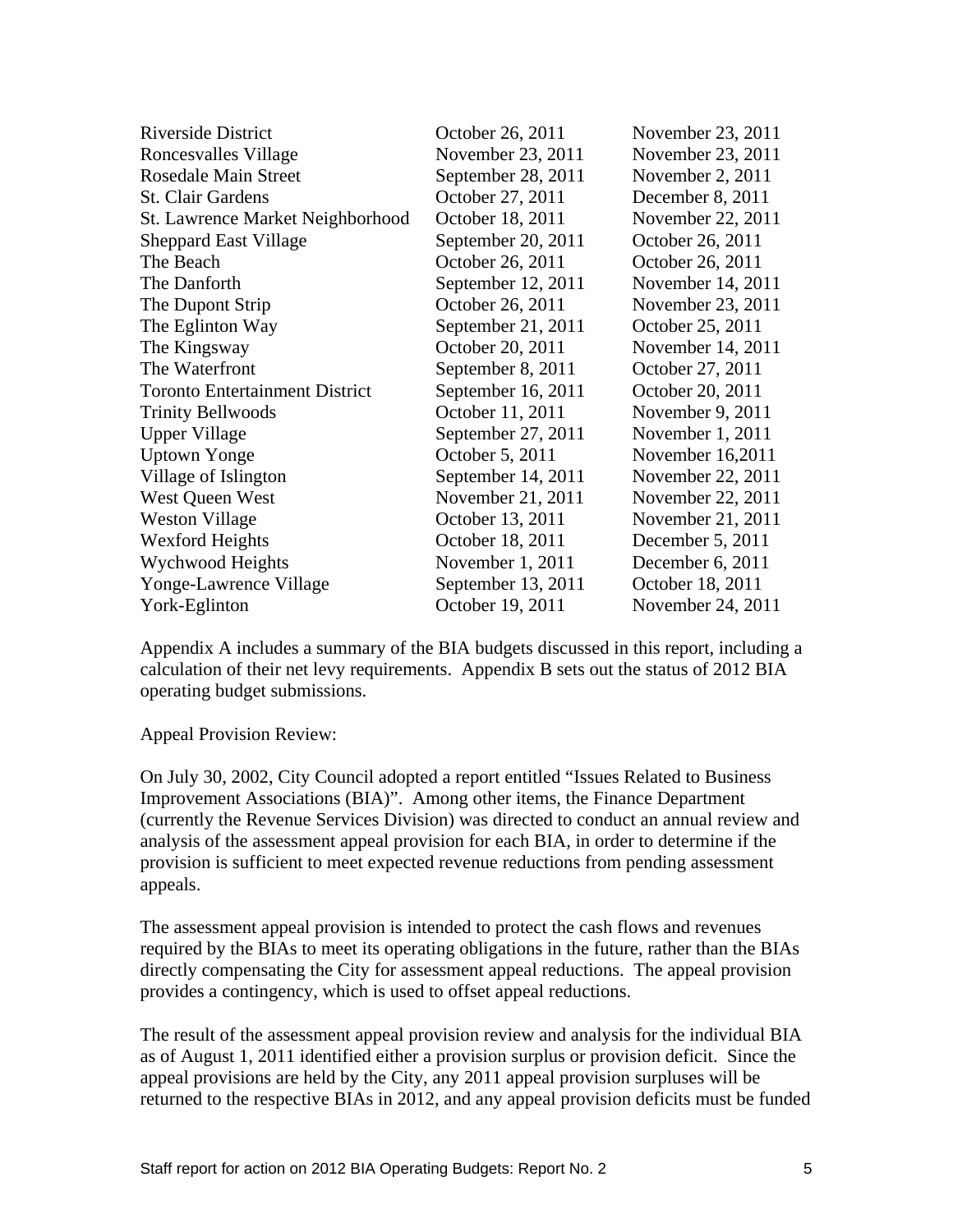| | | |
|---|---|---|
| Riverside District | October 26, 2011 | November 23, 2011 |
| Roncesvalles Village | November 23, 2011 | November 23, 2011 |
| Rosedale Main Street | September 28, 2011 | November 2, 2011 |
| St. Clair Gardens | October 27, 2011 | December 8, 2011 |
| St. Lawrence Market Neighborhood | October 18, 2011 | November 22, 2011 |
| Sheppard East Village | September 20, 2011 | October 26, 2011 |
| The Beach | October 26, 2011 | October 26, 2011 |
| The Danforth | September 12, 2011 | November 14, 2011 |
| The Dupont Strip | October 26, 2011 | November 23, 2011 |
| The Eglinton Way | September 21, 2011 | October 25, 2011 |
| The Kingsway | October 20, 2011 | November 14, 2011 |
| The Waterfront | September 8, 2011 | October 27, 2011 |
| Toronto Entertainment District | September 16, 2011 | October 20, 2011 |
| Trinity Bellwoods | October 11, 2011 | November 9, 2011 |
| Upper Village | September 27, 2011 | November 1, 2011 |
| Uptown Yonge | October 5, 2011 | November 16,2011 |
| Village of Islington | September 14, 2011 | November 22, 2011 |
| West Queen West | November 21, 2011 | November 22, 2011 |
| Weston Village | October 13, 2011 | November 21, 2011 |
| Wexford Heights | October 18, 2011 | December 5, 2011 |
| Wychwood Heights | November 1, 2011 | December 6, 2011 |
| Yonge-Lawrence Village | September 13, 2011 | October 18, 2011 |
| York-Eglinton | October 19, 2011 | November 24, 2011 |

Appendix A includes a summary of the BIA budgets discussed in this report, including a calculation of their net levy requirements. Appendix B sets out the status of 2012 BIA operating budget submissions.

Appeal Provision Review:

On July 30, 2002, City Council adopted a report entitled "Issues Related to Business Improvement Associations (BIA)". Among other items, the Finance Department (currently the Revenue Services Division) was directed to conduct an annual review and analysis of the assessment appeal provision for each BIA, in order to determine if the provision is sufficient to meet expected revenue reductions from pending assessment appeals.

The assessment appeal provision is intended to protect the cash flows and revenues required by the BIAs to meet its operating obligations in the future, rather than the BIAs directly compensating the City for assessment appeal reductions. The appeal provision provides a contingency, which is used to offset appeal reductions.

The result of the assessment appeal provision review and analysis for the individual BIA as of August 1, 2011 identified either a provision surplus or provision deficit. Since the appeal provisions are held by the City, any 2011 appeal provision surpluses will be returned to the respective BIAs in 2012, and any appeal provision deficits must be funded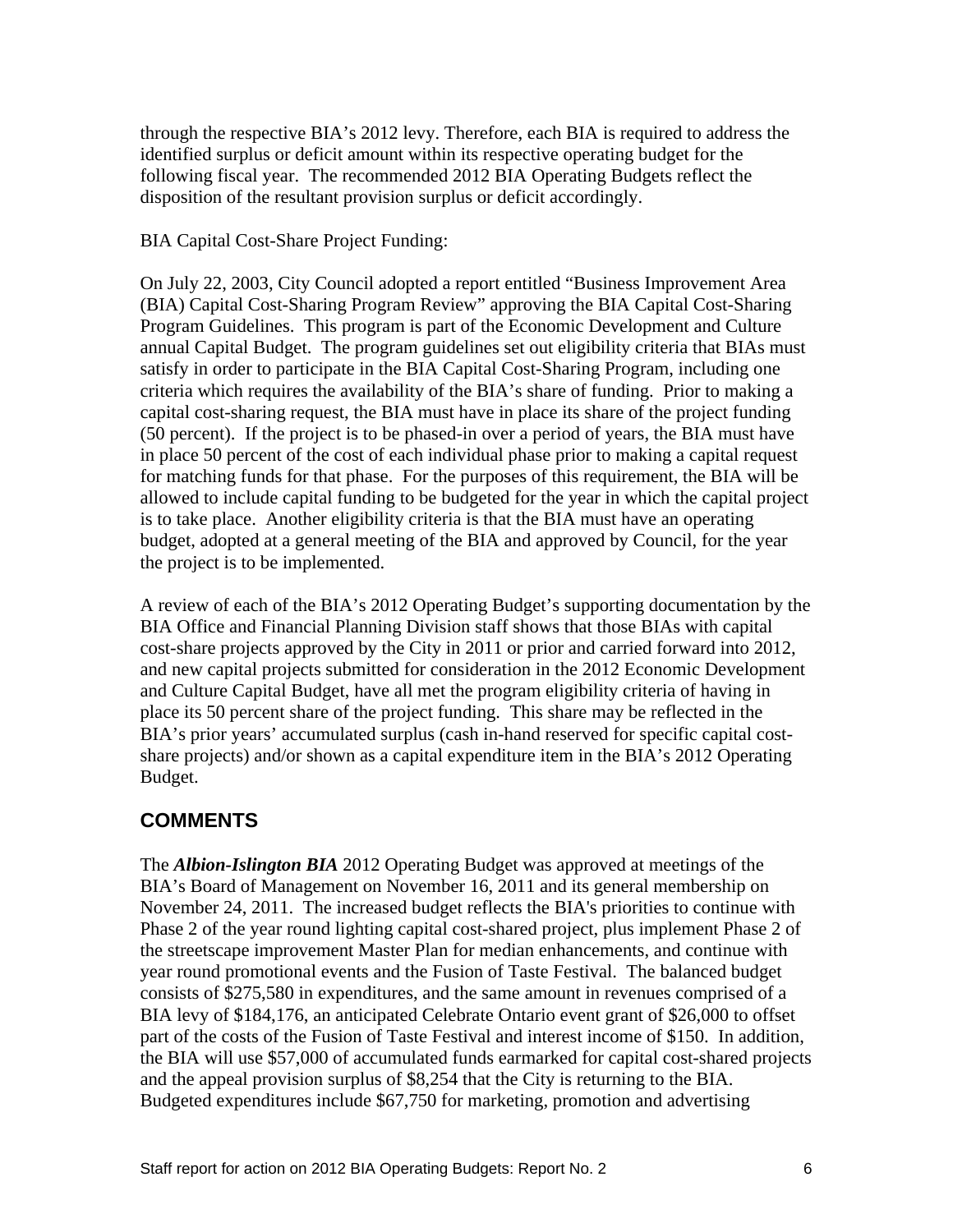through the respective BIA's 2012 levy. Therefore, each BIA is required to address the identified surplus or deficit amount within its respective operating budget for the following fiscal year. The recommended 2012 BIA Operating Budgets reflect the disposition of the resultant provision surplus or deficit accordingly.

BIA Capital Cost-Share Project Funding:

On July 22, 2003, City Council adopted a report entitled "Business Improvement Area (BIA) Capital Cost-Sharing Program Review" approving the BIA Capital Cost-Sharing Program Guidelines. This program is part of the Economic Development and Culture annual Capital Budget. The program guidelines set out eligibility criteria that BIAs must satisfy in order to participate in the BIA Capital Cost-Sharing Program, including one criteria which requires the availability of the BIA's share of funding. Prior to making a capital cost-sharing request, the BIA must have in place its share of the project funding (50 percent). If the project is to be phased-in over a period of years, the BIA must have in place 50 percent of the cost of each individual phase prior to making a capital request for matching funds for that phase. For the purposes of this requirement, the BIA will be allowed to include capital funding to be budgeted for the year in which the capital project is to take place. Another eligibility criteria is that the BIA must have an operating budget, adopted at a general meeting of the BIA and approved by Council, for the year the project is to be implemented.

A review of each of the BIA's 2012 Operating Budget's supporting documentation by the BIA Office and Financial Planning Division staff shows that those BIAs with capital cost-share projects approved by the City in 2011 or prior and carried forward into 2012, and new capital projects submitted for consideration in the 2012 Economic Development and Culture Capital Budget, have all met the program eligibility criteria of having in place its 50 percent share of the project funding. This share may be reflected in the BIA's prior years' accumulated surplus (cash in-hand reserved for specific capital cost-share projects) and/or shown as a capital expenditure item in the BIA's 2012 Operating Budget.

## COMMENTS

The ***Albion-Islington BIA*** 2012 Operating Budget was approved at meetings of the BIA's Board of Management on November 16, 2011 and its general membership on November 24, 2011. The increased budget reflects the BIA's priorities to continue with Phase 2 of the year round lighting capital cost-shared project, plus implement Phase 2 of the streetscape improvement Master Plan for median enhancements, and continue with year round promotional events and the Fusion of Taste Festival. The balanced budget consists of $275,580 in expenditures, and the same amount in revenues comprised of a BIA levy of $184,176, an anticipated Celebrate Ontario event grant of $26,000 to offset part of the costs of the Fusion of Taste Festival and interest income of $150. In addition, the BIA will use $57,000 of accumulated funds earmarked for capital cost-shared projects and the appeal provision surplus of $8,254 that the City is returning to the BIA. Budgeted expenditures include $67,750 for marketing, promotion and advertising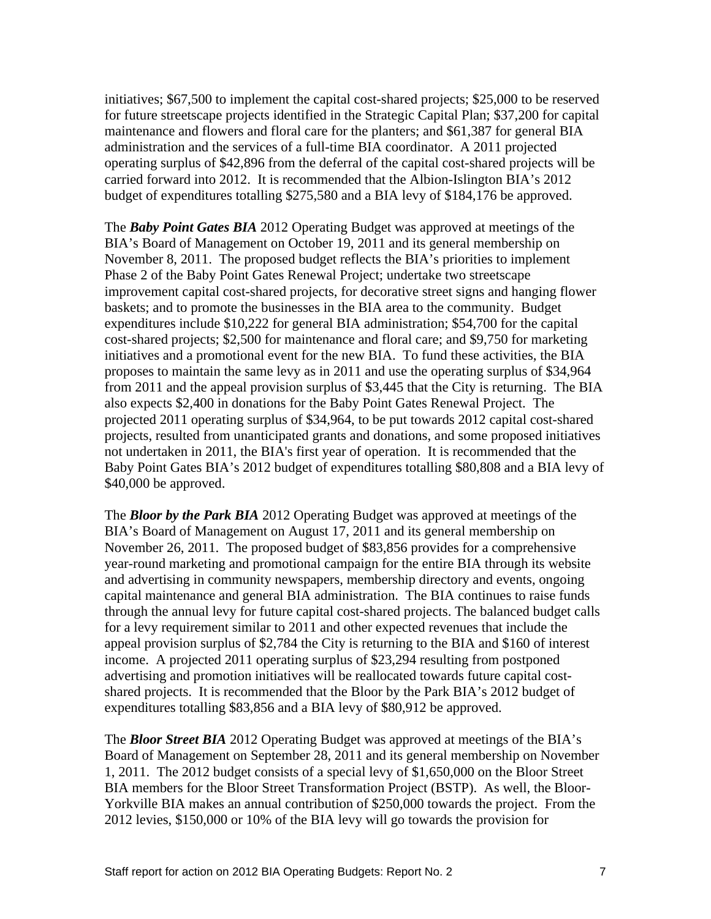initiatives; $67,500 to implement the capital cost-shared projects; $25,000 to be reserved for future streetscape projects identified in the Strategic Capital Plan; $37,200 for capital maintenance and flowers and floral care for the planters; and $61,387 for general BIA administration and the services of a full-time BIA coordinator. A 2011 projected operating surplus of $42,896 from the deferral of the capital cost-shared projects will be carried forward into 2012. It is recommended that the Albion-Islington BIA's 2012 budget of expenditures totalling $275,580 and a BIA levy of $184,176 be approved.

The ***Baby Point Gates BIA*** 2012 Operating Budget was approved at meetings of the BIA's Board of Management on October 19, 2011 and its general membership on November 8, 2011. The proposed budget reflects the BIA's priorities to implement Phase 2 of the Baby Point Gates Renewal Project; undertake two streetscape improvement capital cost-shared projects, for decorative street signs and hanging flower baskets; and to promote the businesses in the BIA area to the community. Budget expenditures include $10,222 for general BIA administration; $54,700 for the capital cost-shared projects; $2,500 for maintenance and floral care; and $9,750 for marketing initiatives and a promotional event for the new BIA. To fund these activities, the BIA proposes to maintain the same levy as in 2011 and use the operating surplus of $34,964 from 2011 and the appeal provision surplus of $3,445 that the City is returning. The BIA also expects $2,400 in donations for the Baby Point Gates Renewal Project. The projected 2011 operating surplus of $34,964, to be put towards 2012 capital cost-shared projects, resulted from unanticipated grants and donations, and some proposed initiatives not undertaken in 2011, the BIA's first year of operation. It is recommended that the Baby Point Gates BIA's 2012 budget of expenditures totalling $80,808 and a BIA levy of $40,000 be approved.

The ***Bloor by the Park BIA*** 2012 Operating Budget was approved at meetings of the BIA's Board of Management on August 17, 2011 and its general membership on November 26, 2011. The proposed budget of $83,856 provides for a comprehensive year-round marketing and promotional campaign for the entire BIA through its website and advertising in community newspapers, membership directory and events, ongoing capital maintenance and general BIA administration. The BIA continues to raise funds through the annual levy for future capital cost-shared projects. The balanced budget calls for a levy requirement similar to 2011 and other expected revenues that include the appeal provision surplus of $2,784 the City is returning to the BIA and $160 of interest income. A projected 2011 operating surplus of $23,294 resulting from postponed advertising and promotion initiatives will be reallocated towards future capital cost-shared projects. It is recommended that the Bloor by the Park BIA's 2012 budget of expenditures totalling $83,856 and a BIA levy of $80,912 be approved.

The ***Bloor Street BIA*** 2012 Operating Budget was approved at meetings of the BIA's Board of Management on September 28, 2011 and its general membership on November 1, 2011. The 2012 budget consists of a special levy of $1,650,000 on the Bloor Street BIA members for the Bloor Street Transformation Project (BSTP). As well, the Bloor-Yorkville BIA makes an annual contribution of $250,000 towards the project. From the 2012 levies, $150,000 or 10% of the BIA levy will go towards the provision for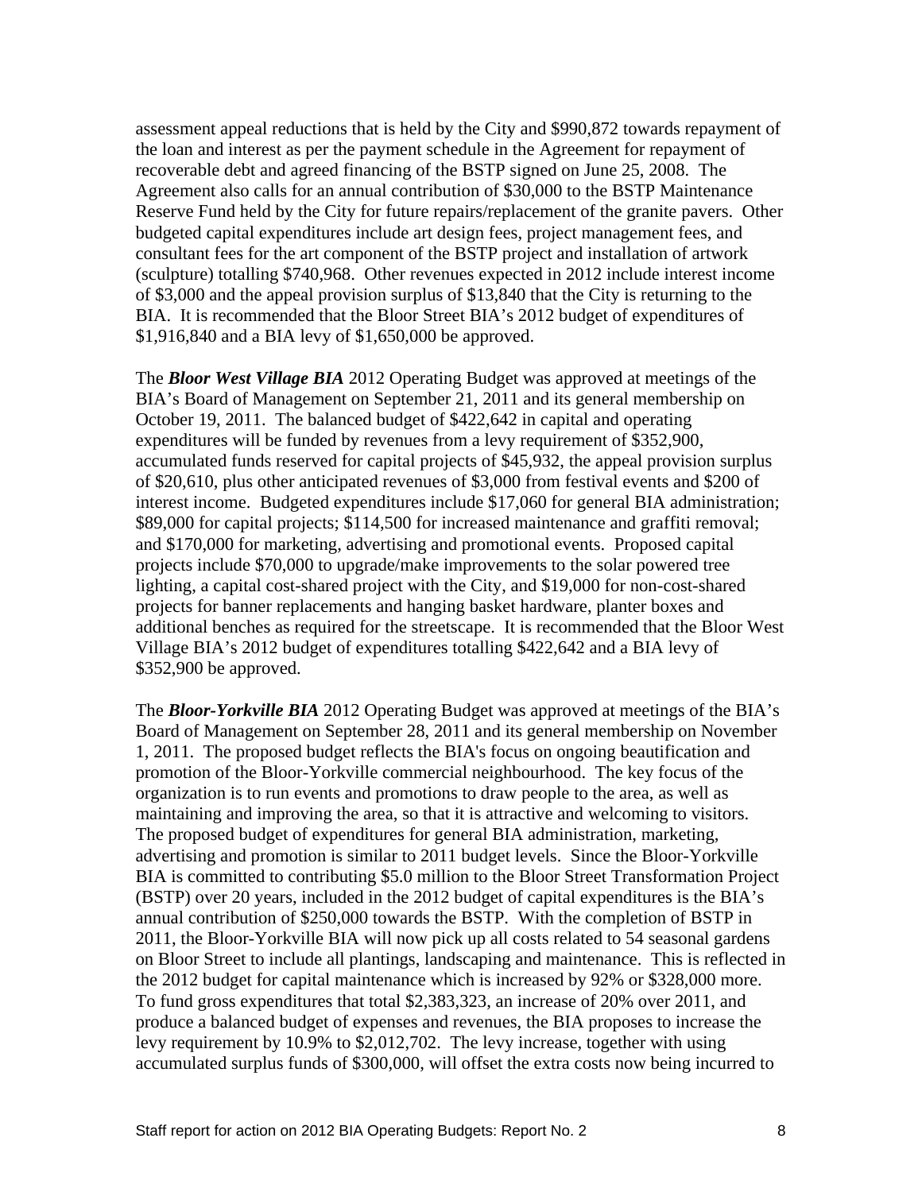assessment appeal reductions that is held by the City and $990,872 towards repayment of the loan and interest as per the payment schedule in the Agreement for repayment of recoverable debt and agreed financing of the BSTP signed on June 25, 2008. The Agreement also calls for an annual contribution of $30,000 to the BSTP Maintenance Reserve Fund held by the City for future repairs/replacement of the granite pavers. Other budgeted capital expenditures include art design fees, project management fees, and consultant fees for the art component of the BSTP project and installation of artwork (sculpture) totalling $740,968. Other revenues expected in 2012 include interest income of $3,000 and the appeal provision surplus of $13,840 that the City is returning to the BIA. It is recommended that the Bloor Street BIA's 2012 budget of expenditures of $1,916,840 and a BIA levy of $1,650,000 be approved.

The ***Bloor West Village BIA*** 2012 Operating Budget was approved at meetings of the BIA's Board of Management on September 21, 2011 and its general membership on October 19, 2011. The balanced budget of $422,642 in capital and operating expenditures will be funded by revenues from a levy requirement of $352,900, accumulated funds reserved for capital projects of $45,932, the appeal provision surplus of $20,610, plus other anticipated revenues of $3,000 from festival events and $200 of interest income. Budgeted expenditures include $17,060 for general BIA administration; $89,000 for capital projects; $114,500 for increased maintenance and graffiti removal; and $170,000 for marketing, advertising and promotional events. Proposed capital projects include $70,000 to upgrade/make improvements to the solar powered tree lighting, a capital cost-shared project with the City, and $19,000 for non-cost-shared projects for banner replacements and hanging basket hardware, planter boxes and additional benches as required for the streetscape. It is recommended that the Bloor West Village BIA's 2012 budget of expenditures totalling $422,642 and a BIA levy of $352,900 be approved.

The ***Bloor-Yorkville BIA*** 2012 Operating Budget was approved at meetings of the BIA's Board of Management on September 28, 2011 and its general membership on November 1, 2011. The proposed budget reflects the BIA's focus on ongoing beautification and promotion of the Bloor-Yorkville commercial neighbourhood. The key focus of the organization is to run events and promotions to draw people to the area, as well as maintaining and improving the area, so that it is attractive and welcoming to visitors. The proposed budget of expenditures for general BIA administration, marketing, advertising and promotion is similar to 2011 budget levels. Since the Bloor-Yorkville BIA is committed to contributing $5.0 million to the Bloor Street Transformation Project (BSTP) over 20 years, included in the 2012 budget of capital expenditures is the BIA's annual contribution of $250,000 towards the BSTP. With the completion of BSTP in 2011, the Bloor-Yorkville BIA will now pick up all costs related to 54 seasonal gardens on Bloor Street to include all plantings, landscaping and maintenance. This is reflected in the 2012 budget for capital maintenance which is increased by 92% or $328,000 more. To fund gross expenditures that total $2,383,323, an increase of 20% over 2011, and produce a balanced budget of expenses and revenues, the BIA proposes to increase the levy requirement by 10.9% to $2,012,702. The levy increase, together with using accumulated surplus funds of $300,000, will offset the extra costs now being incurred to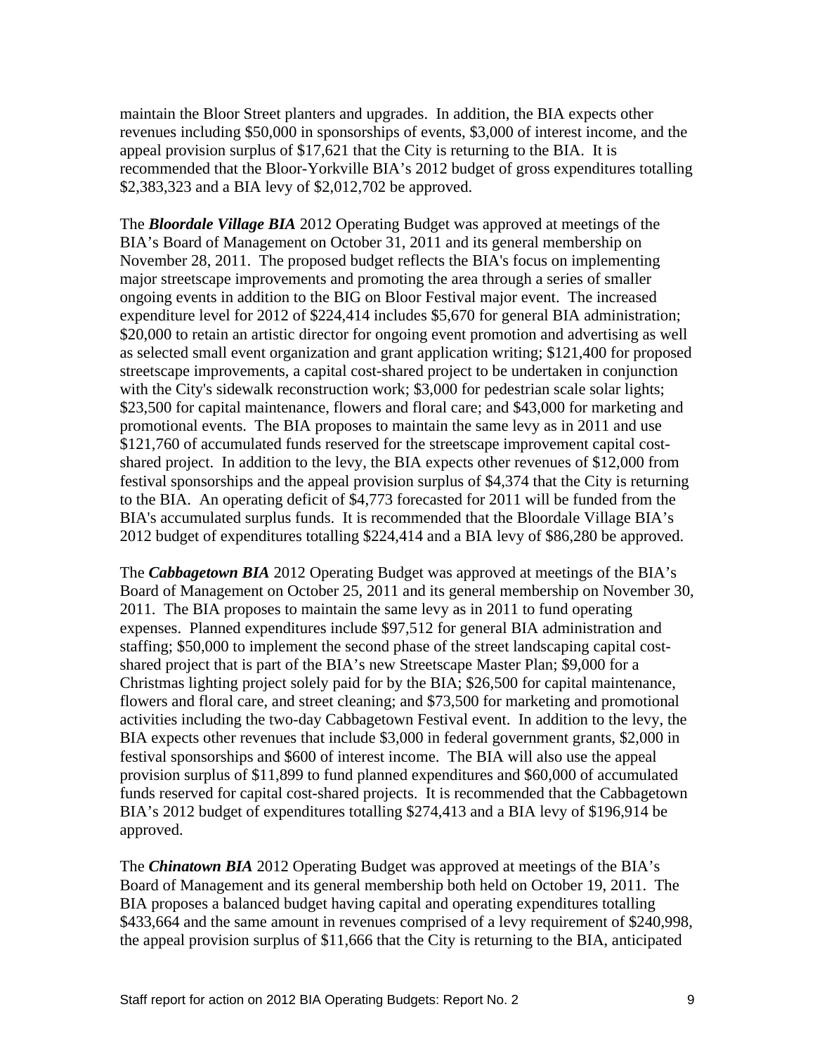maintain the Bloor Street planters and upgrades. In addition, the BIA expects other revenues including $50,000 in sponsorships of events, $3,000 of interest income, and the appeal provision surplus of $17,621 that the City is returning to the BIA. It is recommended that the Bloor-Yorkville BIA's 2012 budget of gross expenditures totalling $2,383,323 and a BIA levy of $2,012,702 be approved.

The ***Bloordale Village BIA*** 2012 Operating Budget was approved at meetings of the BIA's Board of Management on October 31, 2011 and its general membership on November 28, 2011. The proposed budget reflects the BIA's focus on implementing major streetscape improvements and promoting the area through a series of smaller ongoing events in addition to the BIG on Bloor Festival major event. The increased expenditure level for 2012 of $224,414 includes $5,670 for general BIA administration; $20,000 to retain an artistic director for ongoing event promotion and advertising as well as selected small event organization and grant application writing; $121,400 for proposed streetscape improvements, a capital cost-shared project to be undertaken in conjunction with the City's sidewalk reconstruction work; $3,000 for pedestrian scale solar lights; $23,500 for capital maintenance, flowers and floral care; and $43,000 for marketing and promotional events. The BIA proposes to maintain the same levy as in 2011 and use $121,760 of accumulated funds reserved for the streetscape improvement capital cost-shared project. In addition to the levy, the BIA expects other revenues of $12,000 from festival sponsorships and the appeal provision surplus of $4,374 that the City is returning to the BIA. An operating deficit of $4,773 forecasted for 2011 will be funded from the BIA's accumulated surplus funds. It is recommended that the Bloordale Village BIA's 2012 budget of expenditures totalling $224,414 and a BIA levy of $86,280 be approved.

The ***Cabbagetown BIA*** 2012 Operating Budget was approved at meetings of the BIA's Board of Management on October 25, 2011 and its general membership on November 30, 2011. The BIA proposes to maintain the same levy as in 2011 to fund operating expenses. Planned expenditures include $97,512 for general BIA administration and staffing; $50,000 to implement the second phase of the street landscaping capital cost-shared project that is part of the BIA's new Streetscape Master Plan; $9,000 for a Christmas lighting project solely paid for by the BIA; $26,500 for capital maintenance, flowers and floral care, and street cleaning; and $73,500 for marketing and promotional activities including the two-day Cabbagetown Festival event. In addition to the levy, the BIA expects other revenues that include $3,000 in federal government grants, $2,000 in festival sponsorships and $600 of interest income. The BIA will also use the appeal provision surplus of $11,899 to fund planned expenditures and $60,000 of accumulated funds reserved for capital cost-shared projects. It is recommended that the Cabbagetown BIA's 2012 budget of expenditures totalling $274,413 and a BIA levy of $196,914 be approved.

The ***Chinatown BIA*** 2012 Operating Budget was approved at meetings of the BIA's Board of Management and its general membership both held on October 19, 2011. The BIA proposes a balanced budget having capital and operating expenditures totalling $433,664 and the same amount in revenues comprised of a levy requirement of $240,998, the appeal provision surplus of $11,666 that the City is returning to the BIA, anticipated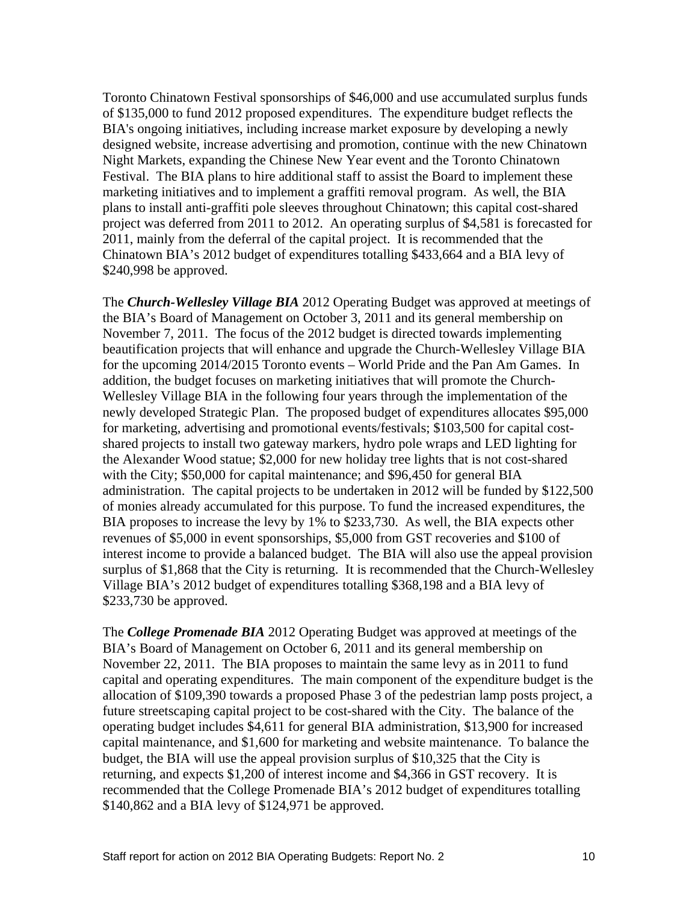Toronto Chinatown Festival sponsorships of $46,000 and use accumulated surplus funds of $135,000 to fund 2012 proposed expenditures. The expenditure budget reflects the BIA's ongoing initiatives, including increase market exposure by developing a newly designed website, increase advertising and promotion, continue with the new Chinatown Night Markets, expanding the Chinese New Year event and the Toronto Chinatown Festival. The BIA plans to hire additional staff to assist the Board to implement these marketing initiatives and to implement a graffiti removal program. As well, the BIA plans to install anti-graffiti pole sleeves throughout Chinatown; this capital cost-shared project was deferred from 2011 to 2012. An operating surplus of $4,581 is forecasted for 2011, mainly from the deferral of the capital project. It is recommended that the Chinatown BIA's 2012 budget of expenditures totalling $433,664 and a BIA levy of $240,998 be approved.

The ***Church-Wellesley Village BIA*** 2012 Operating Budget was approved at meetings of the BIA's Board of Management on October 3, 2011 and its general membership on November 7, 2011. The focus of the 2012 budget is directed towards implementing beautification projects that will enhance and upgrade the Church-Wellesley Village BIA for the upcoming 2014/2015 Toronto events – World Pride and the Pan Am Games. In addition, the budget focuses on marketing initiatives that will promote the Church-Wellesley Village BIA in the following four years through the implementation of the newly developed Strategic Plan. The proposed budget of expenditures allocates $95,000 for marketing, advertising and promotional events/festivals; $103,500 for capital cost-shared projects to install two gateway markers, hydro pole wraps and LED lighting for the Alexander Wood statue; $2,000 for new holiday tree lights that is not cost-shared with the City; $50,000 for capital maintenance; and $96,450 for general BIA administration. The capital projects to be undertaken in 2012 will be funded by $122,500 of monies already accumulated for this purpose. To fund the increased expenditures, the BIA proposes to increase the levy by 1% to $233,730. As well, the BIA expects other revenues of $5,000 in event sponsorships, $5,000 from GST recoveries and $100 of interest income to provide a balanced budget. The BIA will also use the appeal provision surplus of $1,868 that the City is returning. It is recommended that the Church-Wellesley Village BIA's 2012 budget of expenditures totalling $368,198 and a BIA levy of $233,730 be approved.

The ***College Promenade BIA*** 2012 Operating Budget was approved at meetings of the BIA's Board of Management on October 6, 2011 and its general membership on November 22, 2011. The BIA proposes to maintain the same levy as in 2011 to fund capital and operating expenditures. The main component of the expenditure budget is the allocation of $109,390 towards a proposed Phase 3 of the pedestrian lamp posts project, a future streetscaping capital project to be cost-shared with the City. The balance of the operating budget includes $4,611 for general BIA administration, $13,900 for increased capital maintenance, and $1,600 for marketing and website maintenance. To balance the budget, the BIA will use the appeal provision surplus of $10,325 that the City is returning, and expects $1,200 of interest income and $4,366 in GST recovery. It is recommended that the College Promenade BIA's 2012 budget of expenditures totalling $140,862 and a BIA levy of $124,971 be approved.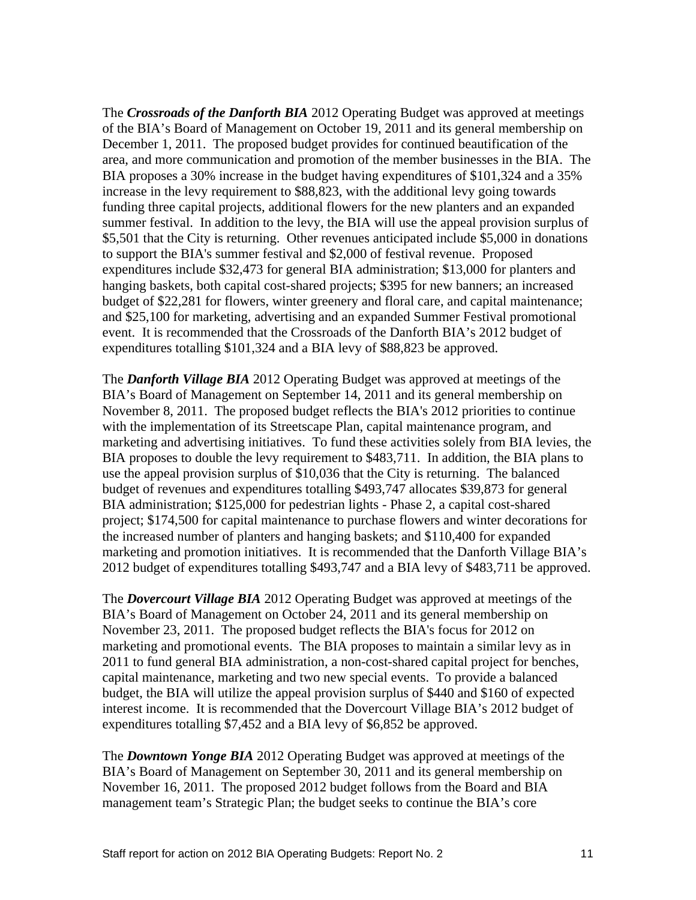The ***Crossroads of the Danforth BIA*** 2012 Operating Budget was approved at meetings of the BIA's Board of Management on October 19, 2011 and its general membership on December 1, 2011. The proposed budget provides for continued beautification of the area, and more communication and promotion of the member businesses in the BIA. The BIA proposes a 30% increase in the budget having expenditures of $101,324 and a 35% increase in the levy requirement to $88,823, with the additional levy going towards funding three capital projects, additional flowers for the new planters and an expanded summer festival. In addition to the levy, the BIA will use the appeal provision surplus of $5,501 that the City is returning. Other revenues anticipated include $5,000 in donations to support the BIA's summer festival and $2,000 of festival revenue. Proposed expenditures include $32,473 for general BIA administration; $13,000 for planters and hanging baskets, both capital cost-shared projects; $395 for new banners; an increased budget of $22,281 for flowers, winter greenery and floral care, and capital maintenance; and $25,100 for marketing, advertising and an expanded Summer Festival promotional event. It is recommended that the Crossroads of the Danforth BIA's 2012 budget of expenditures totalling $101,324 and a BIA levy of $88,823 be approved.

The ***Danforth Village BIA*** 2012 Operating Budget was approved at meetings of the BIA's Board of Management on September 14, 2011 and its general membership on November 8, 2011. The proposed budget reflects the BIA's 2012 priorities to continue with the implementation of its Streetscape Plan, capital maintenance program, and marketing and advertising initiatives. To fund these activities solely from BIA levies, the BIA proposes to double the levy requirement to $483,711. In addition, the BIA plans to use the appeal provision surplus of $10,036 that the City is returning. The balanced budget of revenues and expenditures totalling $493,747 allocates $39,873 for general BIA administration; $125,000 for pedestrian lights - Phase 2, a capital cost-shared project; $174,500 for capital maintenance to purchase flowers and winter decorations for the increased number of planters and hanging baskets; and $110,400 for expanded marketing and promotion initiatives. It is recommended that the Danforth Village BIA's 2012 budget of expenditures totalling $493,747 and a BIA levy of $483,711 be approved.

The ***Dovercourt Village BIA*** 2012 Operating Budget was approved at meetings of the BIA's Board of Management on October 24, 2011 and its general membership on November 23, 2011. The proposed budget reflects the BIA's focus for 2012 on marketing and promotional events. The BIA proposes to maintain a similar levy as in 2011 to fund general BIA administration, a non-cost-shared capital project for benches, capital maintenance, marketing and two new special events. To provide a balanced budget, the BIA will utilize the appeal provision surplus of $440 and $160 of expected interest income. It is recommended that the Dovercourt Village BIA's 2012 budget of expenditures totalling $7,452 and a BIA levy of $6,852 be approved.

The ***Downtown Yonge BIA*** 2012 Operating Budget was approved at meetings of the BIA's Board of Management on September 30, 2011 and its general membership on November 16, 2011. The proposed 2012 budget follows from the Board and BIA management team's Strategic Plan; the budget seeks to continue the BIA's core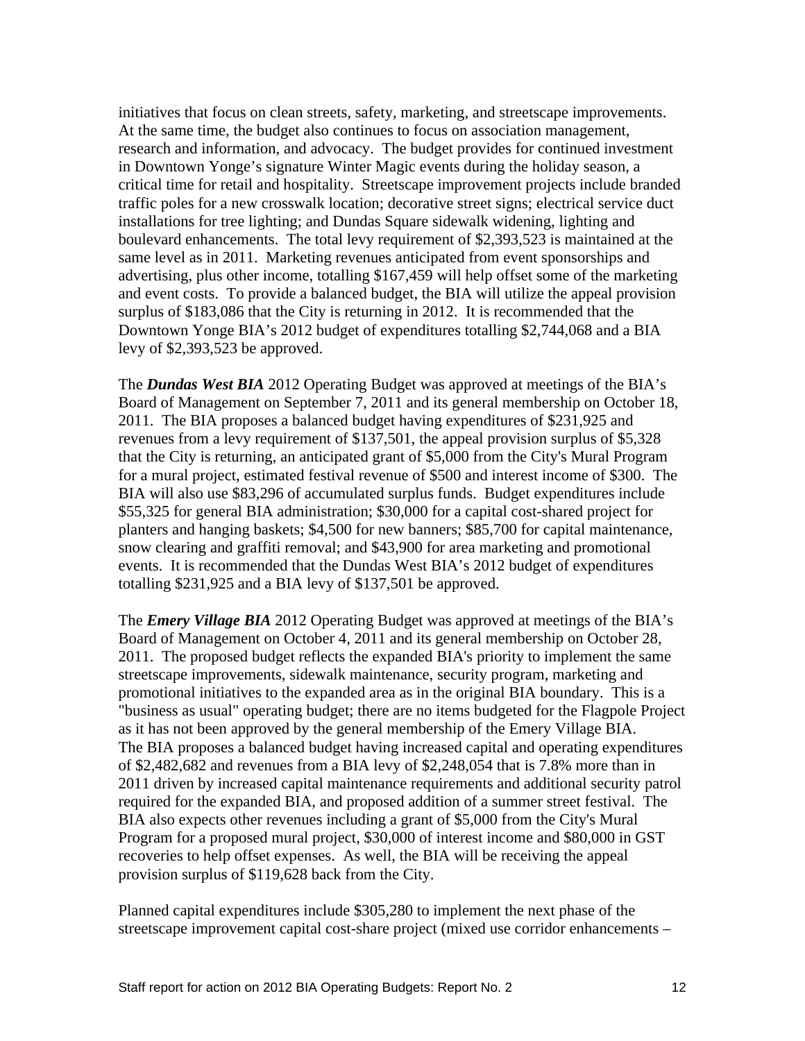initiatives that focus on clean streets, safety, marketing, and streetscape improvements. At the same time, the budget also continues to focus on association management, research and information, and advocacy. The budget provides for continued investment in Downtown Yonge's signature Winter Magic events during the holiday season, a critical time for retail and hospitality. Streetscape improvement projects include branded traffic poles for a new crosswalk location; decorative street signs; electrical service duct installations for tree lighting; and Dundas Square sidewalk widening, lighting and boulevard enhancements. The total levy requirement of $2,393,523 is maintained at the same level as in 2011. Marketing revenues anticipated from event sponsorships and advertising, plus other income, totalling $167,459 will help offset some of the marketing and event costs. To provide a balanced budget, the BIA will utilize the appeal provision surplus of $183,086 that the City is returning in 2012. It is recommended that the Downtown Yonge BIA's 2012 budget of expenditures totalling $2,744,068 and a BIA levy of $2,393,523 be approved.

The ***Dundas West BIA*** 2012 Operating Budget was approved at meetings of the BIA's Board of Management on September 7, 2011 and its general membership on October 18, 2011. The BIA proposes a balanced budget having expenditures of $231,925 and revenues from a levy requirement of $137,501, the appeal provision surplus of $5,328 that the City is returning, an anticipated grant of $5,000 from the City's Mural Program for a mural project, estimated festival revenue of $500 and interest income of $300. The BIA will also use $83,296 of accumulated surplus funds. Budget expenditures include $55,325 for general BIA administration; $30,000 for a capital cost-shared project for planters and hanging baskets; $4,500 for new banners; $85,700 for capital maintenance, snow clearing and graffiti removal; and $43,900 for area marketing and promotional events. It is recommended that the Dundas West BIA's 2012 budget of expenditures totalling $231,925 and a BIA levy of $137,501 be approved.

The ***Emery Village BIA*** 2012 Operating Budget was approved at meetings of the BIA's Board of Management on October 4, 2011 and its general membership on October 28, 2011. The proposed budget reflects the expanded BIA's priority to implement the same streetscape improvements, sidewalk maintenance, security program, marketing and promotional initiatives to the expanded area as in the original BIA boundary. This is a "business as usual" operating budget; there are no items budgeted for the Flagpole Project as it has not been approved by the general membership of the Emery Village BIA. The BIA proposes a balanced budget having increased capital and operating expenditures of $2,482,682 and revenues from a BIA levy of $2,248,054 that is 7.8% more than in 2011 driven by increased capital maintenance requirements and additional security patrol required for the expanded BIA, and proposed addition of a summer street festival. The BIA also expects other revenues including a grant of $5,000 from the City's Mural Program for a proposed mural project, $30,000 of interest income and $80,000 in GST recoveries to help offset expenses. As well, the BIA will be receiving the appeal provision surplus of $119,628 back from the City.

Planned capital expenditures include $305,280 to implement the next phase of the streetscape improvement capital cost-share project (mixed use corridor enhancements –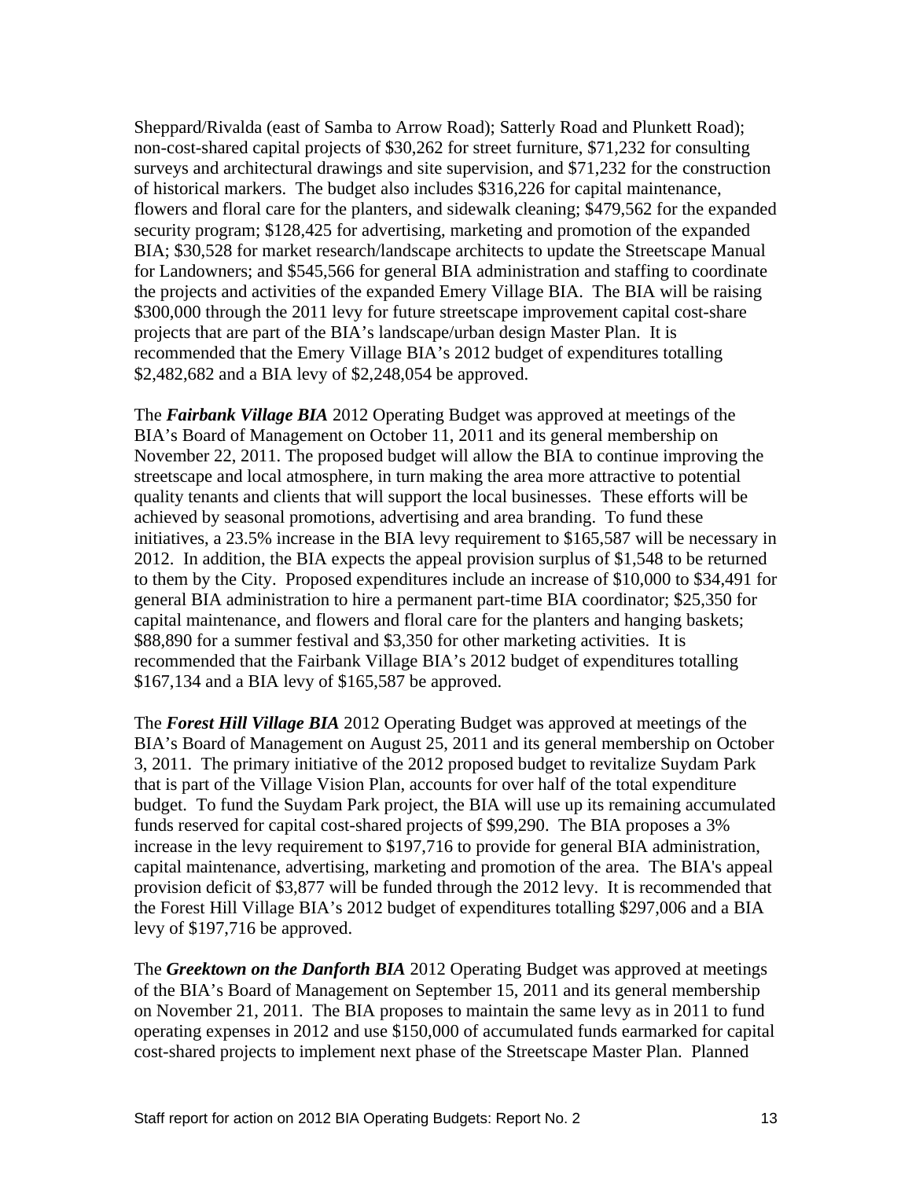Sheppard/Rivalda (east of Samba to Arrow Road); Satterly Road and Plunkett Road); non-cost-shared capital projects of $30,262 for street furniture, $71,232 for consulting surveys and architectural drawings and site supervision, and $71,232 for the construction of historical markers. The budget also includes $316,226 for capital maintenance, flowers and floral care for the planters, and sidewalk cleaning; $479,562 for the expanded security program; $128,425 for advertising, marketing and promotion of the expanded BIA; $30,528 for market research/landscape architects to update the Streetscape Manual for Landowners; and $545,566 for general BIA administration and staffing to coordinate the projects and activities of the expanded Emery Village BIA. The BIA will be raising $300,000 through the 2011 levy for future streetscape improvement capital cost-share projects that are part of the BIA's landscape/urban design Master Plan. It is recommended that the Emery Village BIA's 2012 budget of expenditures totalling $2,482,682 and a BIA levy of $2,248,054 be approved.

The ***Fairbank Village BIA*** 2012 Operating Budget was approved at meetings of the BIA's Board of Management on October 11, 2011 and its general membership on November 22, 2011. The proposed budget will allow the BIA to continue improving the streetscape and local atmosphere, in turn making the area more attractive to potential quality tenants and clients that will support the local businesses. These efforts will be achieved by seasonal promotions, advertising and area branding. To fund these initiatives, a 23.5% increase in the BIA levy requirement to $165,587 will be necessary in 2012. In addition, the BIA expects the appeal provision surplus of $1,548 to be returned to them by the City. Proposed expenditures include an increase of $10,000 to $34,491 for general BIA administration to hire a permanent part-time BIA coordinator; $25,350 for capital maintenance, and flowers and floral care for the planters and hanging baskets; $88,890 for a summer festival and $3,350 for other marketing activities. It is recommended that the Fairbank Village BIA's 2012 budget of expenditures totalling $167,134 and a BIA levy of $165,587 be approved.

The ***Forest Hill Village BIA*** 2012 Operating Budget was approved at meetings of the BIA's Board of Management on August 25, 2011 and its general membership on October 3, 2011. The primary initiative of the 2012 proposed budget to revitalize Suydam Park that is part of the Village Vision Plan, accounts for over half of the total expenditure budget. To fund the Suydam Park project, the BIA will use up its remaining accumulated funds reserved for capital cost-shared projects of $99,290. The BIA proposes a 3% increase in the levy requirement to $197,716 to provide for general BIA administration, capital maintenance, advertising, marketing and promotion of the area. The BIA's appeal provision deficit of $3,877 will be funded through the 2012 levy. It is recommended that the Forest Hill Village BIA's 2012 budget of expenditures totalling $297,006 and a BIA levy of $197,716 be approved.

The ***Greektown on the Danforth BIA*** 2012 Operating Budget was approved at meetings of the BIA's Board of Management on September 15, 2011 and its general membership on November 21, 2011. The BIA proposes to maintain the same levy as in 2011 to fund operating expenses in 2012 and use $150,000 of accumulated funds earmarked for capital cost-shared projects to implement next phase of the Streetscape Master Plan. Planned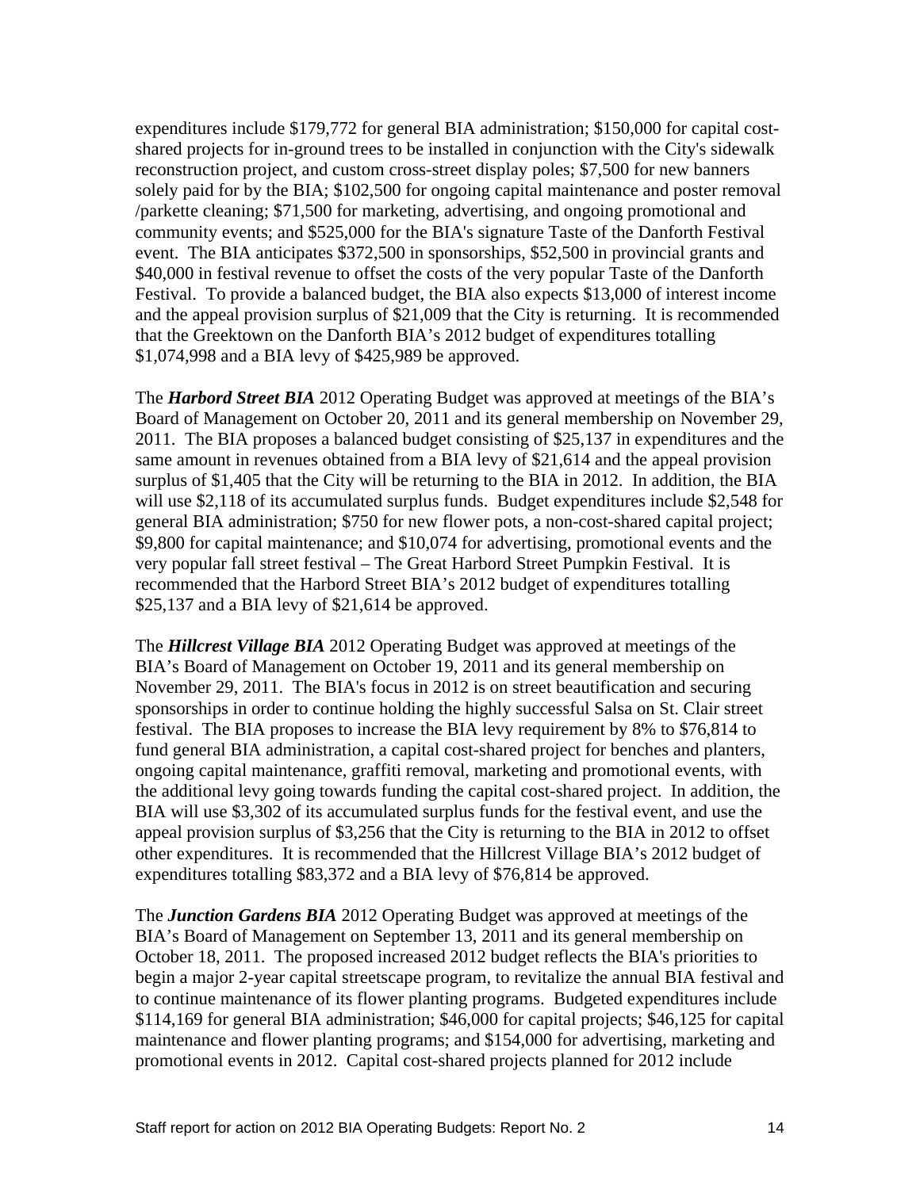expenditures include $179,772 for general BIA administration; $150,000 for capital cost-shared projects for in-ground trees to be installed in conjunction with the City's sidewalk reconstruction project, and custom cross-street display poles; $7,500 for new banners solely paid for by the BIA; $102,500 for ongoing capital maintenance and poster removal /parkette cleaning; $71,500 for marketing, advertising, and ongoing promotional and community events; and $525,000 for the BIA's signature Taste of the Danforth Festival event. The BIA anticipates $372,500 in sponsorships, $52,500 in provincial grants and $40,000 in festival revenue to offset the costs of the very popular Taste of the Danforth Festival. To provide a balanced budget, the BIA also expects $13,000 of interest income and the appeal provision surplus of $21,009 that the City is returning. It is recommended that the Greektown on the Danforth BIA's 2012 budget of expenditures totalling $1,074,998 and a BIA levy of $425,989 be approved.

The ***Harbord Street BIA*** 2012 Operating Budget was approved at meetings of the BIA's Board of Management on October 20, 2011 and its general membership on November 29, 2011. The BIA proposes a balanced budget consisting of $25,137 in expenditures and the same amount in revenues obtained from a BIA levy of $21,614 and the appeal provision surplus of $1,405 that the City will be returning to the BIA in 2012. In addition, the BIA will use $2,118 of its accumulated surplus funds. Budget expenditures include $2,548 for general BIA administration; $750 for new flower pots, a non-cost-shared capital project; $9,800 for capital maintenance; and $10,074 for advertising, promotional events and the very popular fall street festival – The Great Harbord Street Pumpkin Festival. It is recommended that the Harbord Street BIA's 2012 budget of expenditures totalling $25,137 and a BIA levy of $21,614 be approved.

The ***Hillcrest Village BIA*** 2012 Operating Budget was approved at meetings of the BIA's Board of Management on October 19, 2011 and its general membership on November 29, 2011. The BIA's focus in 2012 is on street beautification and securing sponsorships in order to continue holding the highly successful Salsa on St. Clair street festival. The BIA proposes to increase the BIA levy requirement by 8% to $76,814 to fund general BIA administration, a capital cost-shared project for benches and planters, ongoing capital maintenance, graffiti removal, marketing and promotional events, with the additional levy going towards funding the capital cost-shared project. In addition, the BIA will use $3,302 of its accumulated surplus funds for the festival event, and use the appeal provision surplus of $3,256 that the City is returning to the BIA in 2012 to offset other expenditures. It is recommended that the Hillcrest Village BIA's 2012 budget of expenditures totalling $83,372 and a BIA levy of $76,814 be approved.

The ***Junction Gardens BIA*** 2012 Operating Budget was approved at meetings of the BIA's Board of Management on September 13, 2011 and its general membership on October 18, 2011. The proposed increased 2012 budget reflects the BIA's priorities to begin a major 2-year capital streetscape program, to revitalize the annual BIA festival and to continue maintenance of its flower planting programs. Budgeted expenditures include $114,169 for general BIA administration; $46,000 for capital projects; $46,125 for capital maintenance and flower planting programs; and $154,000 for advertising, marketing and promotional events in 2012. Capital cost-shared projects planned for 2012 include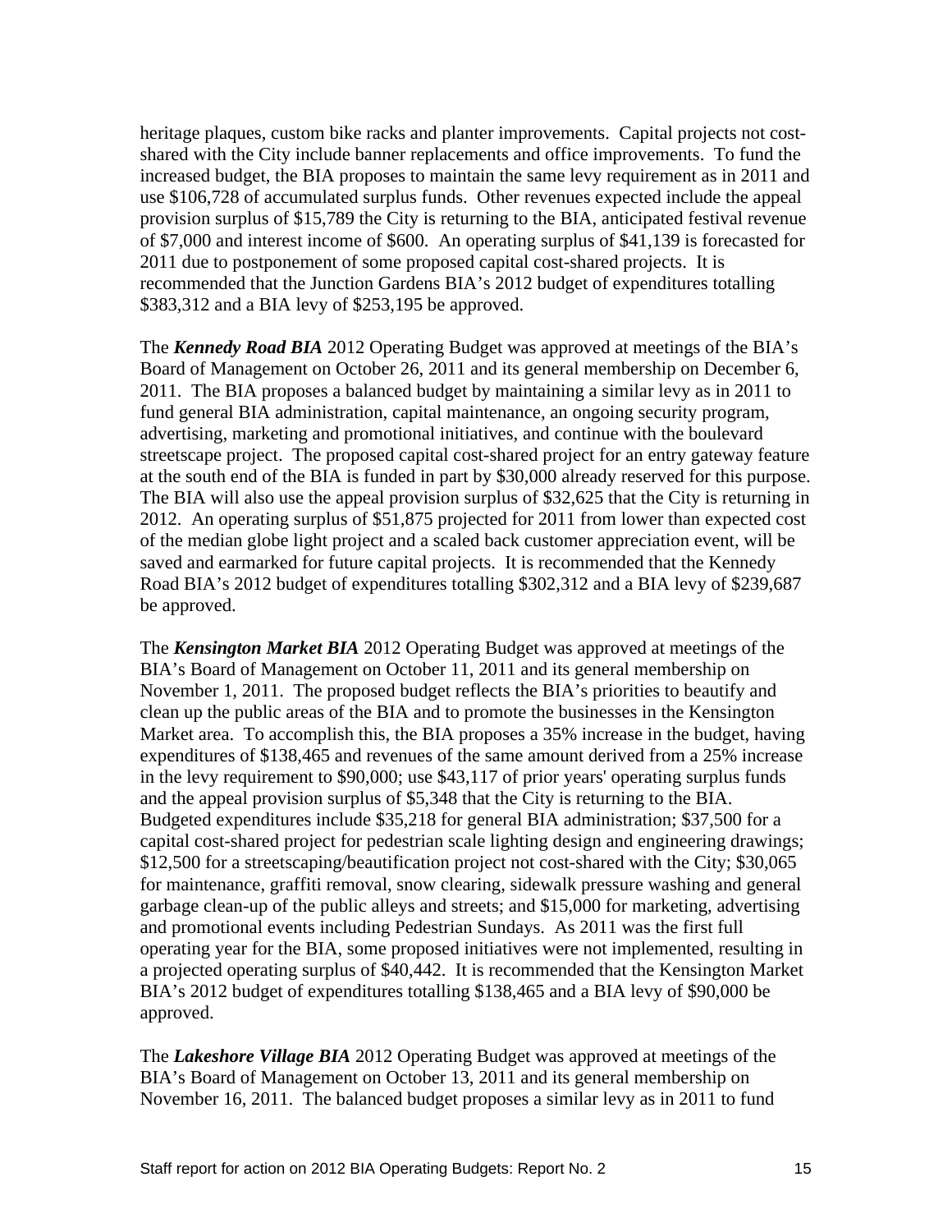heritage plaques, custom bike racks and planter improvements. Capital projects not cost-shared with the City include banner replacements and office improvements. To fund the increased budget, the BIA proposes to maintain the same levy requirement as in 2011 and use $106,728 of accumulated surplus funds. Other revenues expected include the appeal provision surplus of $15,789 the City is returning to the BIA, anticipated festival revenue of $7,000 and interest income of $600. An operating surplus of $41,139 is forecasted for 2011 due to postponement of some proposed capital cost-shared projects. It is recommended that the Junction Gardens BIA's 2012 budget of expenditures totalling $383,312 and a BIA levy of $253,195 be approved.

The ***Kennedy Road BIA*** 2012 Operating Budget was approved at meetings of the BIA's Board of Management on October 26, 2011 and its general membership on December 6, 2011. The BIA proposes a balanced budget by maintaining a similar levy as in 2011 to fund general BIA administration, capital maintenance, an ongoing security program, advertising, marketing and promotional initiatives, and continue with the boulevard streetscape project. The proposed capital cost-shared project for an entry gateway feature at the south end of the BIA is funded in part by $30,000 already reserved for this purpose. The BIA will also use the appeal provision surplus of $32,625 that the City is returning in 2012. An operating surplus of $51,875 projected for 2011 from lower than expected cost of the median globe light project and a scaled back customer appreciation event, will be saved and earmarked for future capital projects. It is recommended that the Kennedy Road BIA's 2012 budget of expenditures totalling $302,312 and a BIA levy of $239,687 be approved.

The ***Kensington Market BIA*** 2012 Operating Budget was approved at meetings of the BIA's Board of Management on October 11, 2011 and its general membership on November 1, 2011. The proposed budget reflects the BIA's priorities to beautify and clean up the public areas of the BIA and to promote the businesses in the Kensington Market area. To accomplish this, the BIA proposes a 35% increase in the budget, having expenditures of $138,465 and revenues of the same amount derived from a 25% increase in the levy requirement to $90,000; use $43,117 of prior years' operating surplus funds and the appeal provision surplus of $5,348 that the City is returning to the BIA. Budgeted expenditures include $35,218 for general BIA administration; $37,500 for a capital cost-shared project for pedestrian scale lighting design and engineering drawings; $12,500 for a streetscaping/beautification project not cost-shared with the City; $30,065 for maintenance, graffiti removal, snow clearing, sidewalk pressure washing and general garbage clean-up of the public alleys and streets; and $15,000 for marketing, advertising and promotional events including Pedestrian Sundays. As 2011 was the first full operating year for the BIA, some proposed initiatives were not implemented, resulting in a projected operating surplus of $40,442. It is recommended that the Kensington Market BIA's 2012 budget of expenditures totalling $138,465 and a BIA levy of $90,000 be approved.

The ***Lakeshore Village BIA*** 2012 Operating Budget was approved at meetings of the BIA's Board of Management on October 13, 2011 and its general membership on November 16, 2011. The balanced budget proposes a similar levy as in 2011 to fund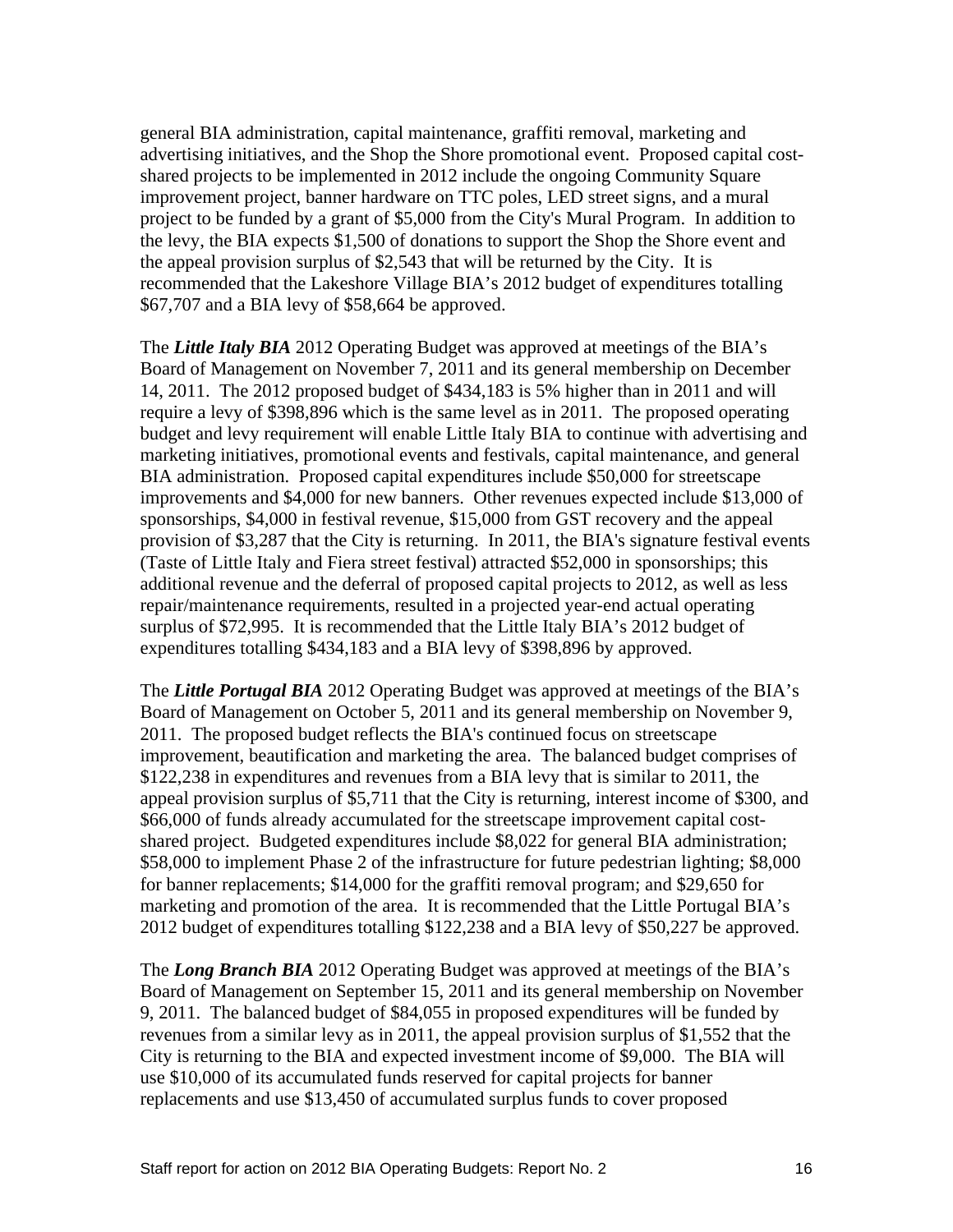general BIA administration, capital maintenance, graffiti removal, marketing and advertising initiatives, and the Shop the Shore promotional event. Proposed capital cost-shared projects to be implemented in 2012 include the ongoing Community Square improvement project, banner hardware on TTC poles, LED street signs, and a mural project to be funded by a grant of $5,000 from the City's Mural Program. In addition to the levy, the BIA expects $1,500 of donations to support the Shop the Shore event and the appeal provision surplus of $2,543 that will be returned by the City. It is recommended that the Lakeshore Village BIA's 2012 budget of expenditures totalling $67,707 and a BIA levy of $58,664 be approved.

The ***Little Italy BIA*** 2012 Operating Budget was approved at meetings of the BIA's Board of Management on November 7, 2011 and its general membership on December 14, 2011. The 2012 proposed budget of $434,183 is 5% higher than in 2011 and will require a levy of $398,896 which is the same level as in 2011. The proposed operating budget and levy requirement will enable Little Italy BIA to continue with advertising and marketing initiatives, promotional events and festivals, capital maintenance, and general BIA administration. Proposed capital expenditures include $50,000 for streetscape improvements and $4,000 for new banners. Other revenues expected include $13,000 of sponsorships, $4,000 in festival revenue, $15,000 from GST recovery and the appeal provision of $3,287 that the City is returning. In 2011, the BIA's signature festival events (Taste of Little Italy and Fiera street festival) attracted $52,000 in sponsorships; this additional revenue and the deferral of proposed capital projects to 2012, as well as less repair/maintenance requirements, resulted in a projected year-end actual operating surplus of $72,995. It is recommended that the Little Italy BIA's 2012 budget of expenditures totalling $434,183 and a BIA levy of $398,896 by approved.

The ***Little Portugal BIA*** 2012 Operating Budget was approved at meetings of the BIA's Board of Management on October 5, 2011 and its general membership on November 9, 2011. The proposed budget reflects the BIA's continued focus on streetscape improvement, beautification and marketing the area. The balanced budget comprises of $122,238 in expenditures and revenues from a BIA levy that is similar to 2011, the appeal provision surplus of $5,711 that the City is returning, interest income of $300, and $66,000 of funds already accumulated for the streetscape improvement capital cost-shared project. Budgeted expenditures include $8,022 for general BIA administration; $58,000 to implement Phase 2 of the infrastructure for future pedestrian lighting; $8,000 for banner replacements; $14,000 for the graffiti removal program; and $29,650 for marketing and promotion of the area. It is recommended that the Little Portugal BIA's 2012 budget of expenditures totalling $122,238 and a BIA levy of $50,227 be approved.

The ***Long Branch BIA*** 2012 Operating Budget was approved at meetings of the BIA's Board of Management on September 15, 2011 and its general membership on November 9, 2011. The balanced budget of $84,055 in proposed expenditures will be funded by revenues from a similar levy as in 2011, the appeal provision surplus of $1,552 that the City is returning to the BIA and expected investment income of $9,000. The BIA will use $10,000 of its accumulated funds reserved for capital projects for banner replacements and use $13,450 of accumulated surplus funds to cover proposed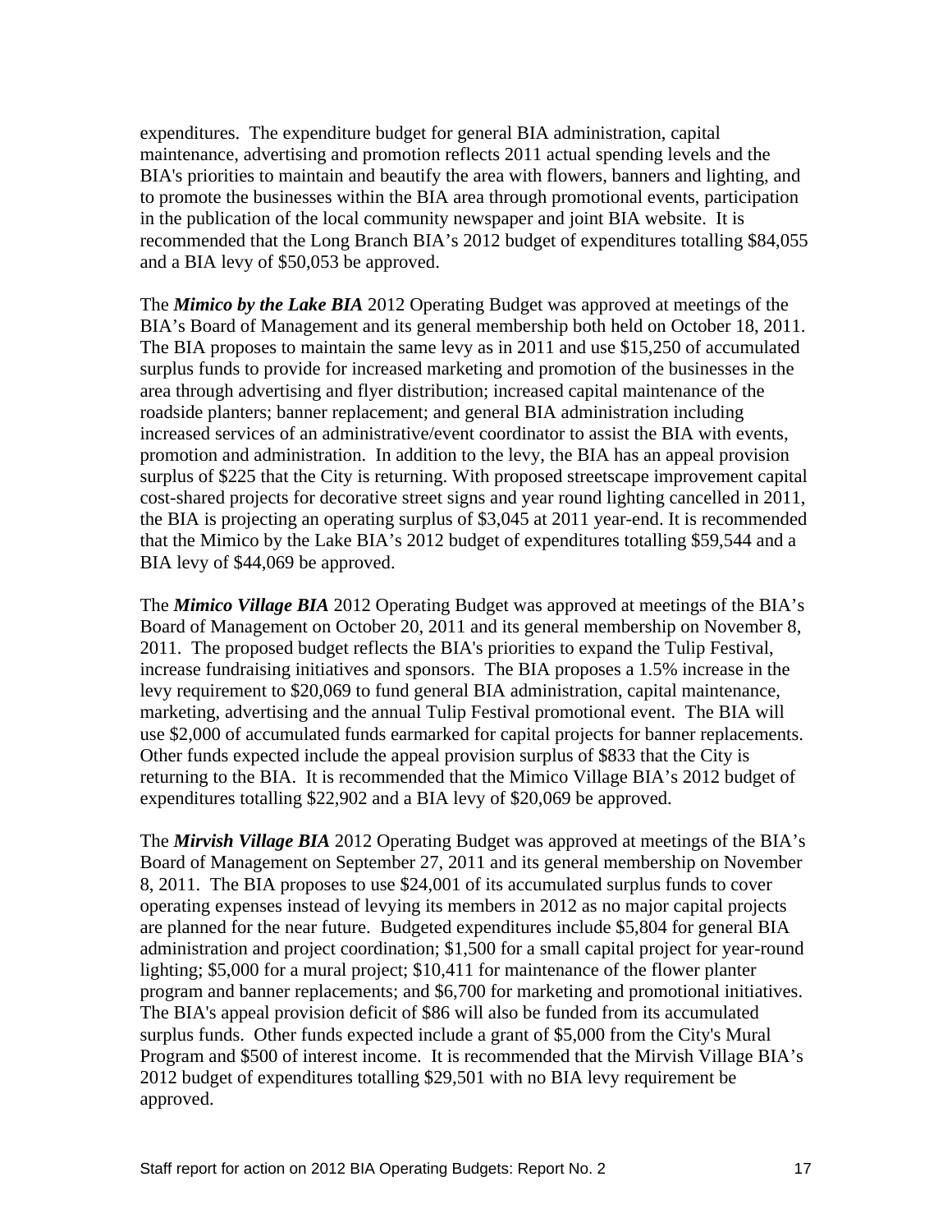expenditures. The expenditure budget for general BIA administration, capital maintenance, advertising and promotion reflects 2011 actual spending levels and the BIA's priorities to maintain and beautify the area with flowers, banners and lighting, and to promote the businesses within the BIA area through promotional events, participation in the publication of the local community newspaper and joint BIA website. It is recommended that the Long Branch BIA's 2012 budget of expenditures totalling $84,055 and a BIA levy of $50,053 be approved.

The ***Mimico by the Lake BIA*** 2012 Operating Budget was approved at meetings of the BIA's Board of Management and its general membership both held on October 18, 2011. The BIA proposes to maintain the same levy as in 2011 and use $15,250 of accumulated surplus funds to provide for increased marketing and promotion of the businesses in the area through advertising and flyer distribution; increased capital maintenance of the roadside planters; banner replacement; and general BIA administration including increased services of an administrative/event coordinator to assist the BIA with events, promotion and administration. In addition to the levy, the BIA has an appeal provision surplus of $225 that the City is returning. With proposed streetscape improvement capital cost-shared projects for decorative street signs and year round lighting cancelled in 2011, the BIA is projecting an operating surplus of $3,045 at 2011 year-end. It is recommended that the Mimico by the Lake BIA's 2012 budget of expenditures totalling $59,544 and a BIA levy of $44,069 be approved.

The ***Mimico Village BIA*** 2012 Operating Budget was approved at meetings of the BIA's Board of Management on October 20, 2011 and its general membership on November 8, 2011. The proposed budget reflects the BIA's priorities to expand the Tulip Festival, increase fundraising initiatives and sponsors. The BIA proposes a 1.5% increase in the levy requirement to $20,069 to fund general BIA administration, capital maintenance, marketing, advertising and the annual Tulip Festival promotional event. The BIA will use $2,000 of accumulated funds earmarked for capital projects for banner replacements. Other funds expected include the appeal provision surplus of $833 that the City is returning to the BIA. It is recommended that the Mimico Village BIA's 2012 budget of expenditures totalling $22,902 and a BIA levy of $20,069 be approved.

The ***Mirvish Village BIA*** 2012 Operating Budget was approved at meetings of the BIA's Board of Management on September 27, 2011 and its general membership on November 8, 2011. The BIA proposes to use $24,001 of its accumulated surplus funds to cover operating expenses instead of levying its members in 2012 as no major capital projects are planned for the near future. Budgeted expenditures include $5,804 for general BIA administration and project coordination; $1,500 for a small capital project for year-round lighting; $5,000 for a mural project; $10,411 for maintenance of the flower planter program and banner replacements; and $6,700 for marketing and promotional initiatives. The BIA's appeal provision deficit of $86 will also be funded from its accumulated surplus funds. Other funds expected include a grant of $5,000 from the City's Mural Program and $500 of interest income. It is recommended that the Mirvish Village BIA's 2012 budget of expenditures totalling $29,501 with no BIA levy requirement be approved.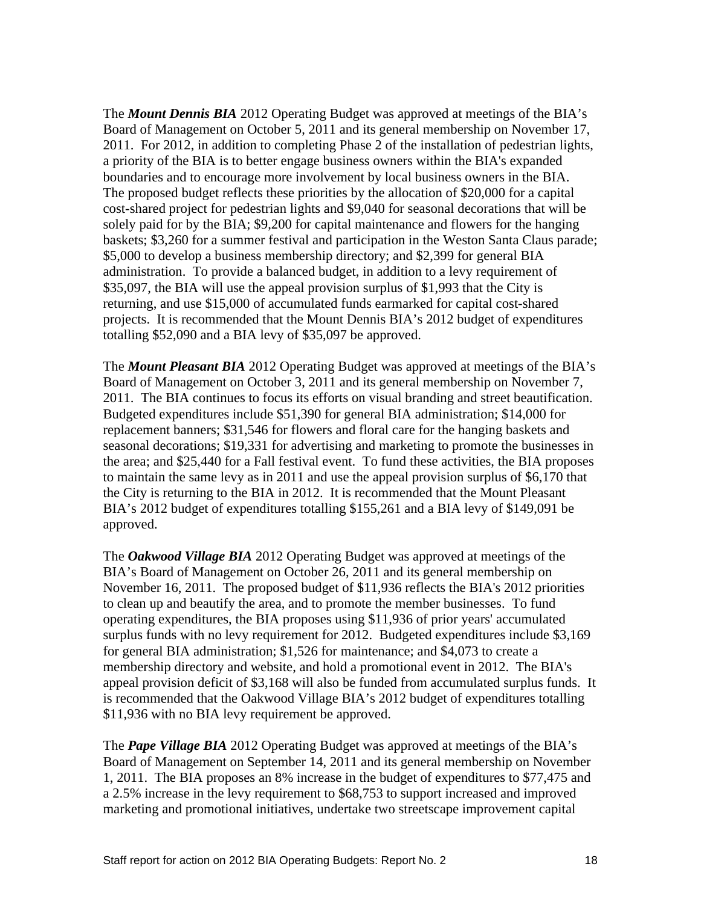The ***Mount Dennis BIA*** 2012 Operating Budget was approved at meetings of the BIA's Board of Management on October 5, 2011 and its general membership on November 17, 2011. For 2012, in addition to completing Phase 2 of the installation of pedestrian lights, a priority of the BIA is to better engage business owners within the BIA's expanded boundaries and to encourage more involvement by local business owners in the BIA. The proposed budget reflects these priorities by the allocation of $20,000 for a capital cost-shared project for pedestrian lights and $9,040 for seasonal decorations that will be solely paid for by the BIA; $9,200 for capital maintenance and flowers for the hanging baskets; $3,260 for a summer festival and participation in the Weston Santa Claus parade; $5,000 to develop a business membership directory; and $2,399 for general BIA administration. To provide a balanced budget, in addition to a levy requirement of $35,097, the BIA will use the appeal provision surplus of $1,993 that the City is returning, and use $15,000 of accumulated funds earmarked for capital cost-shared projects. It is recommended that the Mount Dennis BIA's 2012 budget of expenditures totalling $52,090 and a BIA levy of $35,097 be approved.

The ***Mount Pleasant BIA*** 2012 Operating Budget was approved at meetings of the BIA's Board of Management on October 3, 2011 and its general membership on November 7, 2011. The BIA continues to focus its efforts on visual branding and street beautification. Budgeted expenditures include $51,390 for general BIA administration; $14,000 for replacement banners; $31,546 for flowers and floral care for the hanging baskets and seasonal decorations; $19,331 for advertising and marketing to promote the businesses in the area; and $25,440 for a Fall festival event. To fund these activities, the BIA proposes to maintain the same levy as in 2011 and use the appeal provision surplus of $6,170 that the City is returning to the BIA in 2012. It is recommended that the Mount Pleasant BIA's 2012 budget of expenditures totalling $155,261 and a BIA levy of $149,091 be approved.

The ***Oakwood Village BIA*** 2012 Operating Budget was approved at meetings of the BIA's Board of Management on October 26, 2011 and its general membership on November 16, 2011. The proposed budget of $11,936 reflects the BIA's 2012 priorities to clean up and beautify the area, and to promote the member businesses. To fund operating expenditures, the BIA proposes using $11,936 of prior years' accumulated surplus funds with no levy requirement for 2012. Budgeted expenditures include $3,169 for general BIA administration; $1,526 for maintenance; and $4,073 to create a membership directory and website, and hold a promotional event in 2012. The BIA's appeal provision deficit of $3,168 will also be funded from accumulated surplus funds. It is recommended that the Oakwood Village BIA's 2012 budget of expenditures totalling $11,936 with no BIA levy requirement be approved.

The ***Pape Village BIA*** 2012 Operating Budget was approved at meetings of the BIA's Board of Management on September 14, 2011 and its general membership on November 1, 2011. The BIA proposes an 8% increase in the budget of expenditures to $77,475 and a 2.5% increase in the levy requirement to $68,753 to support increased and improved marketing and promotional initiatives, undertake two streetscape improvement capital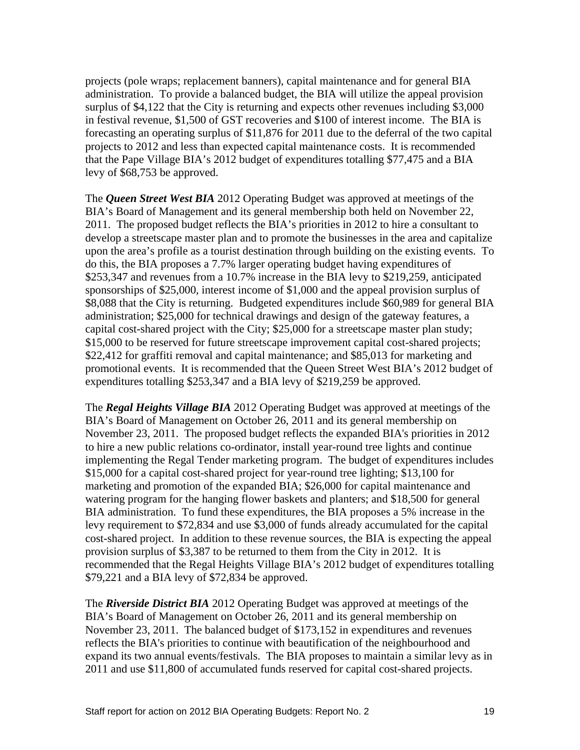projects (pole wraps; replacement banners), capital maintenance and for general BIA administration. To provide a balanced budget, the BIA will utilize the appeal provision surplus of $4,122 that the City is returning and expects other revenues including $3,000 in festival revenue, $1,500 of GST recoveries and $100 of interest income. The BIA is forecasting an operating surplus of $11,876 for 2011 due to the deferral of the two capital projects to 2012 and less than expected capital maintenance costs. It is recommended that the Pape Village BIA's 2012 budget of expenditures totalling $77,475 and a BIA levy of $68,753 be approved.

The ***Queen Street West BIA*** 2012 Operating Budget was approved at meetings of the BIA's Board of Management and its general membership both held on November 22, 2011. The proposed budget reflects the BIA's priorities in 2012 to hire a consultant to develop a streetscape master plan and to promote the businesses in the area and capitalize upon the area's profile as a tourist destination through building on the existing events. To do this, the BIA proposes a 7.7% larger operating budget having expenditures of $253,347 and revenues from a 10.7% increase in the BIA levy to $219,259, anticipated sponsorships of $25,000, interest income of $1,000 and the appeal provision surplus of $8,088 that the City is returning. Budgeted expenditures include $60,989 for general BIA administration; $25,000 for technical drawings and design of the gateway features, a capital cost-shared project with the City; $25,000 for a streetscape master plan study; $15,000 to be reserved for future streetscape improvement capital cost-shared projects; $22,412 for graffiti removal and capital maintenance; and $85,013 for marketing and promotional events. It is recommended that the Queen Street West BIA's 2012 budget of expenditures totalling $253,347 and a BIA levy of $219,259 be approved.

The ***Regal Heights Village BIA*** 2012 Operating Budget was approved at meetings of the BIA's Board of Management on October 26, 2011 and its general membership on November 23, 2011. The proposed budget reflects the expanded BIA's priorities in 2012 to hire a new public relations co-ordinator, install year-round tree lights and continue implementing the Regal Tender marketing program. The budget of expenditures includes $15,000 for a capital cost-shared project for year-round tree lighting; $13,100 for marketing and promotion of the expanded BIA; $26,000 for capital maintenance and watering program for the hanging flower baskets and planters; and $18,500 for general BIA administration. To fund these expenditures, the BIA proposes a 5% increase in the levy requirement to $72,834 and use $3,000 of funds already accumulated for the capital cost-shared project. In addition to these revenue sources, the BIA is expecting the appeal provision surplus of $3,387 to be returned to them from the City in 2012. It is recommended that the Regal Heights Village BIA's 2012 budget of expenditures totalling $79,221 and a BIA levy of $72,834 be approved.

The ***Riverside District BIA*** 2012 Operating Budget was approved at meetings of the BIA's Board of Management on October 26, 2011 and its general membership on November 23, 2011. The balanced budget of $173,152 in expenditures and revenues reflects the BIA's priorities to continue with beautification of the neighbourhood and expand its two annual events/festivals. The BIA proposes to maintain a similar levy as in 2011 and use $11,800 of accumulated funds reserved for capital cost-shared projects.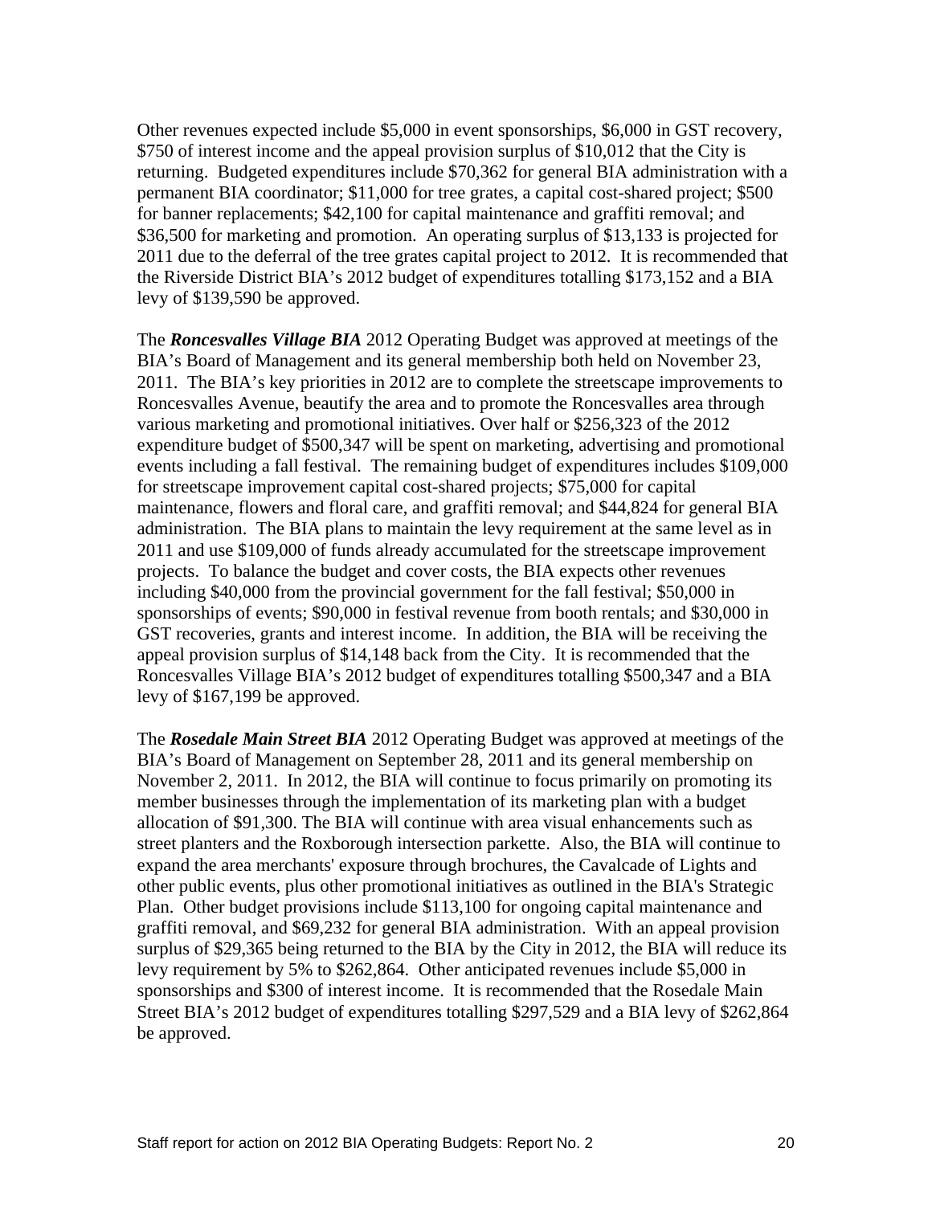Other revenues expected include $5,000 in event sponsorships, $6,000 in GST recovery, $750 of interest income and the appeal provision surplus of $10,012 that the City is returning. Budgeted expenditures include $70,362 for general BIA administration with a permanent BIA coordinator; $11,000 for tree grates, a capital cost-shared project; $500 for banner replacements; $42,100 for capital maintenance and graffiti removal; and $36,500 for marketing and promotion. An operating surplus of $13,133 is projected for 2011 due to the deferral of the tree grates capital project to 2012. It is recommended that the Riverside District BIA's 2012 budget of expenditures totalling $173,152 and a BIA levy of $139,590 be approved.

The ***Roncesvalles Village BIA*** 2012 Operating Budget was approved at meetings of the BIA's Board of Management and its general membership both held on November 23, 2011. The BIA's key priorities in 2012 are to complete the streetscape improvements to Roncesvalles Avenue, beautify the area and to promote the Roncesvalles area through various marketing and promotional initiatives. Over half or $256,323 of the 2012 expenditure budget of $500,347 will be spent on marketing, advertising and promotional events including a fall festival. The remaining budget of expenditures includes $109,000 for streetscape improvement capital cost-shared projects; $75,000 for capital maintenance, flowers and floral care, and graffiti removal; and $44,824 for general BIA administration. The BIA plans to maintain the levy requirement at the same level as in 2011 and use $109,000 of funds already accumulated for the streetscape improvement projects. To balance the budget and cover costs, the BIA expects other revenues including $40,000 from the provincial government for the fall festival; $50,000 in sponsorships of events; $90,000 in festival revenue from booth rentals; and $30,000 in GST recoveries, grants and interest income. In addition, the BIA will be receiving the appeal provision surplus of $14,148 back from the City. It is recommended that the Roncesvalles Village BIA's 2012 budget of expenditures totalling $500,347 and a BIA levy of $167,199 be approved.

The ***Rosedale Main Street BIA*** 2012 Operating Budget was approved at meetings of the BIA's Board of Management on September 28, 2011 and its general membership on November 2, 2011. In 2012, the BIA will continue to focus primarily on promoting its member businesses through the implementation of its marketing plan with a budget allocation of $91,300. The BIA will continue with area visual enhancements such as street planters and the Roxborough intersection parkette. Also, the BIA will continue to expand the area merchants' exposure through brochures, the Cavalcade of Lights and other public events, plus other promotional initiatives as outlined in the BIA's Strategic Plan. Other budget provisions include $113,100 for ongoing capital maintenance and graffiti removal, and $69,232 for general BIA administration. With an appeal provision surplus of $29,365 being returned to the BIA by the City in 2012, the BIA will reduce its levy requirement by 5% to $262,864. Other anticipated revenues include $5,000 in sponsorships and $300 of interest income. It is recommended that the Rosedale Main Street BIA's 2012 budget of expenditures totalling $297,529 and a BIA levy of $262,864 be approved.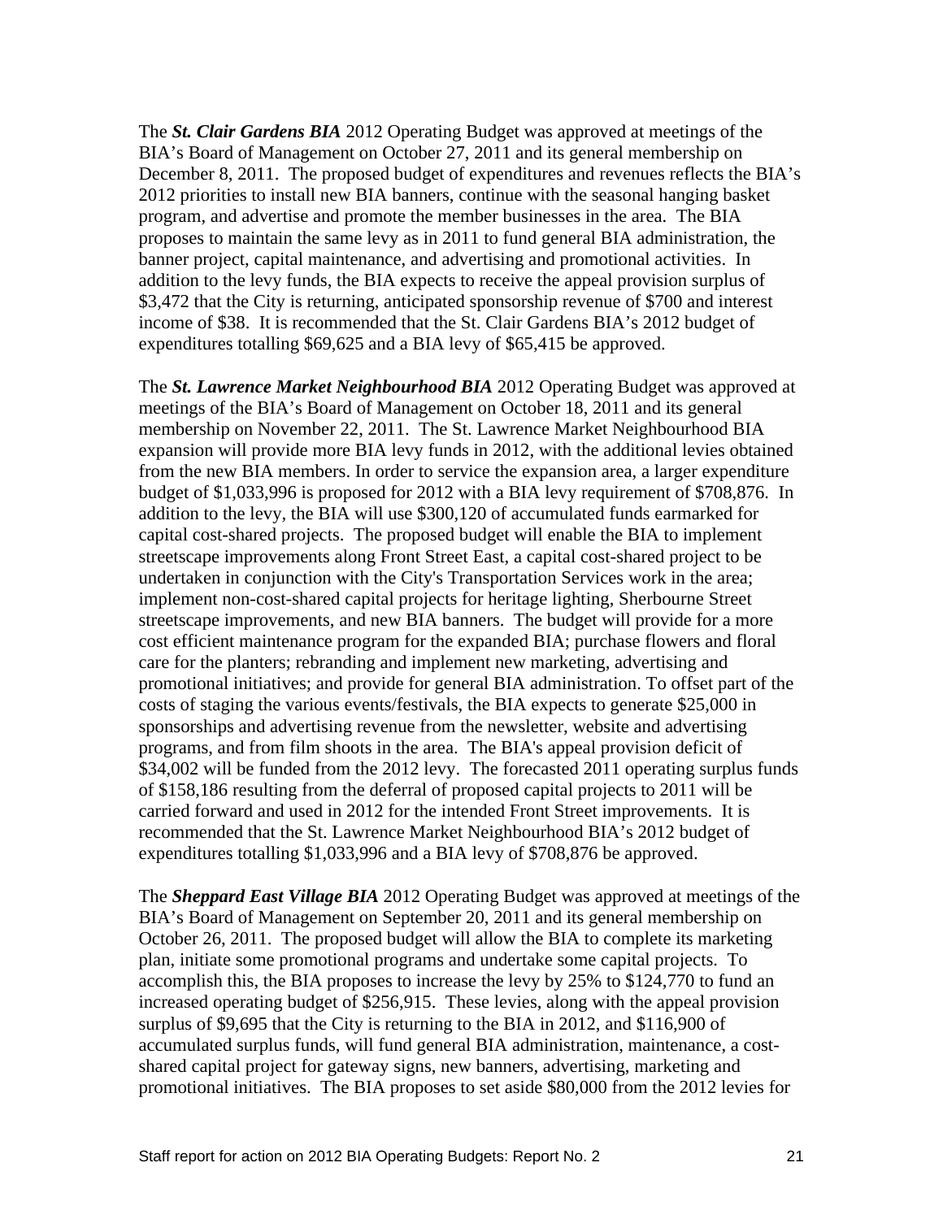The ***St. Clair Gardens BIA*** 2012 Operating Budget was approved at meetings of the BIA's Board of Management on October 27, 2011 and its general membership on December 8, 2011. The proposed budget of expenditures and revenues reflects the BIA's 2012 priorities to install new BIA banners, continue with the seasonal hanging basket program, and advertise and promote the member businesses in the area. The BIA proposes to maintain the same levy as in 2011 to fund general BIA administration, the banner project, capital maintenance, and advertising and promotional activities. In addition to the levy funds, the BIA expects to receive the appeal provision surplus of $3,472 that the City is returning, anticipated sponsorship revenue of $700 and interest income of $38. It is recommended that the St. Clair Gardens BIA's 2012 budget of expenditures totalling $69,625 and a BIA levy of $65,415 be approved.

The ***St. Lawrence Market Neighbourhood BIA*** 2012 Operating Budget was approved at meetings of the BIA's Board of Management on October 18, 2011 and its general membership on November 22, 2011. The St. Lawrence Market Neighbourhood BIA expansion will provide more BIA levy funds in 2012, with the additional levies obtained from the new BIA members. In order to service the expansion area, a larger expenditure budget of $1,033,996 is proposed for 2012 with a BIA levy requirement of $708,876. In addition to the levy, the BIA will use $300,120 of accumulated funds earmarked for capital cost-shared projects. The proposed budget will enable the BIA to implement streetscape improvements along Front Street East, a capital cost-shared project to be undertaken in conjunction with the City's Transportation Services work in the area; implement non-cost-shared capital projects for heritage lighting, Sherbourne Street streetscape improvements, and new BIA banners. The budget will provide for a more cost efficient maintenance program for the expanded BIA; purchase flowers and floral care for the planters; rebranding and implement new marketing, advertising and promotional initiatives; and provide for general BIA administration. To offset part of the costs of staging the various events/festivals, the BIA expects to generate $25,000 in sponsorships and advertising revenue from the newsletter, website and advertising programs, and from film shoots in the area. The BIA's appeal provision deficit of $34,002 will be funded from the 2012 levy. The forecasted 2011 operating surplus funds of $158,186 resulting from the deferral of proposed capital projects to 2011 will be carried forward and used in 2012 for the intended Front Street improvements. It is recommended that the St. Lawrence Market Neighbourhood BIA's 2012 budget of expenditures totalling $1,033,996 and a BIA levy of $708,876 be approved.

The ***Sheppard East Village BIA*** 2012 Operating Budget was approved at meetings of the BIA's Board of Management on September 20, 2011 and its general membership on October 26, 2011. The proposed budget will allow the BIA to complete its marketing plan, initiate some promotional programs and undertake some capital projects. To accomplish this, the BIA proposes to increase the levy by 25% to $124,770 to fund an increased operating budget of $256,915. These levies, along with the appeal provision surplus of $9,695 that the City is returning to the BIA in 2012, and $116,900 of accumulated surplus funds, will fund general BIA administration, maintenance, a cost-shared capital project for gateway signs, new banners, advertising, marketing and promotional initiatives. The BIA proposes to set aside $80,000 from the 2012 levies for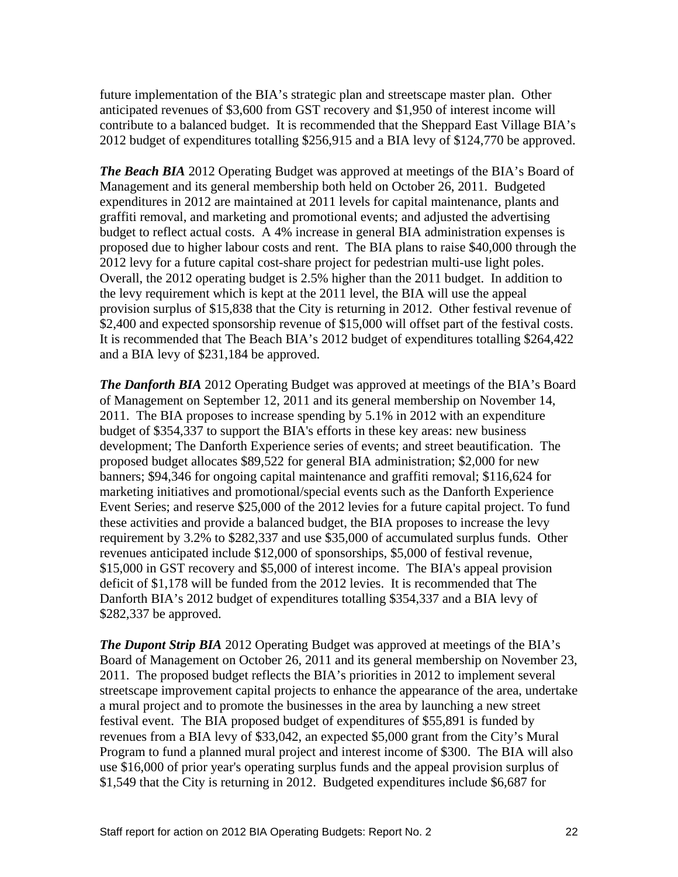future implementation of the BIA's strategic plan and streetscape master plan. Other anticipated revenues of $3,600 from GST recovery and $1,950 of interest income will contribute to a balanced budget. It is recommended that the Sheppard East Village BIA's 2012 budget of expenditures totalling $256,915 and a BIA levy of $124,770 be approved.

***The Beach BIA*** 2012 Operating Budget was approved at meetings of the BIA's Board of Management and its general membership both held on October 26, 2011. Budgeted expenditures in 2012 are maintained at 2011 levels for capital maintenance, plants and graffiti removal, and marketing and promotional events; and adjusted the advertising budget to reflect actual costs. A 4% increase in general BIA administration expenses is proposed due to higher labour costs and rent. The BIA plans to raise $40,000 through the 2012 levy for a future capital cost-share project for pedestrian multi-use light poles. Overall, the 2012 operating budget is 2.5% higher than the 2011 budget. In addition to the levy requirement which is kept at the 2011 level, the BIA will use the appeal provision surplus of $15,838 that the City is returning in 2012. Other festival revenue of $2,400 and expected sponsorship revenue of $15,000 will offset part of the festival costs. It is recommended that The Beach BIA's 2012 budget of expenditures totalling $264,422 and a BIA levy of $231,184 be approved.

***The Danforth BIA*** 2012 Operating Budget was approved at meetings of the BIA's Board of Management on September 12, 2011 and its general membership on November 14, 2011. The BIA proposes to increase spending by 5.1% in 2012 with an expenditure budget of $354,337 to support the BIA's efforts in these key areas: new business development; The Danforth Experience series of events; and street beautification. The proposed budget allocates $89,522 for general BIA administration; $2,000 for new banners; $94,346 for ongoing capital maintenance and graffiti removal; $116,624 for marketing initiatives and promotional/special events such as the Danforth Experience Event Series; and reserve $25,000 of the 2012 levies for a future capital project. To fund these activities and provide a balanced budget, the BIA proposes to increase the levy requirement by 3.2% to $282,337 and use $35,000 of accumulated surplus funds. Other revenues anticipated include $12,000 of sponsorships, $5,000 of festival revenue, $15,000 in GST recovery and $5,000 of interest income. The BIA's appeal provision deficit of $1,178 will be funded from the 2012 levies. It is recommended that The Danforth BIA's 2012 budget of expenditures totalling $354,337 and a BIA levy of $282,337 be approved.

***The Dupont Strip BIA*** 2012 Operating Budget was approved at meetings of the BIA's Board of Management on October 26, 2011 and its general membership on November 23, 2011. The proposed budget reflects the BIA's priorities in 2012 to implement several streetscape improvement capital projects to enhance the appearance of the area, undertake a mural project and to promote the businesses in the area by launching a new street festival event. The BIA proposed budget of expenditures of $55,891 is funded by revenues from a BIA levy of $33,042, an expected $5,000 grant from the City's Mural Program to fund a planned mural project and interest income of $300. The BIA will also use $16,000 of prior year's operating surplus funds and the appeal provision surplus of $1,549 that the City is returning in 2012. Budgeted expenditures include $6,687 for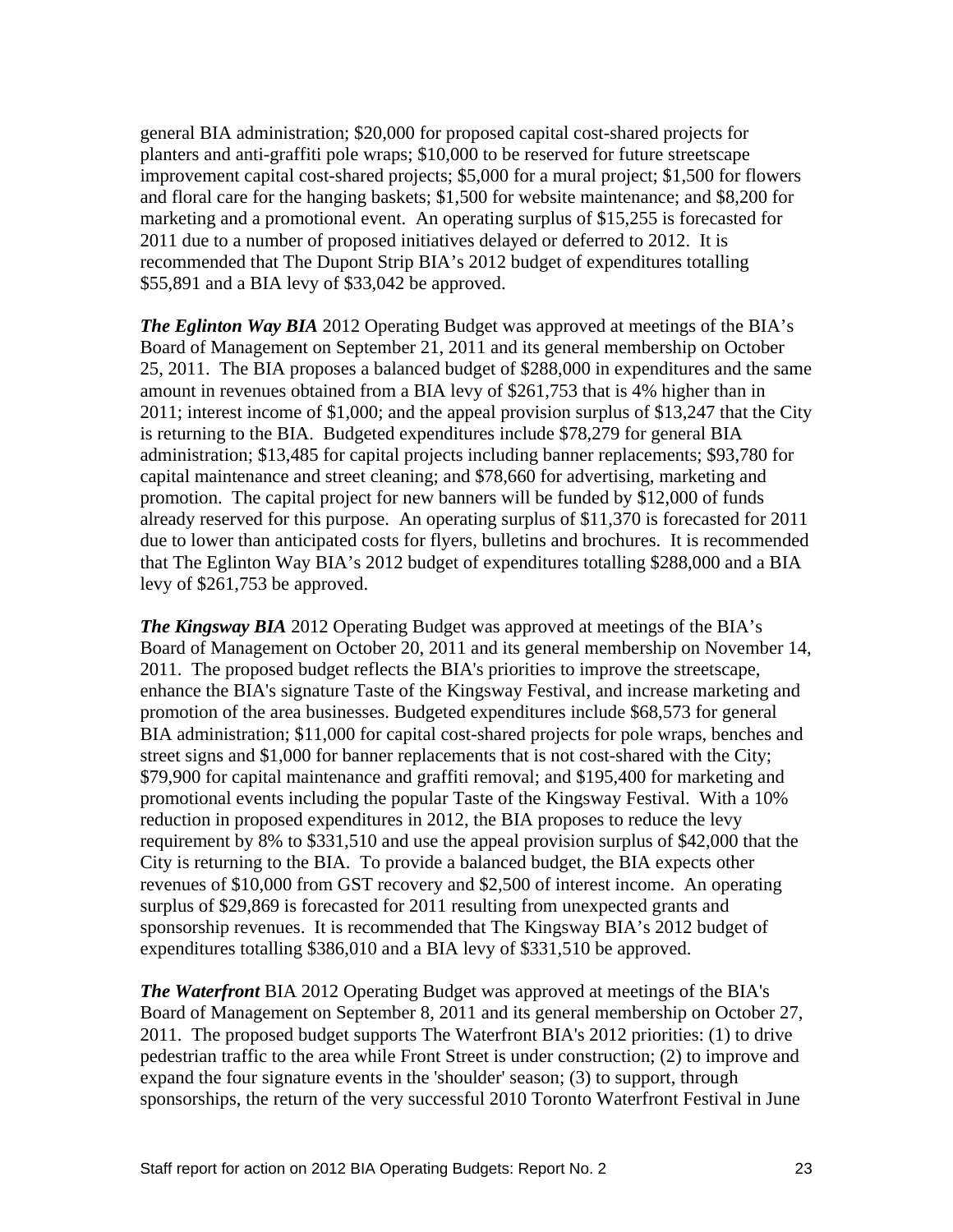general BIA administration; $20,000 for proposed capital cost-shared projects for planters and anti-graffiti pole wraps; $10,000 to be reserved for future streetscape improvement capital cost-shared projects; $5,000 for a mural project; $1,500 for flowers and floral care for the hanging baskets; $1,500 for website maintenance; and $8,200 for marketing and a promotional event. An operating surplus of $15,255 is forecasted for 2011 due to a number of proposed initiatives delayed or deferred to 2012. It is recommended that The Dupont Strip BIA's 2012 budget of expenditures totalling $55,891 and a BIA levy of $33,042 be approved.

***The Eglinton Way BIA*** 2012 Operating Budget was approved at meetings of the BIA's Board of Management on September 21, 2011 and its general membership on October 25, 2011. The BIA proposes a balanced budget of $288,000 in expenditures and the same amount in revenues obtained from a BIA levy of $261,753 that is 4% higher than in 2011; interest income of $1,000; and the appeal provision surplus of $13,247 that the City is returning to the BIA. Budgeted expenditures include $78,279 for general BIA administration; $13,485 for capital projects including banner replacements; $93,780 for capital maintenance and street cleaning; and $78,660 for advertising, marketing and promotion. The capital project for new banners will be funded by $12,000 of funds already reserved for this purpose. An operating surplus of $11,370 is forecasted for 2011 due to lower than anticipated costs for flyers, bulletins and brochures. It is recommended that The Eglinton Way BIA's 2012 budget of expenditures totalling $288,000 and a BIA levy of $261,753 be approved.

***The Kingsway BIA*** 2012 Operating Budget was approved at meetings of the BIA's Board of Management on October 20, 2011 and its general membership on November 14, 2011. The proposed budget reflects the BIA's priorities to improve the streetscape, enhance the BIA's signature Taste of the Kingsway Festival, and increase marketing and promotion of the area businesses. Budgeted expenditures include $68,573 for general BIA administration; $11,000 for capital cost-shared projects for pole wraps, benches and street signs and $1,000 for banner replacements that is not cost-shared with the City; $79,900 for capital maintenance and graffiti removal; and $195,400 for marketing and promotional events including the popular Taste of the Kingsway Festival. With a 10% reduction in proposed expenditures in 2012, the BIA proposes to reduce the levy requirement by 8% to $331,510 and use the appeal provision surplus of $42,000 that the City is returning to the BIA. To provide a balanced budget, the BIA expects other revenues of $10,000 from GST recovery and $2,500 of interest income. An operating surplus of $29,869 is forecasted for 2011 resulting from unexpected grants and sponsorship revenues. It is recommended that The Kingsway BIA's 2012 budget of expenditures totalling $386,010 and a BIA levy of $331,510 be approved.

***The Waterfront*** BIA 2012 Operating Budget was approved at meetings of the BIA's Board of Management on September 8, 2011 and its general membership on October 27, 2011. The proposed budget supports The Waterfront BIA's 2012 priorities: (1) to drive pedestrian traffic to the area while Front Street is under construction; (2) to improve and expand the four signature events in the 'shoulder' season; (3) to support, through sponsorships, the return of the very successful 2010 Toronto Waterfront Festival in June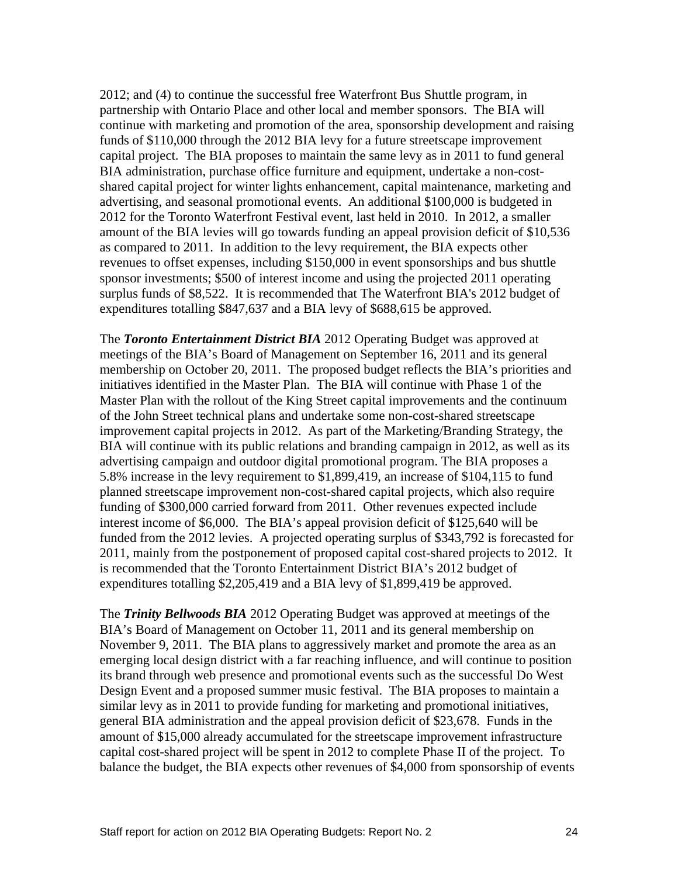2012; and (4) to continue the successful free Waterfront Bus Shuttle program, in partnership with Ontario Place and other local and member sponsors. The BIA will continue with marketing and promotion of the area, sponsorship development and raising funds of $110,000 through the 2012 BIA levy for a future streetscape improvement capital project. The BIA proposes to maintain the same levy as in 2011 to fund general BIA administration, purchase office furniture and equipment, undertake a non-cost-shared capital project for winter lights enhancement, capital maintenance, marketing and advertising, and seasonal promotional events. An additional $100,000 is budgeted in 2012 for the Toronto Waterfront Festival event, last held in 2010. In 2012, a smaller amount of the BIA levies will go towards funding an appeal provision deficit of $10,536 as compared to 2011. In addition to the levy requirement, the BIA expects other revenues to offset expenses, including $150,000 in event sponsorships and bus shuttle sponsor investments; $500 of interest income and using the projected 2011 operating surplus funds of $8,522. It is recommended that The Waterfront BIA's 2012 budget of expenditures totalling $847,637 and a BIA levy of $688,615 be approved.

The ***Toronto Entertainment District BIA*** 2012 Operating Budget was approved at meetings of the BIA's Board of Management on September 16, 2011 and its general membership on October 20, 2011. The proposed budget reflects the BIA's priorities and initiatives identified in the Master Plan. The BIA will continue with Phase 1 of the Master Plan with the rollout of the King Street capital improvements and the continuum of the John Street technical plans and undertake some non-cost-shared streetscape improvement capital projects in 2012. As part of the Marketing/Branding Strategy, the BIA will continue with its public relations and branding campaign in 2012, as well as its advertising campaign and outdoor digital promotional program. The BIA proposes a 5.8% increase in the levy requirement to $1,899,419, an increase of $104,115 to fund planned streetscape improvement non-cost-shared capital projects, which also require funding of $300,000 carried forward from 2011. Other revenues expected include interest income of $6,000. The BIA's appeal provision deficit of $125,640 will be funded from the 2012 levies. A projected operating surplus of $343,792 is forecasted for 2011, mainly from the postponement of proposed capital cost-shared projects to 2012. It is recommended that the Toronto Entertainment District BIA's 2012 budget of expenditures totalling $2,205,419 and a BIA levy of $1,899,419 be approved.

The ***Trinity Bellwoods BIA*** 2012 Operating Budget was approved at meetings of the BIA's Board of Management on October 11, 2011 and its general membership on November 9, 2011. The BIA plans to aggressively market and promote the area as an emerging local design district with a far reaching influence, and will continue to position its brand through web presence and promotional events such as the successful Do West Design Event and a proposed summer music festival. The BIA proposes to maintain a similar levy as in 2011 to provide funding for marketing and promotional initiatives, general BIA administration and the appeal provision deficit of $23,678. Funds in the amount of $15,000 already accumulated for the streetscape improvement infrastructure capital cost-shared project will be spent in 2012 to complete Phase II of the project. To balance the budget, the BIA expects other revenues of $4,000 from sponsorship of events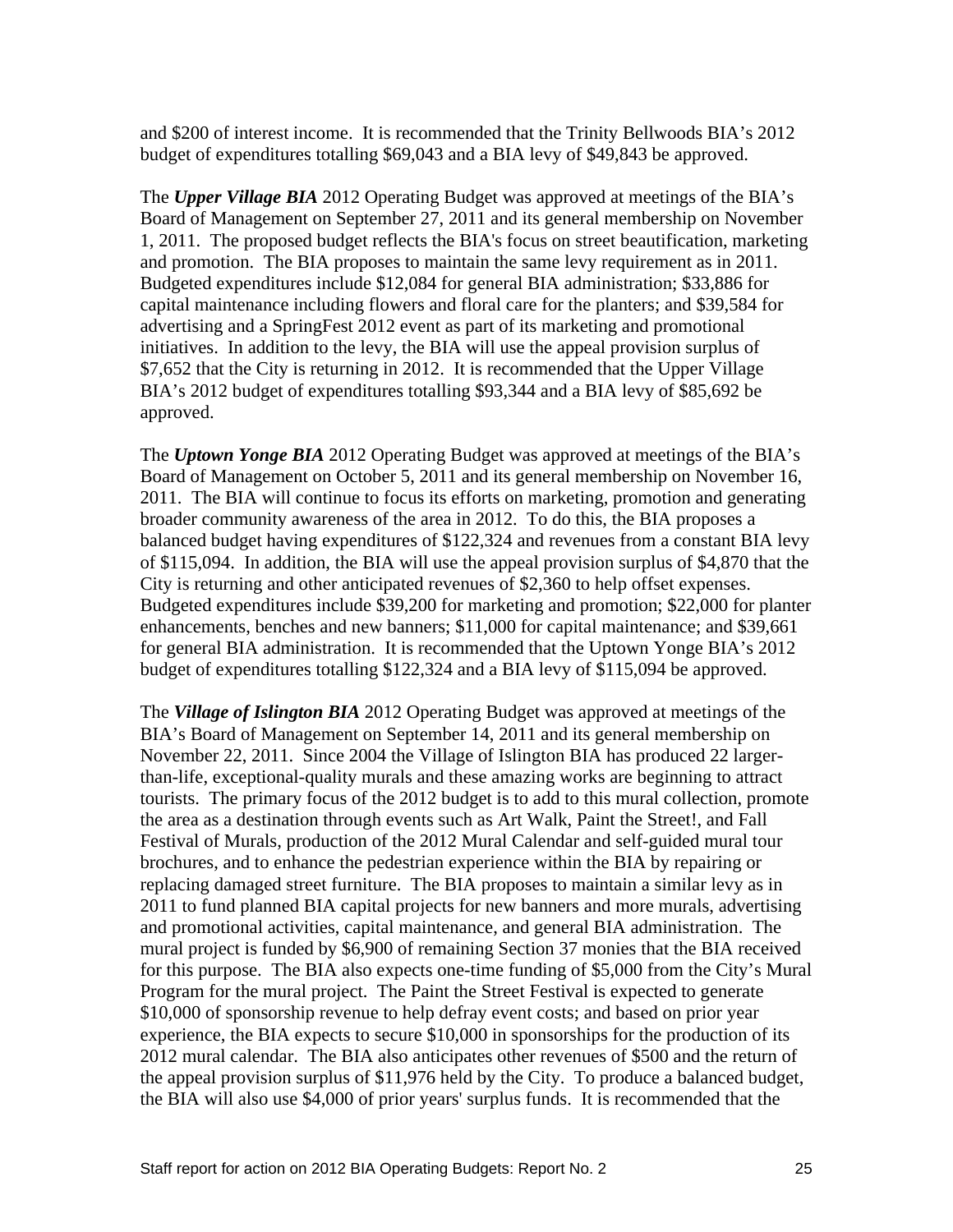and $200 of interest income. It is recommended that the Trinity Bellwoods BIA's 2012 budget of expenditures totalling $69,043 and a BIA levy of $49,843 be approved.

The ***Upper Village BIA*** 2012 Operating Budget was approved at meetings of the BIA's Board of Management on September 27, 2011 and its general membership on November 1, 2011. The proposed budget reflects the BIA's focus on street beautification, marketing and promotion. The BIA proposes to maintain the same levy requirement as in 2011. Budgeted expenditures include $12,084 for general BIA administration; $33,886 for capital maintenance including flowers and floral care for the planters; and $39,584 for advertising and a SpringFest 2012 event as part of its marketing and promotional initiatives. In addition to the levy, the BIA will use the appeal provision surplus of $7,652 that the City is returning in 2012. It is recommended that the Upper Village BIA's 2012 budget of expenditures totalling $93,344 and a BIA levy of $85,692 be approved.

The ***Uptown Yonge BIA*** 2012 Operating Budget was approved at meetings of the BIA's Board of Management on October 5, 2011 and its general membership on November 16, 2011. The BIA will continue to focus its efforts on marketing, promotion and generating broader community awareness of the area in 2012. To do this, the BIA proposes a balanced budget having expenditures of $122,324 and revenues from a constant BIA levy of $115,094. In addition, the BIA will use the appeal provision surplus of $4,870 that the City is returning and other anticipated revenues of $2,360 to help offset expenses. Budgeted expenditures include $39,200 for marketing and promotion; $22,000 for planter enhancements, benches and new banners; $11,000 for capital maintenance; and $39,661 for general BIA administration. It is recommended that the Uptown Yonge BIA's 2012 budget of expenditures totalling $122,324 and a BIA levy of $115,094 be approved.

The ***Village of Islington BIA*** 2012 Operating Budget was approved at meetings of the BIA's Board of Management on September 14, 2011 and its general membership on November 22, 2011. Since 2004 the Village of Islington BIA has produced 22 larger-than-life, exceptional-quality murals and these amazing works are beginning to attract tourists. The primary focus of the 2012 budget is to add to this mural collection, promote the area as a destination through events such as Art Walk, Paint the Street!, and Fall Festival of Murals, production of the 2012 Mural Calendar and self-guided mural tour brochures, and to enhance the pedestrian experience within the BIA by repairing or replacing damaged street furniture. The BIA proposes to maintain a similar levy as in 2011 to fund planned BIA capital projects for new banners and more murals, advertising and promotional activities, capital maintenance, and general BIA administration. The mural project is funded by $6,900 of remaining Section 37 monies that the BIA received for this purpose. The BIA also expects one-time funding of $5,000 from the City's Mural Program for the mural project. The Paint the Street Festival is expected to generate $10,000 of sponsorship revenue to help defray event costs; and based on prior year experience, the BIA expects to secure $10,000 in sponsorships for the production of its 2012 mural calendar. The BIA also anticipates other revenues of $500 and the return of the appeal provision surplus of $11,976 held by the City. To produce a balanced budget, the BIA will also use $4,000 of prior years' surplus funds. It is recommended that the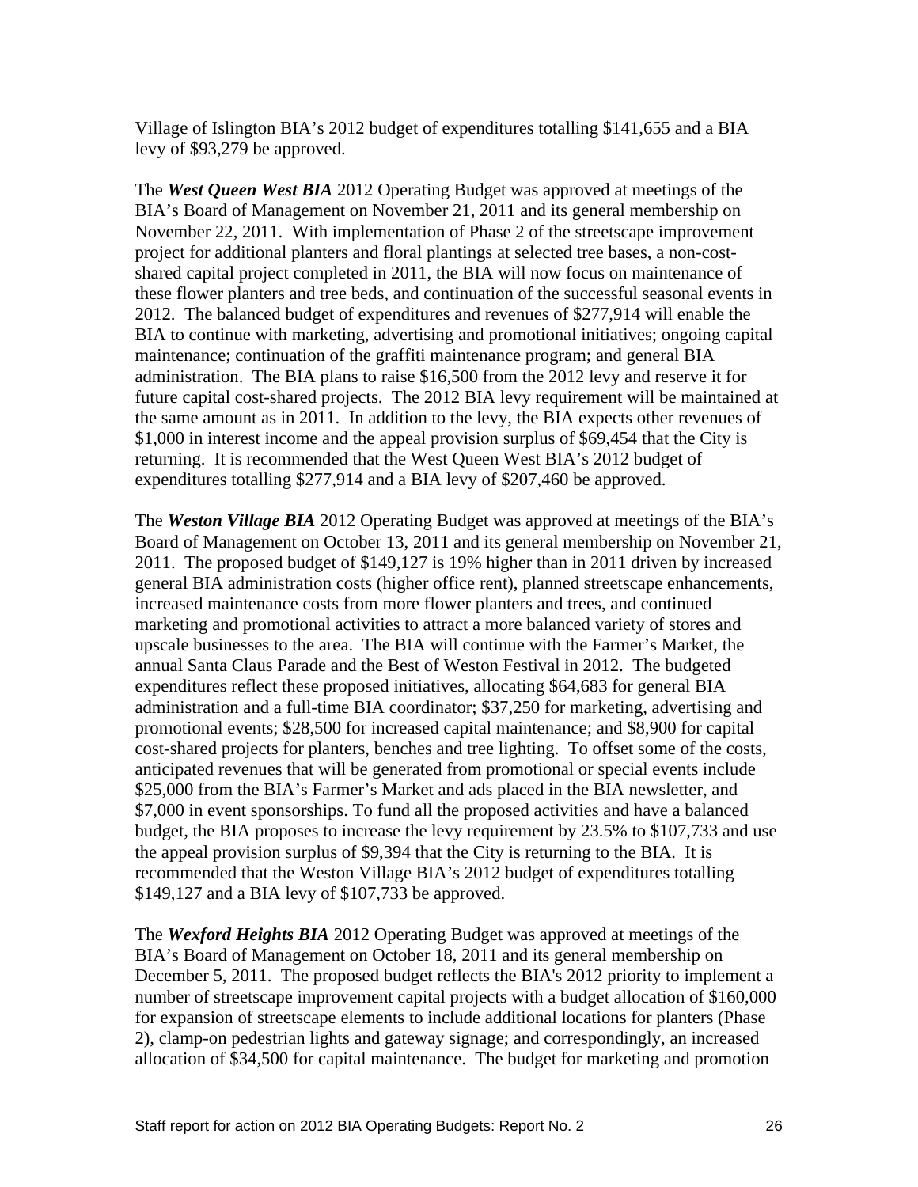Village of Islington BIA's 2012 budget of expenditures totalling $141,655 and a BIA levy of $93,279 be approved.

The ***West Queen West BIA*** 2012 Operating Budget was approved at meetings of the BIA's Board of Management on November 21, 2011 and its general membership on November 22, 2011. With implementation of Phase 2 of the streetscape improvement project for additional planters and floral plantings at selected tree bases, a non-cost-shared capital project completed in 2011, the BIA will now focus on maintenance of these flower planters and tree beds, and continuation of the successful seasonal events in 2012. The balanced budget of expenditures and revenues of $277,914 will enable the BIA to continue with marketing, advertising and promotional initiatives; ongoing capital maintenance; continuation of the graffiti maintenance program; and general BIA administration. The BIA plans to raise $16,500 from the 2012 levy and reserve it for future capital cost-shared projects. The 2012 BIA levy requirement will be maintained at the same amount as in 2011. In addition to the levy, the BIA expects other revenues of $1,000 in interest income and the appeal provision surplus of $69,454 that the City is returning. It is recommended that the West Queen West BIA's 2012 budget of expenditures totalling $277,914 and a BIA levy of $207,460 be approved.

The ***Weston Village BIA*** 2012 Operating Budget was approved at meetings of the BIA's Board of Management on October 13, 2011 and its general membership on November 21, 2011. The proposed budget of $149,127 is 19% higher than in 2011 driven by increased general BIA administration costs (higher office rent), planned streetscape enhancements, increased maintenance costs from more flower planters and trees, and continued marketing and promotional activities to attract a more balanced variety of stores and upscale businesses to the area. The BIA will continue with the Farmer's Market, the annual Santa Claus Parade and the Best of Weston Festival in 2012. The budgeted expenditures reflect these proposed initiatives, allocating $64,683 for general BIA administration and a full-time BIA coordinator; $37,250 for marketing, advertising and promotional events; $28,500 for increased capital maintenance; and $8,900 for capital cost-shared projects for planters, benches and tree lighting. To offset some of the costs, anticipated revenues that will be generated from promotional or special events include $25,000 from the BIA's Farmer's Market and ads placed in the BIA newsletter, and $7,000 in event sponsorships. To fund all the proposed activities and have a balanced budget, the BIA proposes to increase the levy requirement by 23.5% to $107,733 and use the appeal provision surplus of $9,394 that the City is returning to the BIA. It is recommended that the Weston Village BIA's 2012 budget of expenditures totalling $149,127 and a BIA levy of $107,733 be approved.

The ***Wexford Heights BIA*** 2012 Operating Budget was approved at meetings of the BIA's Board of Management on October 18, 2011 and its general membership on December 5, 2011. The proposed budget reflects the BIA's 2012 priority to implement a number of streetscape improvement capital projects with a budget allocation of $160,000 for expansion of streetscape elements to include additional locations for planters (Phase 2), clamp-on pedestrian lights and gateway signage; and correspondingly, an increased allocation of $34,500 for capital maintenance. The budget for marketing and promotion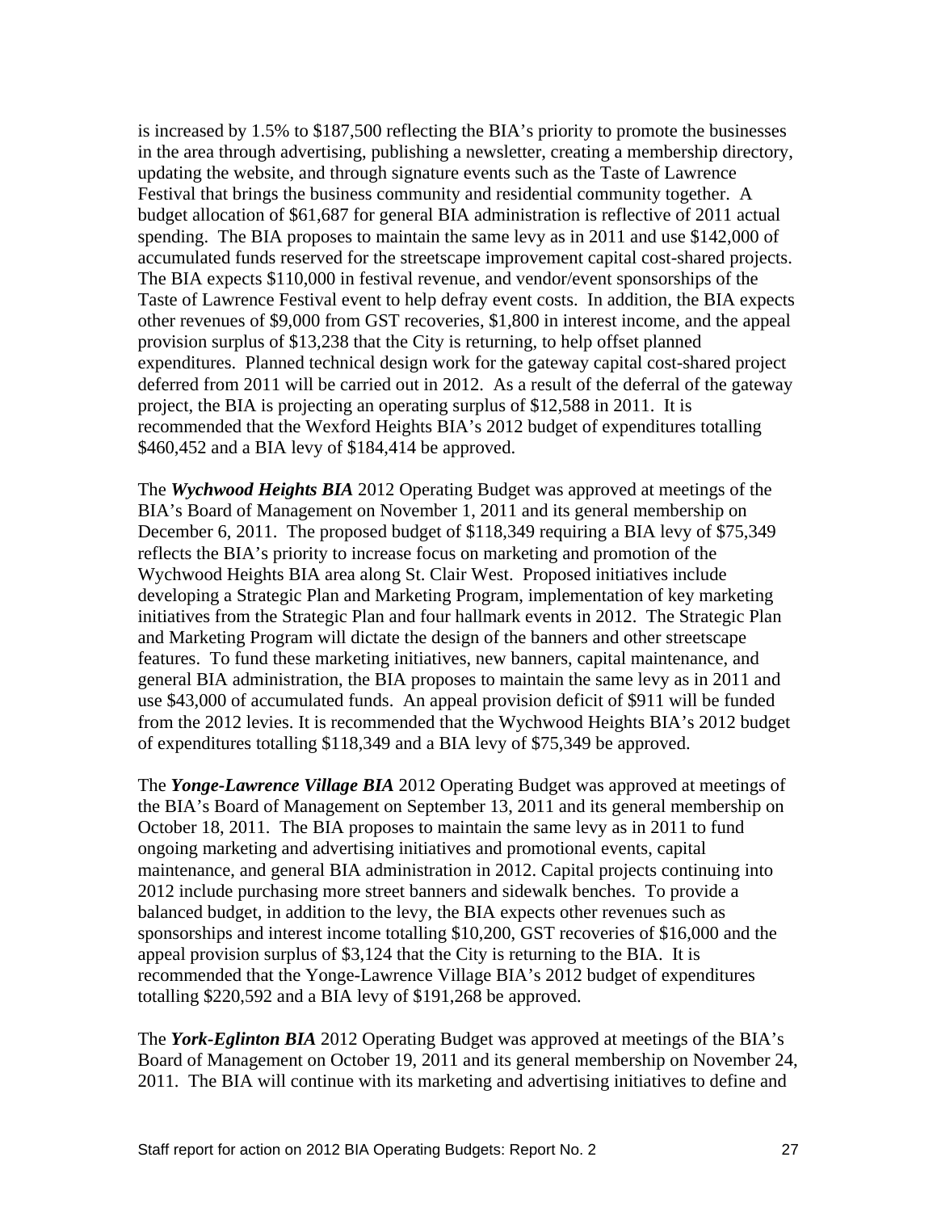is increased by 1.5% to $187,500 reflecting the BIA's priority to promote the businesses in the area through advertising, publishing a newsletter, creating a membership directory, updating the website, and through signature events such as the Taste of Lawrence Festival that brings the business community and residential community together. A budget allocation of $61,687 for general BIA administration is reflective of 2011 actual spending. The BIA proposes to maintain the same levy as in 2011 and use $142,000 of accumulated funds reserved for the streetscape improvement capital cost-shared projects. The BIA expects $110,000 in festival revenue, and vendor/event sponsorships of the Taste of Lawrence Festival event to help defray event costs. In addition, the BIA expects other revenues of $9,000 from GST recoveries, $1,800 in interest income, and the appeal provision surplus of $13,238 that the City is returning, to help offset planned expenditures. Planned technical design work for the gateway capital cost-shared project deferred from 2011 will be carried out in 2012. As a result of the deferral of the gateway project, the BIA is projecting an operating surplus of $12,588 in 2011. It is recommended that the Wexford Heights BIA's 2012 budget of expenditures totalling $460,452 and a BIA levy of $184,414 be approved.

The ***Wychwood Heights BIA*** 2012 Operating Budget was approved at meetings of the BIA's Board of Management on November 1, 2011 and its general membership on December 6, 2011. The proposed budget of $118,349 requiring a BIA levy of $75,349 reflects the BIA's priority to increase focus on marketing and promotion of the Wychwood Heights BIA area along St. Clair West. Proposed initiatives include developing a Strategic Plan and Marketing Program, implementation of key marketing initiatives from the Strategic Plan and four hallmark events in 2012. The Strategic Plan and Marketing Program will dictate the design of the banners and other streetscape features. To fund these marketing initiatives, new banners, capital maintenance, and general BIA administration, the BIA proposes to maintain the same levy as in 2011 and use $43,000 of accumulated funds. An appeal provision deficit of $911 will be funded from the 2012 levies. It is recommended that the Wychwood Heights BIA's 2012 budget of expenditures totalling $118,349 and a BIA levy of $75,349 be approved.

The ***Yonge-Lawrence Village BIA*** 2012 Operating Budget was approved at meetings of the BIA's Board of Management on September 13, 2011 and its general membership on October 18, 2011. The BIA proposes to maintain the same levy as in 2011 to fund ongoing marketing and advertising initiatives and promotional events, capital maintenance, and general BIA administration in 2012. Capital projects continuing into 2012 include purchasing more street banners and sidewalk benches. To provide a balanced budget, in addition to the levy, the BIA expects other revenues such as sponsorships and interest income totalling $10,200, GST recoveries of $16,000 and the appeal provision surplus of $3,124 that the City is returning to the BIA. It is recommended that the Yonge-Lawrence Village BIA's 2012 budget of expenditures totalling $220,592 and a BIA levy of $191,268 be approved.

The ***York-Eglinton BIA*** 2012 Operating Budget was approved at meetings of the BIA's Board of Management on October 19, 2011 and its general membership on November 24, 2011. The BIA will continue with its marketing and advertising initiatives to define and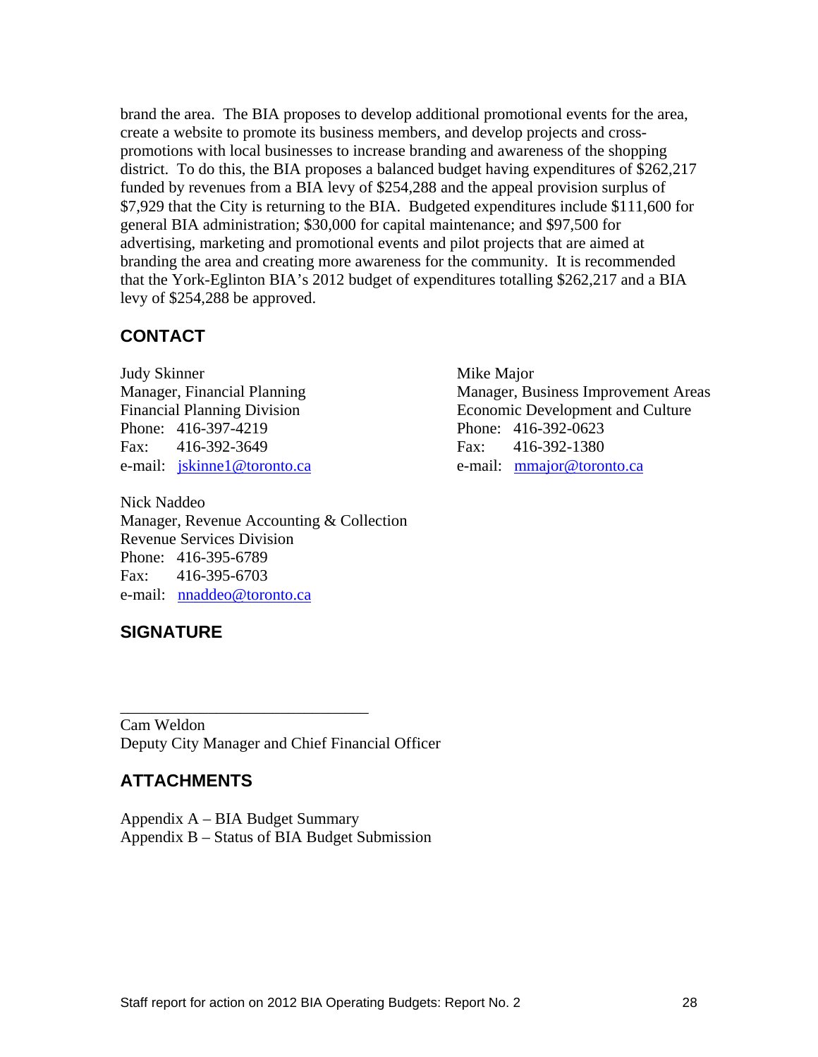brand the area. The BIA proposes to develop additional promotional events for the area, create a website to promote its business members, and develop projects and cross-promotions with local businesses to increase branding and awareness of the shopping district. To do this, the BIA proposes a balanced budget having expenditures of $262,217 funded by revenues from a BIA levy of $254,288 and the appeal provision surplus of $7,929 that the City is returning to the BIA. Budgeted expenditures include $111,600 for general BIA administration; $30,000 for capital maintenance; and $97,500 for advertising, marketing and promotional events and pilot projects that are aimed at branding the area and creating more awareness for the community. It is recommended that the York-Eglinton BIA's 2012 budget of expenditures totalling $262,217 and a BIA levy of $254,288 be approved.

## CONTACT

Judy Skinner
Manager, Financial Planning
Financial Planning Division
Phone: 416-397-4219
Fax: 416-392-3649
e-mail: jskinne1@toronto.ca

Mike Major
Manager, Business Improvement Areas
Economic Development and Culture
Phone: 416-392-0623
Fax: 416-392-1380
e-mail: mmajor@toronto.ca

Nick Naddeo
Manager, Revenue Accounting & Collection
Revenue Services Division
Phone: 416-395-6789
Fax: 416-395-6703
e-mail: nnaddeo@toronto.ca

## SIGNATURE

_______________________________

Cam Weldon
Deputy City Manager and Chief Financial Officer

## ATTACHMENTS

Appendix A – BIA Budget Summary
Appendix B – Status of BIA Budget Submission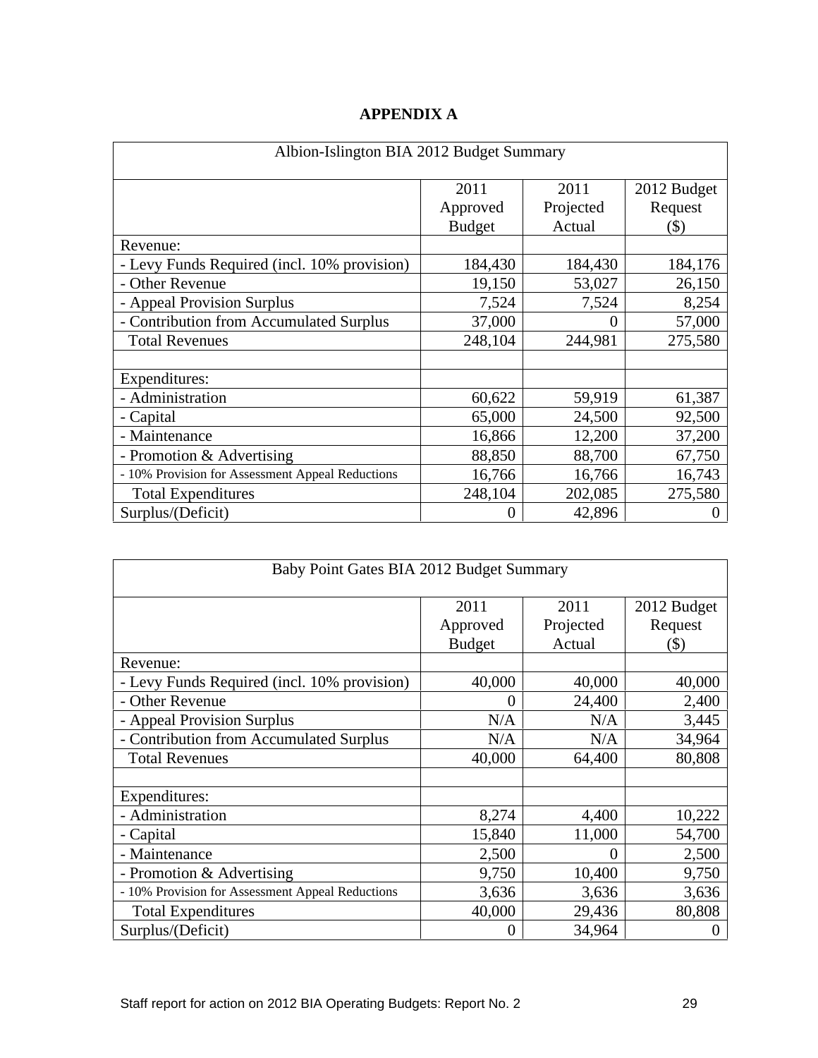# APPENDIX A

| Albion-Islington BIA 2012 Budget Summary | | | |
|---|---|---|---|
| | 2011 Approved Budget | 2011 Projected Actual | 2012 Budget Request ($) |
| Revenue: | | | |
| - Levy Funds Required (incl. 10% provision) | 184,430 | 184,430 | 184,176 |
| - Other Revenue | 19,150 | 53,027 | 26,150 |
| - Appeal Provision Surplus | 7,524 | 7,524 | 8,254 |
| - Contribution from Accumulated Surplus | 37,000 | 0 | 57,000 |
| Total Revenues | 248,104 | 244,981 | 275,580 |
| | | | |
| Expenditures: | | | |
| - Administration | 60,622 | 59,919 | 61,387 |
| - Capital | 65,000 | 24,500 | 92,500 |
| - Maintenance | 16,866 | 12,200 | 37,200 |
| - Promotion & Advertising | 88,850 | 88,700 | 67,750 |
| - 10% Provision for Assessment Appeal Reductions | 16,766 | 16,766 | 16,743 |
| Total Expenditures | 248,104 | 202,085 | 275,580 |
| Surplus/(Deficit) | 0 | 42,896 | 0 |

| Baby Point Gates BIA 2012 Budget Summary | | | |
|---|---|---|---|
| | 2011 Approved Budget | 2011 Projected Actual | 2012 Budget Request ($) |
| Revenue: | | | |
| - Levy Funds Required (incl. 10% provision) | 40,000 | 40,000 | 40,000 |
| - Other Revenue | 0 | 24,400 | 2,400 |
| - Appeal Provision Surplus | N/A | N/A | 3,445 |
| - Contribution from Accumulated Surplus | N/A | N/A | 34,964 |
| Total Revenues | 40,000 | 64,400 | 80,808 |
| | | | |
| Expenditures: | | | |
| - Administration | 8,274 | 4,400 | 10,222 |
| - Capital | 15,840 | 11,000 | 54,700 |
| - Maintenance | 2,500 | 0 | 2,500 |
| - Promotion & Advertising | 9,750 | 10,400 | 9,750 |
| - 10% Provision for Assessment Appeal Reductions | 3,636 | 3,636 | 3,636 |
| Total Expenditures | 40,000 | 29,436 | 80,808 |
| Surplus/(Deficit) | 0 | 34,964 | 0 |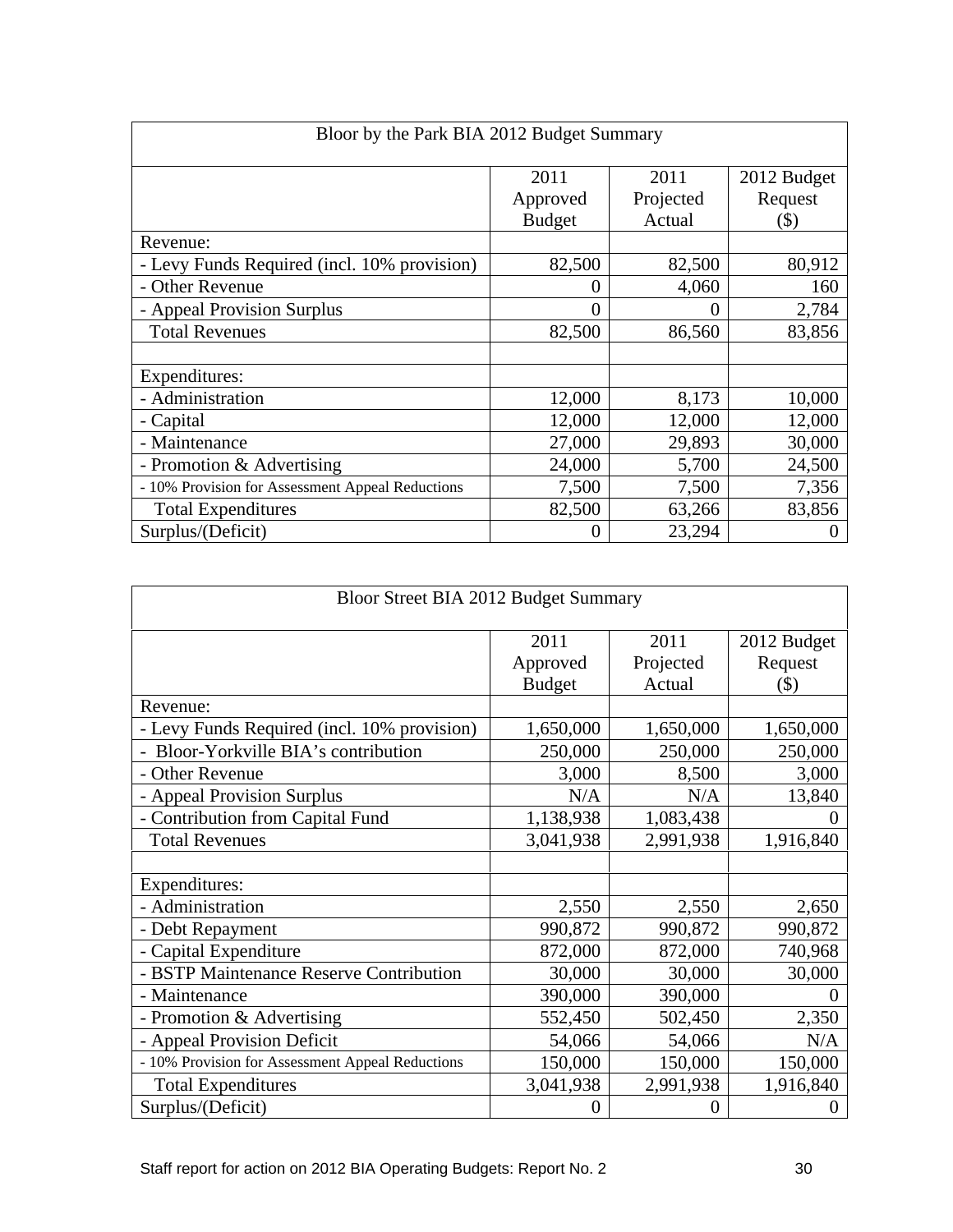| Bloor by the Park BIA 2012 Budget Summary | | | |
|---|---|---|---|
| | 2011 Approved Budget | 2011 Projected Actual | 2012 Budget Request ($) |
| Revenue: | | | |
| - Levy Funds Required (incl. 10% provision) | 82,500 | 82,500 | 80,912 |
| - Other Revenue | 0 | 4,060 | 160 |
| - Appeal Provision Surplus | 0 | 0 | 2,784 |
| Total Revenues | 82,500 | 86,560 | 83,856 |
| | | | |
| Expenditures: | | | |
| - Administration | 12,000 | 8,173 | 10,000 |
| - Capital | 12,000 | 12,000 | 12,000 |
| - Maintenance | 27,000 | 29,893 | 30,000 |
| - Promotion & Advertising | 24,000 | 5,700 | 24,500 |
| - 10% Provision for Assessment Appeal Reductions | 7,500 | 7,500 | 7,356 |
| Total Expenditures | 82,500 | 63,266 | 83,856 |
| Surplus/(Deficit) | 0 | 23,294 | 0 |

| Bloor Street BIA 2012 Budget Summary | | | |
|---|---|---|---|
| | 2011 Approved Budget | 2011 Projected Actual | 2012 Budget Request ($) |
| Revenue: | | | |
| - Levy Funds Required (incl. 10% provision) | 1,650,000 | 1,650,000 | 1,650,000 |
| - Bloor-Yorkville BIA's contribution | 250,000 | 250,000 | 250,000 |
| - Other Revenue | 3,000 | 8,500 | 3,000 |
| - Appeal Provision Surplus | N/A | N/A | 13,840 |
| - Contribution from Capital Fund | 1,138,938 | 1,083,438 | 0 |
| Total Revenues | 3,041,938 | 2,991,938 | 1,916,840 |
| | | | |
| Expenditures: | | | |
| - Administration | 2,550 | 2,550 | 2,650 |
| - Debt Repayment | 990,872 | 990,872 | 990,872 |
| - Capital Expenditure | 872,000 | 872,000 | 740,968 |
| - BSTP Maintenance Reserve Contribution | 30,000 | 30,000 | 30,000 |
| - Maintenance | 390,000 | 390,000 | 0 |
| - Promotion & Advertising | 552,450 | 502,450 | 2,350 |
| - Appeal Provision Deficit | 54,066 | 54,066 | N/A |
| - 10% Provision for Assessment Appeal Reductions | 150,000 | 150,000 | 150,000 |
| Total Expenditures | 3,041,938 | 2,991,938 | 1,916,840 |
| Surplus/(Deficit) | 0 | 0 | 0 |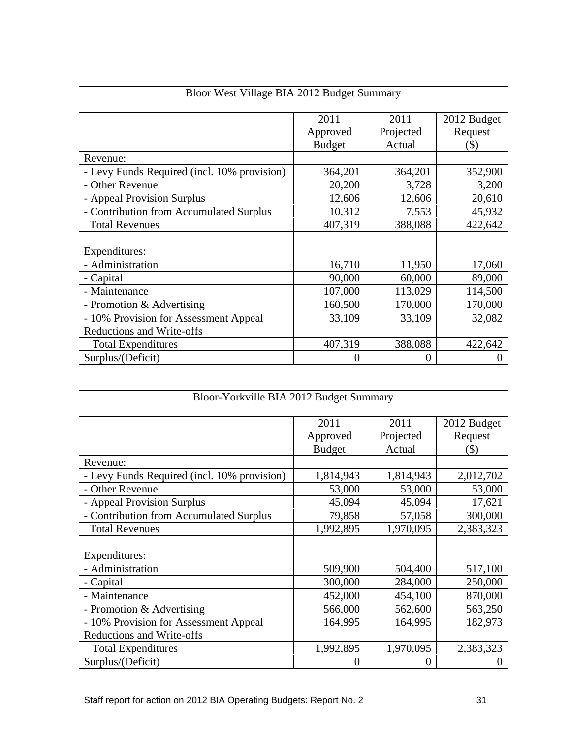| Bloor West Village BIA 2012 Budget Summary | | | |
|---|---|---|---|
| | 2011 Approved Budget | 2011 Projected Actual | 2012 Budget Request ($) |
| Revenue: | | | |
| - Levy Funds Required (incl. 10% provision) | 364,201 | 364,201 | 352,900 |
| - Other Revenue | 20,200 | 3,728 | 3,200 |
| - Appeal Provision Surplus | 12,606 | 12,606 | 20,610 |
| - Contribution from Accumulated Surplus | 10,312 | 7,553 | 45,932 |
| Total Revenues | 407,319 | 388,088 | 422,642 |
| | | | |
| Expenditures: | | | |
| - Administration | 16,710 | 11,950 | 17,060 |
| - Capital | 90,000 | 60,000 | 89,000 |
| - Maintenance | 107,000 | 113,029 | 114,500 |
| - Promotion & Advertising | 160,500 | 170,000 | 170,000 |
| - 10% Provision for Assessment Appeal Reductions and Write-offs | 33,109 | 33,109 | 32,082 |
| Total Expenditures | 407,319 | 388,088 | 422,642 |
| Surplus/(Deficit) | 0 | 0 | 0 |

| Bloor-Yorkville BIA 2012 Budget Summary | | | |
|---|---|---|---|
| | 2011 Approved Budget | 2011 Projected Actual | 2012 Budget Request ($) |
| Revenue: | | | |
| - Levy Funds Required (incl. 10% provision) | 1,814,943 | 1,814,943 | 2,012,702 |
| - Other Revenue | 53,000 | 53,000 | 53,000 |
| - Appeal Provision Surplus | 45,094 | 45,094 | 17,621 |
| - Contribution from Accumulated Surplus | 79,858 | 57,058 | 300,000 |
| Total Revenues | 1,992,895 | 1,970,095 | 2,383,323 |
| | | | |
| Expenditures: | | | |
| - Administration | 509,900 | 504,400 | 517,100 |
| - Capital | 300,000 | 284,000 | 250,000 |
| - Maintenance | 452,000 | 454,100 | 870,000 |
| - Promotion & Advertising | 566,000 | 562,600 | 563,250 |
| - 10% Provision for Assessment Appeal Reductions and Write-offs | 164,995 | 164,995 | 182,973 |
| Total Expenditures | 1,992,895 | 1,970,095 | 2,383,323 |
| Surplus/(Deficit) | 0 | 0 | 0 |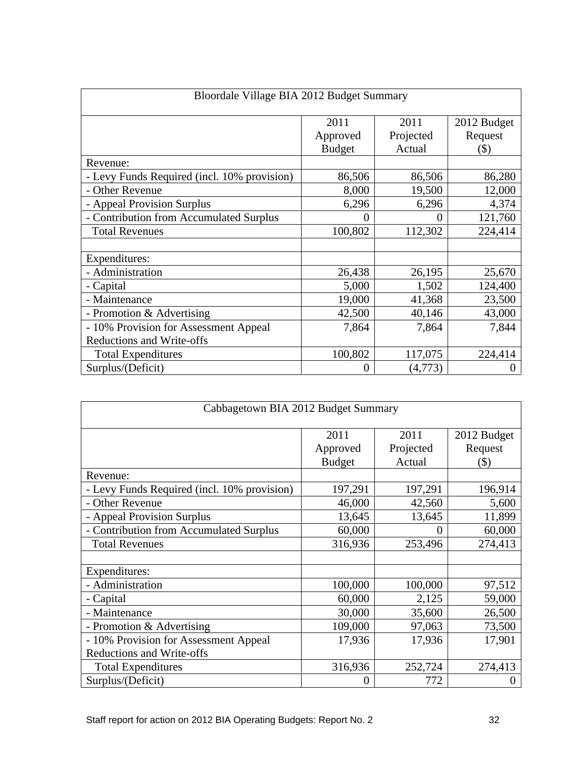| Bloordale Village BIA 2012 Budget Summary | | | |
|---|---|---|---|
| | 2011 Approved Budget | 2011 Projected Actual | 2012 Budget Request ($) |
| Revenue: | | | |
| - Levy Funds Required (incl. 10% provision) | 86,506 | 86,506 | 86,280 |
| - Other Revenue | 8,000 | 19,500 | 12,000 |
| - Appeal Provision Surplus | 6,296 | 6,296 | 4,374 |
| - Contribution from Accumulated Surplus | 0 | 0 | 121,760 |
| Total Revenues | 100,802 | 112,302 | 224,414 |
| | | | |
| Expenditures: | | | |
| - Administration | 26,438 | 26,195 | 25,670 |
| - Capital | 5,000 | 1,502 | 124,400 |
| - Maintenance | 19,000 | 41,368 | 23,500 |
| - Promotion & Advertising | 42,500 | 40,146 | 43,000 |
| - 10% Provision for Assessment Appeal Reductions and Write-offs | 7,864 | 7,864 | 7,844 |
| Total Expenditures | 100,802 | 117,075 | 224,414 |
| Surplus/(Deficit) | 0 | (4,773) | 0 |

| Cabbagetown BIA 2012 Budget Summary | | | |
|---|---|---|---|
| | 2011 Approved Budget | 2011 Projected Actual | 2012 Budget Request ($) |
| Revenue: | | | |
| - Levy Funds Required (incl. 10% provision) | 197,291 | 197,291 | 196,914 |
| - Other Revenue | 46,000 | 42,560 | 5,600 |
| - Appeal Provision Surplus | 13,645 | 13,645 | 11,899 |
| - Contribution from Accumulated Surplus | 60,000 | 0 | 60,000 |
| Total Revenues | 316,936 | 253,496 | 274,413 |
| | | | |
| Expenditures: | | | |
| - Administration | 100,000 | 100,000 | 97,512 |
| - Capital | 60,000 | 2,125 | 59,000 |
| - Maintenance | 30,000 | 35,600 | 26,500 |
| - Promotion & Advertising | 109,000 | 97,063 | 73,500 |
| - 10% Provision for Assessment Appeal Reductions and Write-offs | 17,936 | 17,936 | 17,901 |
| Total Expenditures | 316,936 | 252,724 | 274,413 |
| Surplus/(Deficit) | 0 | 772 | 0 |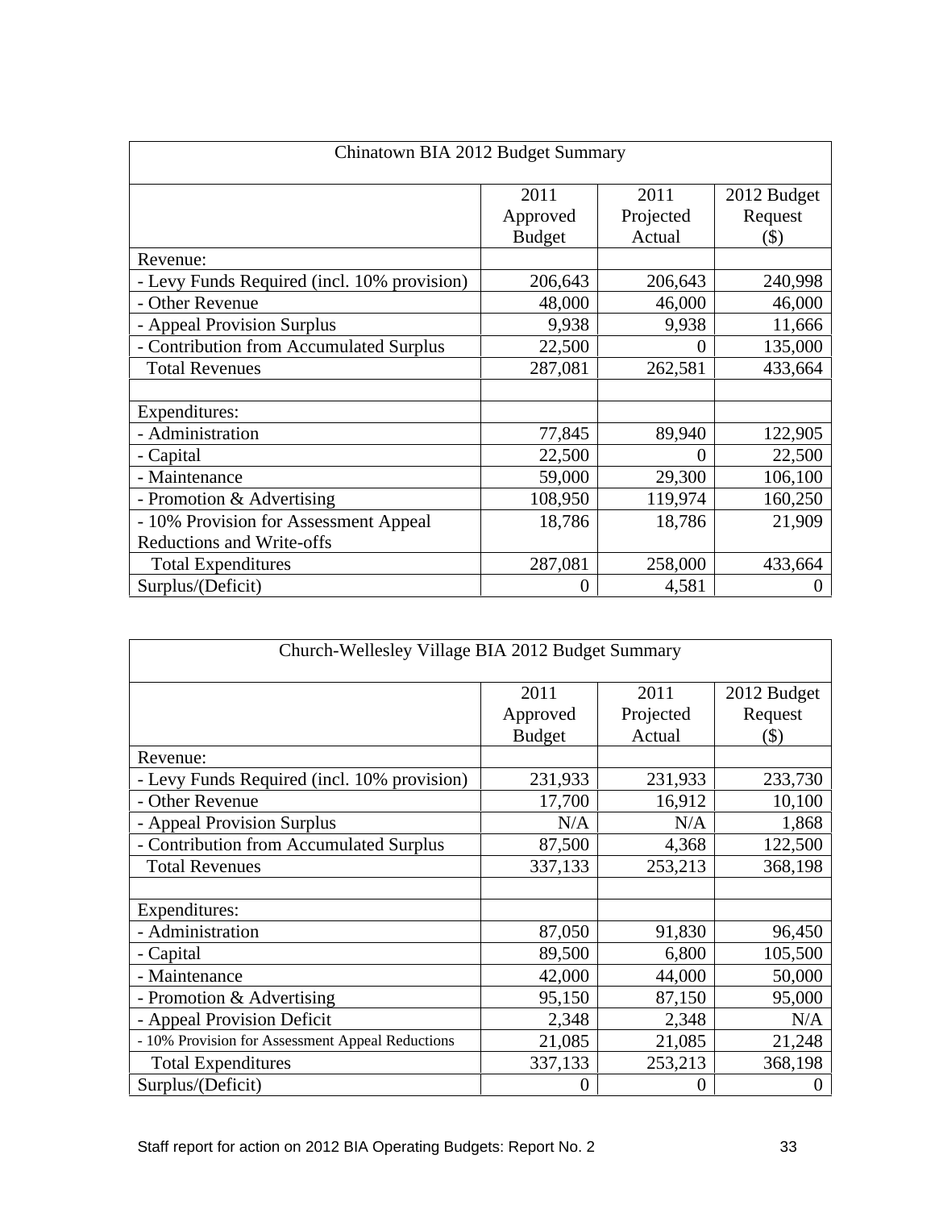| Chinatown BIA 2012 Budget Summary | | | |
|---|---|---|---|
| | 2011 Approved Budget | 2011 Projected Actual | 2012 Budget Request ($) |
| Revenue: | | | |
| - Levy Funds Required (incl. 10% provision) | 206,643 | 206,643 | 240,998 |
| - Other Revenue | 48,000 | 46,000 | 46,000 |
| - Appeal Provision Surplus | 9,938 | 9,938 | 11,666 |
| - Contribution from Accumulated Surplus | 22,500 | 0 | 135,000 |
| Total Revenues | 287,081 | 262,581 | 433,664 |
| | | | |
| Expenditures: | | | |
| - Administration | 77,845 | 89,940 | 122,905 |
| - Capital | 22,500 | 0 | 22,500 |
| - Maintenance | 59,000 | 29,300 | 106,100 |
| - Promotion & Advertising | 108,950 | 119,974 | 160,250 |
| - 10% Provision for Assessment Appeal Reductions and Write-offs | 18,786 | 18,786 | 21,909 |
| Total Expenditures | 287,081 | 258,000 | 433,664 |
| Surplus/(Deficit) | 0 | 4,581 | 0 |

| Church-Wellesley Village BIA 2012 Budget Summary | | | |
|---|---|---|---|
| | 2011 Approved Budget | 2011 Projected Actual | 2012 Budget Request ($) |
| Revenue: | | | |
| - Levy Funds Required (incl. 10% provision) | 231,933 | 231,933 | 233,730 |
| - Other Revenue | 17,700 | 16,912 | 10,100 |
| - Appeal Provision Surplus | N/A | N/A | 1,868 |
| - Contribution from Accumulated Surplus | 87,500 | 4,368 | 122,500 |
| Total Revenues | 337,133 | 253,213 | 368,198 |
| | | | |
| Expenditures: | | | |
| - Administration | 87,050 | 91,830 | 96,450 |
| - Capital | 89,500 | 6,800 | 105,500 |
| - Maintenance | 42,000 | 44,000 | 50,000 |
| - Promotion & Advertising | 95,150 | 87,150 | 95,000 |
| - Appeal Provision Deficit | 2,348 | 2,348 | N/A |
| - 10% Provision for Assessment Appeal Reductions | 21,085 | 21,085 | 21,248 |
| Total Expenditures | 337,133 | 253,213 | 368,198 |
| Surplus/(Deficit) | 0 | 0 | 0 |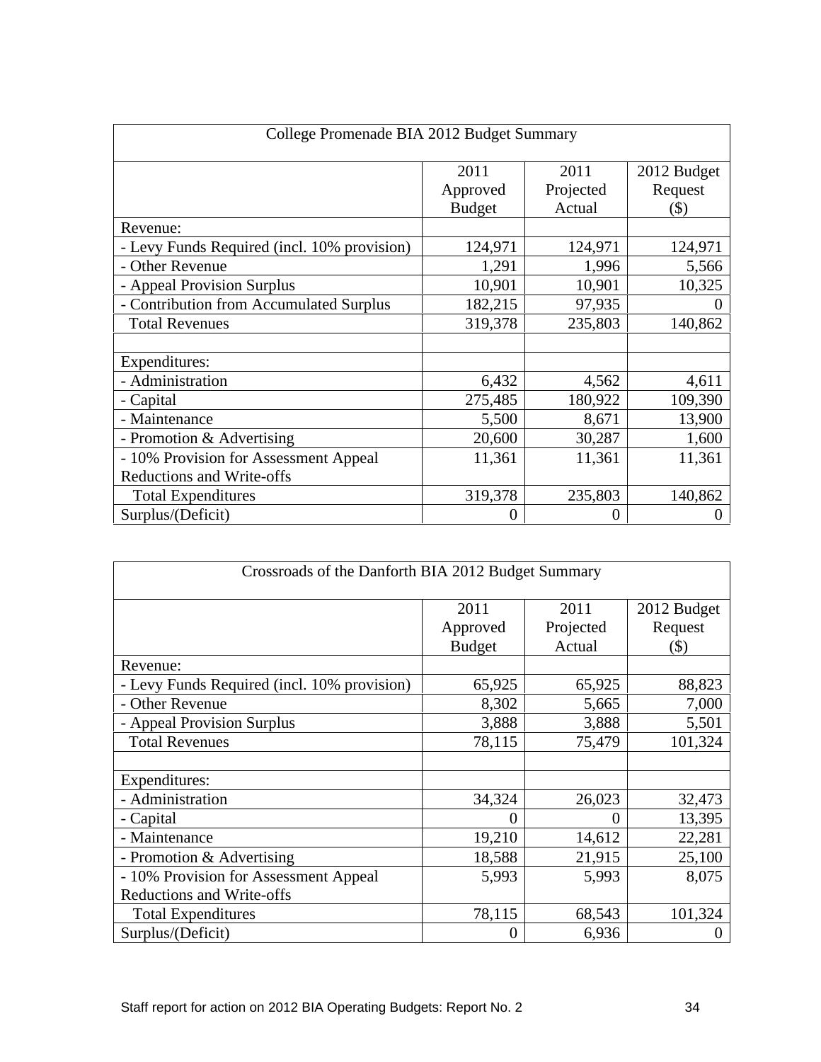| College Promenade BIA 2012 Budget Summary | | | |
|---|---|---|---|
| | 2011 Approved Budget | 2011 Projected Actual | 2012 Budget Request ($) |
| Revenue: | | | |
| - Levy Funds Required (incl. 10% provision) | 124,971 | 124,971 | 124,971 |
| - Other Revenue | 1,291 | 1,996 | 5,566 |
| - Appeal Provision Surplus | 10,901 | 10,901 | 10,325 |
| - Contribution from Accumulated Surplus | 182,215 | 97,935 | 0 |
| Total Revenues | 319,378 | 235,803 | 140,862 |
| | | | |
| Expenditures: | | | |
| - Administration | 6,432 | 4,562 | 4,611 |
| - Capital | 275,485 | 180,922 | 109,390 |
| - Maintenance | 5,500 | 8,671 | 13,900 |
| - Promotion & Advertising | 20,600 | 30,287 | 1,600 |
| - 10% Provision for Assessment Appeal Reductions and Write-offs | 11,361 | 11,361 | 11,361 |
| Total Expenditures | 319,378 | 235,803 | 140,862 |
| Surplus/(Deficit) | 0 | 0 | 0 |

| Crossroads of the Danforth BIA 2012 Budget Summary | | | |
|---|---|---|---|
| | 2011 Approved Budget | 2011 Projected Actual | 2012 Budget Request ($) |
| Revenue: | | | |
| - Levy Funds Required (incl. 10% provision) | 65,925 | 65,925 | 88,823 |
| - Other Revenue | 8,302 | 5,665 | 7,000 |
| - Appeal Provision Surplus | 3,888 | 3,888 | 5,501 |
| Total Revenues | 78,115 | 75,479 | 101,324 |
| | | | |
| Expenditures: | | | |
| - Administration | 34,324 | 26,023 | 32,473 |
| - Capital | 0 | 0 | 13,395 |
| - Maintenance | 19,210 | 14,612 | 22,281 |
| - Promotion & Advertising | 18,588 | 21,915 | 25,100 |
| - 10% Provision for Assessment Appeal Reductions and Write-offs | 5,993 | 5,993 | 8,075 |
| Total Expenditures | 78,115 | 68,543 | 101,324 |
| Surplus/(Deficit) | 0 | 6,936 | 0 |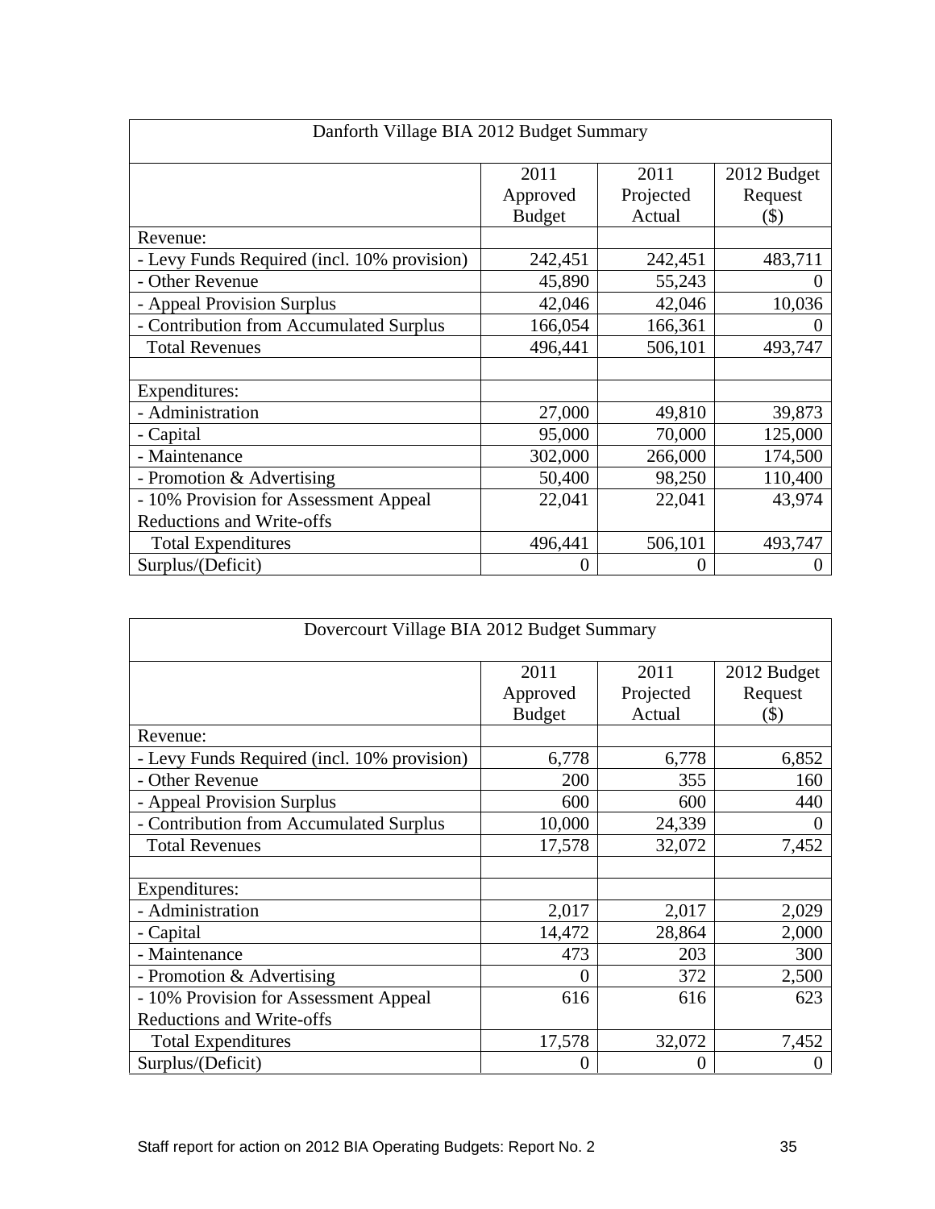| Danforth Village BIA 2012 Budget Summary | | | |
|---|---|---|---|
| | 2011 Approved Budget | 2011 Projected Actual | 2012 Budget Request ($) |
| Revenue: | | | |
| - Levy Funds Required (incl. 10% provision) | 242,451 | 242,451 | 483,711 |
| - Other Revenue | 45,890 | 55,243 | 0 |
| - Appeal Provision Surplus | 42,046 | 42,046 | 10,036 |
| - Contribution from Accumulated Surplus | 166,054 | 166,361 | 0 |
| Total Revenues | 496,441 | 506,101 | 493,747 |
| | | | |
| Expenditures: | | | |
| - Administration | 27,000 | 49,810 | 39,873 |
| - Capital | 95,000 | 70,000 | 125,000 |
| - Maintenance | 302,000 | 266,000 | 174,500 |
| - Promotion & Advertising | 50,400 | 98,250 | 110,400 |
| - 10% Provision for Assessment Appeal Reductions and Write-offs | 22,041 | 22,041 | 43,974 |
| Total Expenditures | 496,441 | 506,101 | 493,747 |
| Surplus/(Deficit) | 0 | 0 | 0 |

| Dovercourt Village BIA 2012 Budget Summary | | | |
|---|---|---|---|
| | 2011 Approved Budget | 2011 Projected Actual | 2012 Budget Request ($) |
| Revenue: | | | |
| - Levy Funds Required (incl. 10% provision) | 6,778 | 6,778 | 6,852 |
| - Other Revenue | 200 | 355 | 160 |
| - Appeal Provision Surplus | 600 | 600 | 440 |
| - Contribution from Accumulated Surplus | 10,000 | 24,339 | 0 |
| Total Revenues | 17,578 | 32,072 | 7,452 |
| | | | |
| Expenditures: | | | |
| - Administration | 2,017 | 2,017 | 2,029 |
| - Capital | 14,472 | 28,864 | 2,000 |
| - Maintenance | 473 | 203 | 300 |
| - Promotion & Advertising | 0 | 372 | 2,500 |
| - 10% Provision for Assessment Appeal Reductions and Write-offs | 616 | 616 | 623 |
| Total Expenditures | 17,578 | 32,072 | 7,452 |
| Surplus/(Deficit) | 0 | 0 | 0 |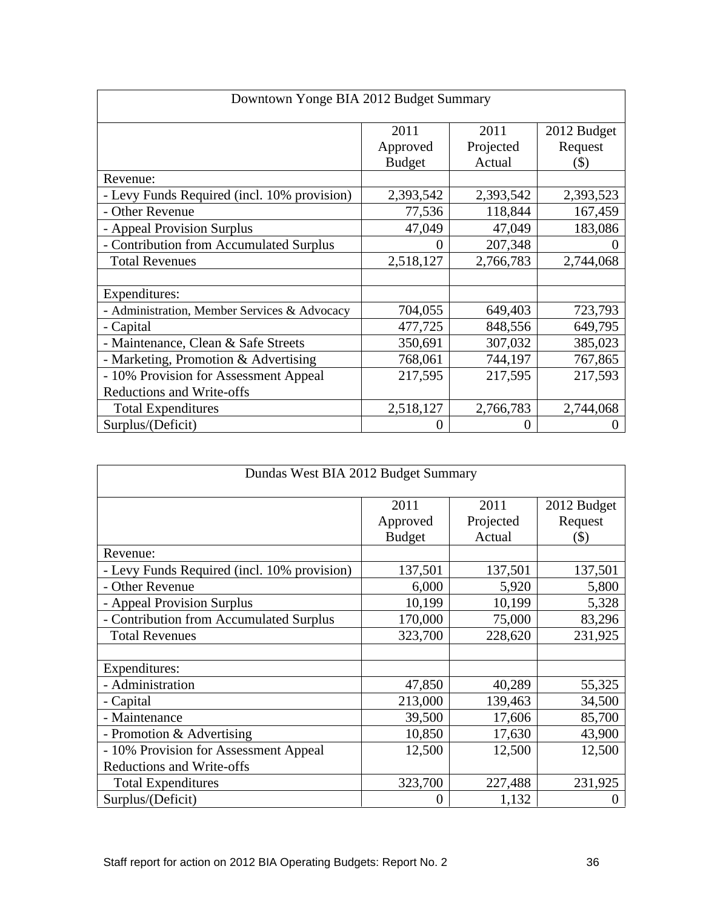| Downtown Yonge BIA 2012 Budget Summary | | | |
|---|---|---|---|
| | 2011 Approved Budget | 2011 Projected Actual | 2012 Budget Request ($) |
| Revenue: | | | |
| - Levy Funds Required (incl. 10% provision) | 2,393,542 | 2,393,542 | 2,393,523 |
| - Other Revenue | 77,536 | 118,844 | 167,459 |
| - Appeal Provision Surplus | 47,049 | 47,049 | 183,086 |
| - Contribution from Accumulated Surplus | 0 | 207,348 | 0 |
| Total Revenues | 2,518,127 | 2,766,783 | 2,744,068 |
| | | | |
| Expenditures: | | | |
| - Administration, Member Services & Advocacy | 704,055 | 649,403 | 723,793 |
| - Capital | 477,725 | 848,556 | 649,795 |
| - Maintenance, Clean & Safe Streets | 350,691 | 307,032 | 385,023 |
| - Marketing, Promotion & Advertising | 768,061 | 744,197 | 767,865 |
| - 10% Provision for Assessment Appeal Reductions and Write-offs | 217,595 | 217,595 | 217,593 |
| Total Expenditures | 2,518,127 | 2,766,783 | 2,744,068 |
| Surplus/(Deficit) | 0 | 0 | 0 |

| Dundas West BIA 2012 Budget Summary | | | |
|---|---|---|---|
| | 2011 Approved Budget | 2011 Projected Actual | 2012 Budget Request ($) |
| Revenue: | | | |
| - Levy Funds Required (incl. 10% provision) | 137,501 | 137,501 | 137,501 |
| - Other Revenue | 6,000 | 5,920 | 5,800 |
| - Appeal Provision Surplus | 10,199 | 10,199 | 5,328 |
| - Contribution from Accumulated Surplus | 170,000 | 75,000 | 83,296 |
| Total Revenues | 323,700 | 228,620 | 231,925 |
| | | | |
| Expenditures: | | | |
| - Administration | 47,850 | 40,289 | 55,325 |
| - Capital | 213,000 | 139,463 | 34,500 |
| - Maintenance | 39,500 | 17,606 | 85,700 |
| - Promotion & Advertising | 10,850 | 17,630 | 43,900 |
| - 10% Provision for Assessment Appeal Reductions and Write-offs | 12,500 | 12,500 | 12,500 |
| Total Expenditures | 323,700 | 227,488 | 231,925 |
| Surplus/(Deficit) | 0 | 1,132 | 0 |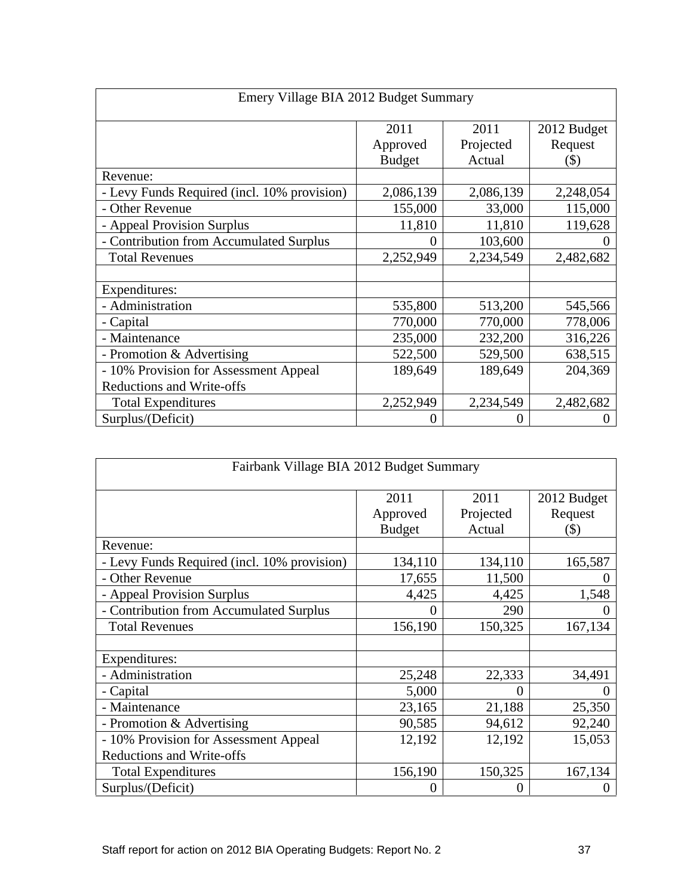| Emery Village BIA 2012 Budget Summary | | | |
|---|---|---|---|
| | 2011 Approved Budget | 2011 Projected Actual | 2012 Budget Request ($) |
| Revenue: | | | |
| - Levy Funds Required (incl. 10% provision) | 2,086,139 | 2,086,139 | 2,248,054 |
| - Other Revenue | 155,000 | 33,000 | 115,000 |
| - Appeal Provision Surplus | 11,810 | 11,810 | 119,628 |
| - Contribution from Accumulated Surplus | 0 | 103,600 | 0 |
| Total Revenues | 2,252,949 | 2,234,549 | 2,482,682 |
| | | | |
| Expenditures: | | | |
| - Administration | 535,800 | 513,200 | 545,566 |
| - Capital | 770,000 | 770,000 | 778,006 |
| - Maintenance | 235,000 | 232,200 | 316,226 |
| - Promotion & Advertising | 522,500 | 529,500 | 638,515 |
| - 10% Provision for Assessment Appeal Reductions and Write-offs | 189,649 | 189,649 | 204,369 |
| Total Expenditures | 2,252,949 | 2,234,549 | 2,482,682 |
| Surplus/(Deficit) | 0 | 0 | 0 |

| Fairbank Village BIA 2012 Budget Summary | | | |
|---|---|---|---|
| | 2011 Approved Budget | 2011 Projected Actual | 2012 Budget Request ($) |
| Revenue: | | | |
| - Levy Funds Required (incl. 10% provision) | 134,110 | 134,110 | 165,587 |
| - Other Revenue | 17,655 | 11,500 | 0 |
| - Appeal Provision Surplus | 4,425 | 4,425 | 1,548 |
| - Contribution from Accumulated Surplus | 0 | 290 | 0 |
| Total Revenues | 156,190 | 150,325 | 167,134 |
| | | | |
| Expenditures: | | | |
| - Administration | 25,248 | 22,333 | 34,491 |
| - Capital | 5,000 | 0 | 0 |
| - Maintenance | 23,165 | 21,188 | 25,350 |
| - Promotion & Advertising | 90,585 | 94,612 | 92,240 |
| - 10% Provision for Assessment Appeal Reductions and Write-offs | 12,192 | 12,192 | 15,053 |
| Total Expenditures | 156,190 | 150,325 | 167,134 |
| Surplus/(Deficit) | 0 | 0 | 0 |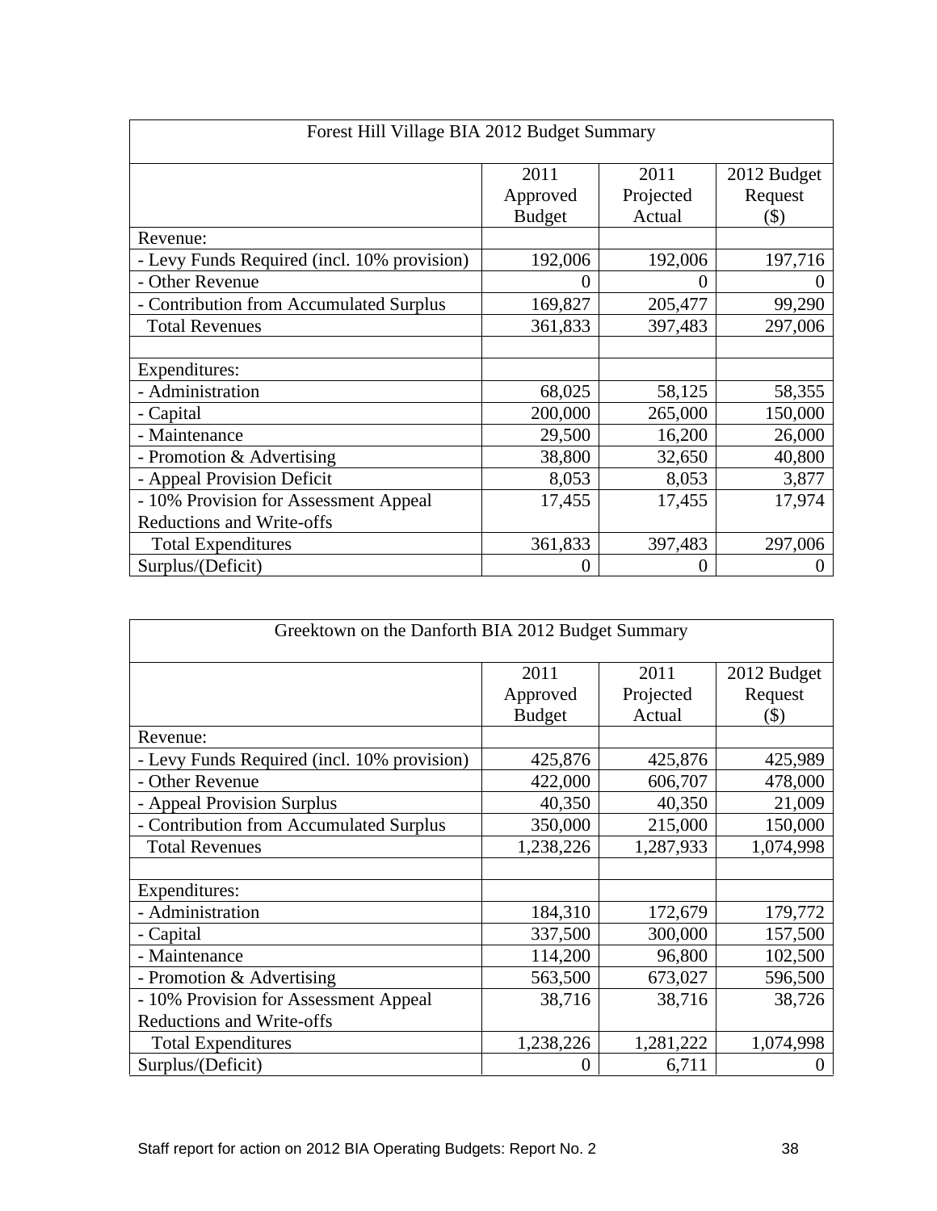| Forest Hill Village BIA 2012 Budget Summary | | | |
|---|---|---|---|
| | 2011 Approved Budget | 2011 Projected Actual | 2012 Budget Request ($) |
| Revenue: | | | |
| - Levy Funds Required (incl. 10% provision) | 192,006 | 192,006 | 197,716 |
| - Other Revenue | 0 | 0 | 0 |
| - Contribution from Accumulated Surplus | 169,827 | 205,477 | 99,290 |
| Total Revenues | 361,833 | 397,483 | 297,006 |
| | | | |
| Expenditures: | | | |
| - Administration | 68,025 | 58,125 | 58,355 |
| - Capital | 200,000 | 265,000 | 150,000 |
| - Maintenance | 29,500 | 16,200 | 26,000 |
| - Promotion & Advertising | 38,800 | 32,650 | 40,800 |
| - Appeal Provision Deficit | 8,053 | 8,053 | 3,877 |
| - 10% Provision for Assessment Appeal Reductions and Write-offs | 17,455 | 17,455 | 17,974 |
| Total Expenditures | 361,833 | 397,483 | 297,006 |
| Surplus/(Deficit) | 0 | 0 | 0 |

| Greektown on the Danforth BIA 2012 Budget Summary | | | |
|---|---|---|---|
| | 2011 Approved Budget | 2011 Projected Actual | 2012 Budget Request ($) |
| Revenue: | | | |
| - Levy Funds Required (incl. 10% provision) | 425,876 | 425,876 | 425,989 |
| - Other Revenue | 422,000 | 606,707 | 478,000 |
| - Appeal Provision Surplus | 40,350 | 40,350 | 21,009 |
| - Contribution from Accumulated Surplus | 350,000 | 215,000 | 150,000 |
| Total Revenues | 1,238,226 | 1,287,933 | 1,074,998 |
| | | | |
| Expenditures: | | | |
| - Administration | 184,310 | 172,679 | 179,772 |
| - Capital | 337,500 | 300,000 | 157,500 |
| - Maintenance | 114,200 | 96,800 | 102,500 |
| - Promotion & Advertising | 563,500 | 673,027 | 596,500 |
| - 10% Provision for Assessment Appeal Reductions and Write-offs | 38,716 | 38,716 | 38,726 |
| Total Expenditures | 1,238,226 | 1,281,222 | 1,074,998 |
| Surplus/(Deficit) | 0 | 6,711 | 0 |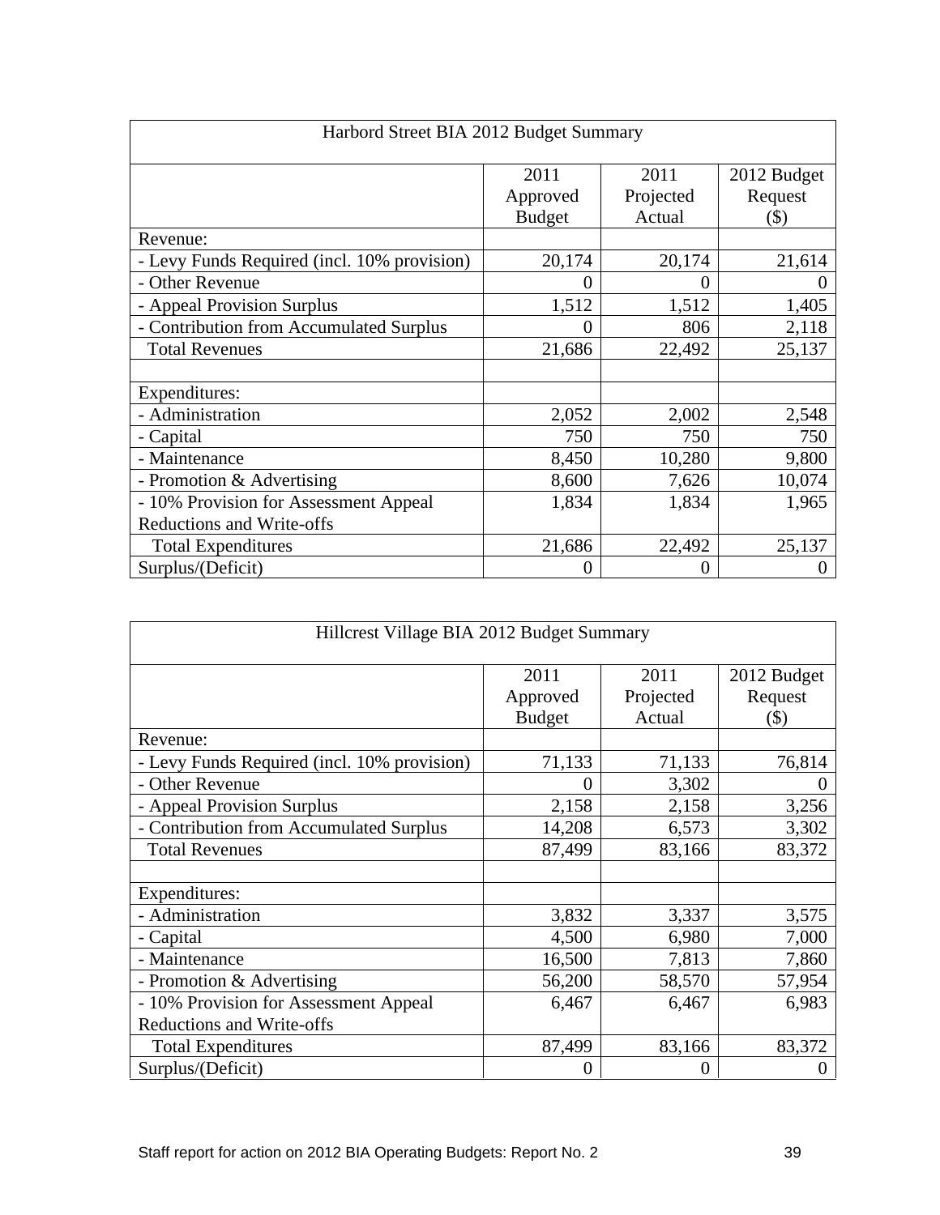| Harbord Street BIA 2012 Budget Summary | | | |
|---|---|---|---|
| | 2011 Approved Budget | 2011 Projected Actual | 2012 Budget Request ($) |
| Revenue: | | | |
| - Levy Funds Required (incl. 10% provision) | 20,174 | 20,174 | 21,614 |
| - Other Revenue | 0 | 0 | 0 |
| - Appeal Provision Surplus | 1,512 | 1,512 | 1,405 |
| - Contribution from Accumulated Surplus | 0 | 806 | 2,118 |
| Total Revenues | 21,686 | 22,492 | 25,137 |
| | | | |
| Expenditures: | | | |
| - Administration | 2,052 | 2,002 | 2,548 |
| - Capital | 750 | 750 | 750 |
| - Maintenance | 8,450 | 10,280 | 9,800 |
| - Promotion & Advertising | 8,600 | 7,626 | 10,074 |
| - 10% Provision for Assessment Appeal Reductions and Write-offs | 1,834 | 1,834 | 1,965 |
| Total Expenditures | 21,686 | 22,492 | 25,137 |
| Surplus/(Deficit) | 0 | 0 | 0 |

| Hillcrest Village BIA 2012 Budget Summary | | | |
|---|---|---|---|
| | 2011 Approved Budget | 2011 Projected Actual | 2012 Budget Request ($) |
| Revenue: | | | |
| - Levy Funds Required (incl. 10% provision) | 71,133 | 71,133 | 76,814 |
| - Other Revenue | 0 | 3,302 | 0 |
| - Appeal Provision Surplus | 2,158 | 2,158 | 3,256 |
| - Contribution from Accumulated Surplus | 14,208 | 6,573 | 3,302 |
| Total Revenues | 87,499 | 83,166 | 83,372 |
| | | | |
| Expenditures: | | | |
| - Administration | 3,832 | 3,337 | 3,575 |
| - Capital | 4,500 | 6,980 | 7,000 |
| - Maintenance | 16,500 | 7,813 | 7,860 |
| - Promotion & Advertising | 56,200 | 58,570 | 57,954 |
| - 10% Provision for Assessment Appeal Reductions and Write-offs | 6,467 | 6,467 | 6,983 |
| Total Expenditures | 87,499 | 83,166 | 83,372 |
| Surplus/(Deficit) | 0 | 0 | 0 |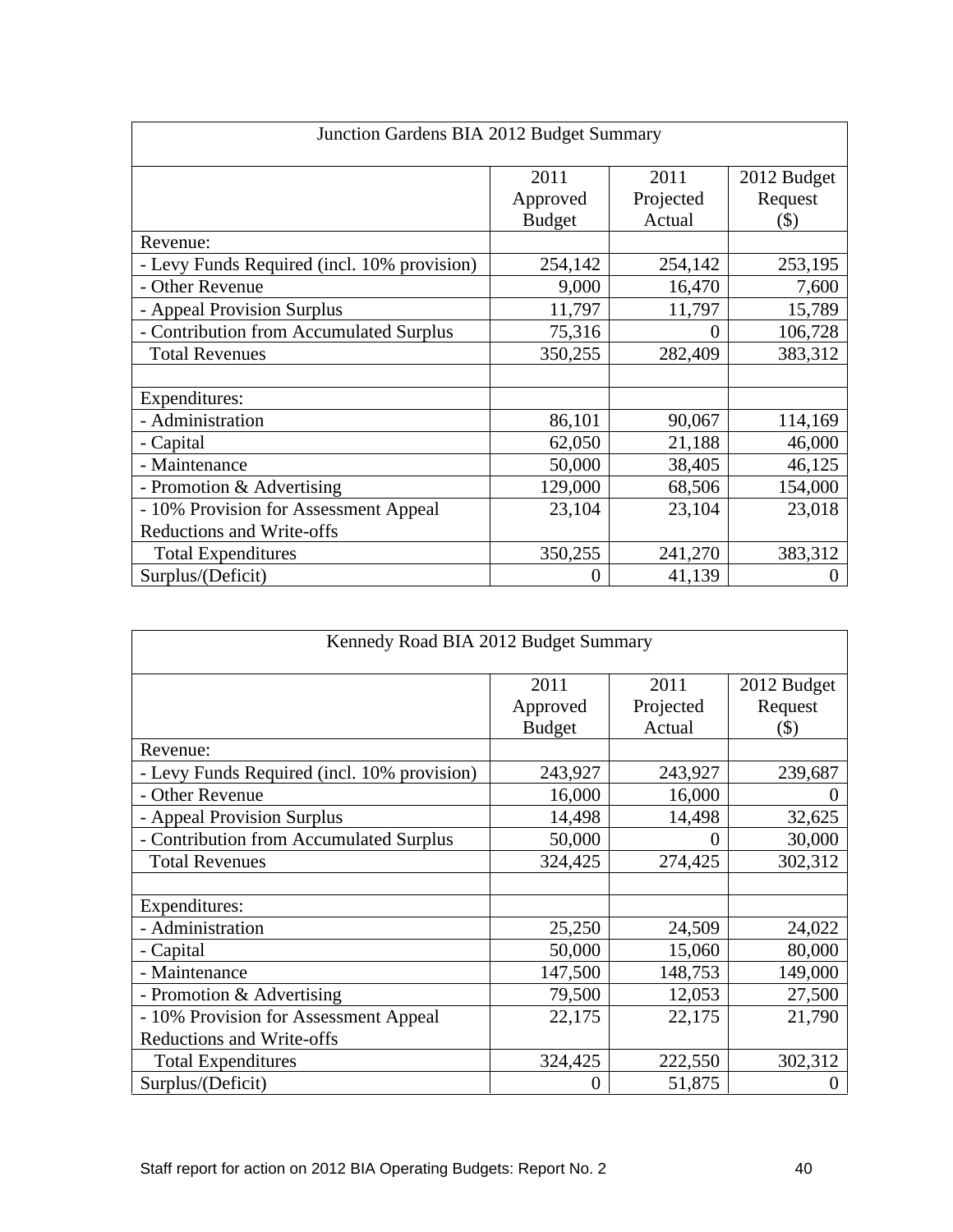| Junction Gardens BIA 2012 Budget Summary | | | |
|---|---|---|---|
| | 2011 Approved Budget | 2011 Projected Actual | 2012 Budget Request ($) |
| Revenue: | | | |
| - Levy Funds Required (incl. 10% provision) | 254,142 | 254,142 | 253,195 |
| - Other Revenue | 9,000 | 16,470 | 7,600 |
| - Appeal Provision Surplus | 11,797 | 11,797 | 15,789 |
| - Contribution from Accumulated Surplus | 75,316 | 0 | 106,728 |
| Total Revenues | 350,255 | 282,409 | 383,312 |
| | | | |
| Expenditures: | | | |
| - Administration | 86,101 | 90,067 | 114,169 |
| - Capital | 62,050 | 21,188 | 46,000 |
| - Maintenance | 50,000 | 38,405 | 46,125 |
| - Promotion & Advertising | 129,000 | 68,506 | 154,000 |
| - 10% Provision for Assessment Appeal Reductions and Write-offs | 23,104 | 23,104 | 23,018 |
| Total Expenditures | 350,255 | 241,270 | 383,312 |
| Surplus/(Deficit) | 0 | 41,139 | 0 |

| Kennedy Road BIA 2012 Budget Summary | | | |
|---|---|---|---|
| | 2011 Approved Budget | 2011 Projected Actual | 2012 Budget Request ($) |
| Revenue: | | | |
| - Levy Funds Required (incl. 10% provision) | 243,927 | 243,927 | 239,687 |
| - Other Revenue | 16,000 | 16,000 | 0 |
| - Appeal Provision Surplus | 14,498 | 14,498 | 32,625 |
| - Contribution from Accumulated Surplus | 50,000 | 0 | 30,000 |
| Total Revenues | 324,425 | 274,425 | 302,312 |
| | | | |
| Expenditures: | | | |
| - Administration | 25,250 | 24,509 | 24,022 |
| - Capital | 50,000 | 15,060 | 80,000 |
| - Maintenance | 147,500 | 148,753 | 149,000 |
| - Promotion & Advertising | 79,500 | 12,053 | 27,500 |
| - 10% Provision for Assessment Appeal Reductions and Write-offs | 22,175 | 22,175 | 21,790 |
| Total Expenditures | 324,425 | 222,550 | 302,312 |
| Surplus/(Deficit) | 0 | 51,875 | 0 |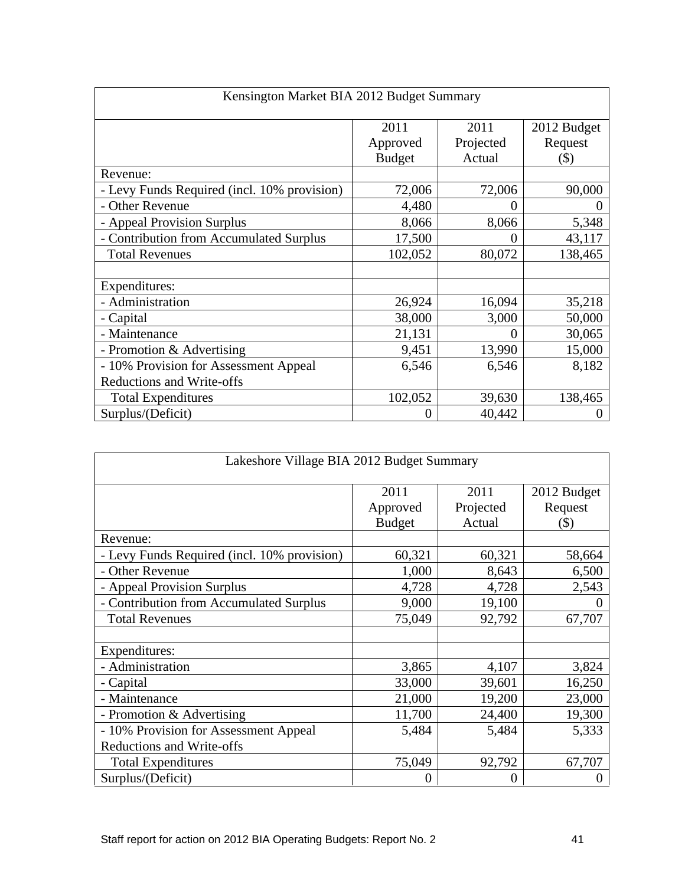| Kensington Market BIA 2012 Budget Summary | | | |
|---|---|---|---|
| | 2011 Approved Budget | 2011 Projected Actual | 2012 Budget Request ($) |
| Revenue: | | | |
| - Levy Funds Required (incl. 10% provision) | 72,006 | 72,006 | 90,000 |
| - Other Revenue | 4,480 | 0 | 0 |
| - Appeal Provision Surplus | 8,066 | 8,066 | 5,348 |
| - Contribution from Accumulated Surplus | 17,500 | 0 | 43,117 |
| Total Revenues | 102,052 | 80,072 | 138,465 |
| | | | |
| Expenditures: | | | |
| - Administration | 26,924 | 16,094 | 35,218 |
| - Capital | 38,000 | 3,000 | 50,000 |
| - Maintenance | 21,131 | 0 | 30,065 |
| - Promotion & Advertising | 9,451 | 13,990 | 15,000 |
| - 10% Provision for Assessment Appeal Reductions and Write-offs | 6,546 | 6,546 | 8,182 |
| Total Expenditures | 102,052 | 39,630 | 138,465 |
| Surplus/(Deficit) | 0 | 40,442 | 0 |

| Lakeshore Village BIA 2012 Budget Summary | | | |
|---|---|---|---|
| | 2011 Approved Budget | 2011 Projected Actual | 2012 Budget Request ($) |
| Revenue: | | | |
| - Levy Funds Required (incl. 10% provision) | 60,321 | 60,321 | 58,664 |
| - Other Revenue | 1,000 | 8,643 | 6,500 |
| - Appeal Provision Surplus | 4,728 | 4,728 | 2,543 |
| - Contribution from Accumulated Surplus | 9,000 | 19,100 | 0 |
| Total Revenues | 75,049 | 92,792 | 67,707 |
| | | | |
| Expenditures: | | | |
| - Administration | 3,865 | 4,107 | 3,824 |
| - Capital | 33,000 | 39,601 | 16,250 |
| - Maintenance | 21,000 | 19,200 | 23,000 |
| - Promotion & Advertising | 11,700 | 24,400 | 19,300 |
| - 10% Provision for Assessment Appeal Reductions and Write-offs | 5,484 | 5,484 | 5,333 |
| Total Expenditures | 75,049 | 92,792 | 67,707 |
| Surplus/(Deficit) | 0 | 0 | 0 |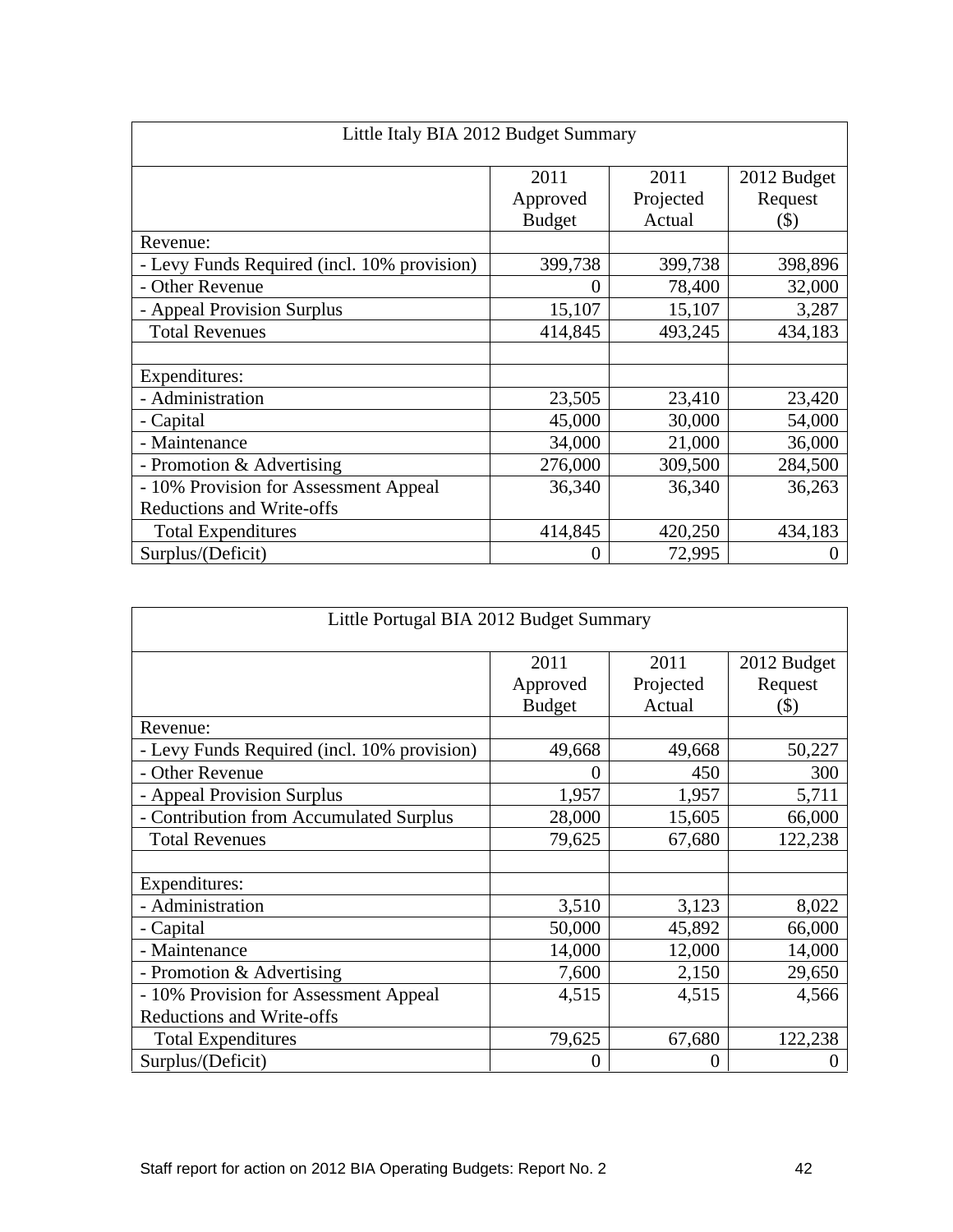| Little Italy BIA 2012 Budget Summary | | | |
|---|---|---|---|
| | 2011 Approved Budget | 2011 Projected Actual | 2012 Budget Request ($) |
| Revenue: | | | |
| - Levy Funds Required (incl. 10% provision) | 399,738 | 399,738 | 398,896 |
| - Other Revenue | 0 | 78,400 | 32,000 |
| - Appeal Provision Surplus | 15,107 | 15,107 | 3,287 |
| Total Revenues | 414,845 | 493,245 | 434,183 |
| | | | |
| Expenditures: | | | |
| - Administration | 23,505 | 23,410 | 23,420 |
| - Capital | 45,000 | 30,000 | 54,000 |
| - Maintenance | 34,000 | 21,000 | 36,000 |
| - Promotion & Advertising | 276,000 | 309,500 | 284,500 |
| - 10% Provision for Assessment Appeal Reductions and Write-offs | 36,340 | 36,340 | 36,263 |
| Total Expenditures | 414,845 | 420,250 | 434,183 |
| Surplus/(Deficit) | 0 | 72,995 | 0 |

| Little Portugal BIA 2012 Budget Summary | | | |
|---|---|---|---|
| | 2011 Approved Budget | 2011 Projected Actual | 2012 Budget Request ($) |
| Revenue: | | | |
| - Levy Funds Required (incl. 10% provision) | 49,668 | 49,668 | 50,227 |
| - Other Revenue | 0 | 450 | 300 |
| - Appeal Provision Surplus | 1,957 | 1,957 | 5,711 |
| - Contribution from Accumulated Surplus | 28,000 | 15,605 | 66,000 |
| Total Revenues | 79,625 | 67,680 | 122,238 |
| | | | |
| Expenditures: | | | |
| - Administration | 3,510 | 3,123 | 8,022 |
| - Capital | 50,000 | 45,892 | 66,000 |
| - Maintenance | 14,000 | 12,000 | 14,000 |
| - Promotion & Advertising | 7,600 | 2,150 | 29,650 |
| - 10% Provision for Assessment Appeal Reductions and Write-offs | 4,515 | 4,515 | 4,566 |
| Total Expenditures | 79,625 | 67,680 | 122,238 |
| Surplus/(Deficit) | 0 | 0 | 0 |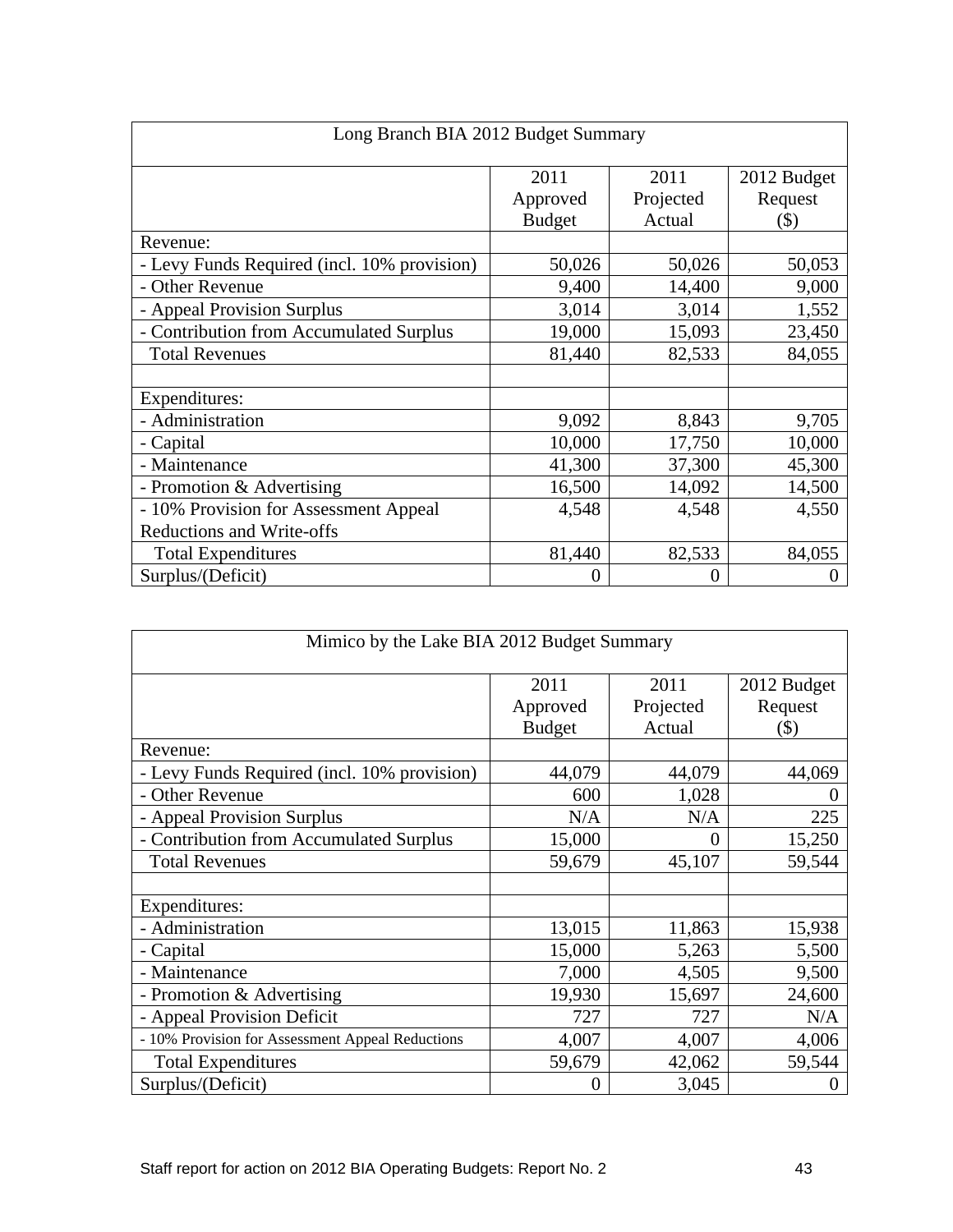| Long Branch BIA 2012 Budget Summary | | | |
|---|---|---|---|
| | 2011 Approved Budget | 2011 Projected Actual | 2012 Budget Request ($) |
| Revenue: | | | |
| - Levy Funds Required (incl. 10% provision) | 50,026 | 50,026 | 50,053 |
| - Other Revenue | 9,400 | 14,400 | 9,000 |
| - Appeal Provision Surplus | 3,014 | 3,014 | 1,552 |
| - Contribution from Accumulated Surplus | 19,000 | 15,093 | 23,450 |
| Total Revenues | 81,440 | 82,533 | 84,055 |
| | | | |
| Expenditures: | | | |
| - Administration | 9,092 | 8,843 | 9,705 |
| - Capital | 10,000 | 17,750 | 10,000 |
| - Maintenance | 41,300 | 37,300 | 45,300 |
| - Promotion & Advertising | 16,500 | 14,092 | 14,500 |
| - 10% Provision for Assessment Appeal Reductions and Write-offs | 4,548 | 4,548 | 4,550 |
| Total Expenditures | 81,440 | 82,533 | 84,055 |
| Surplus/(Deficit) | 0 | 0 | 0 |

| Mimico by the Lake BIA 2012 Budget Summary | | | |
|---|---|---|---|
| | 2011 Approved Budget | 2011 Projected Actual | 2012 Budget Request ($) |
| Revenue: | | | |
| - Levy Funds Required (incl. 10% provision) | 44,079 | 44,079 | 44,069 |
| - Other Revenue | 600 | 1,028 | 0 |
| - Appeal Provision Surplus | N/A | N/A | 225 |
| - Contribution from Accumulated Surplus | 15,000 | 0 | 15,250 |
| Total Revenues | 59,679 | 45,107 | 59,544 |
| | | | |
| Expenditures: | | | |
| - Administration | 13,015 | 11,863 | 15,938 |
| - Capital | 15,000 | 5,263 | 5,500 |
| - Maintenance | 7,000 | 4,505 | 9,500 |
| - Promotion & Advertising | 19,930 | 15,697 | 24,600 |
| - Appeal Provision Deficit | 727 | 727 | N/A |
| - 10% Provision for Assessment Appeal Reductions | 4,007 | 4,007 | 4,006 |
| Total Expenditures | 59,679 | 42,062 | 59,544 |
| Surplus/(Deficit) | 0 | 3,045 | 0 |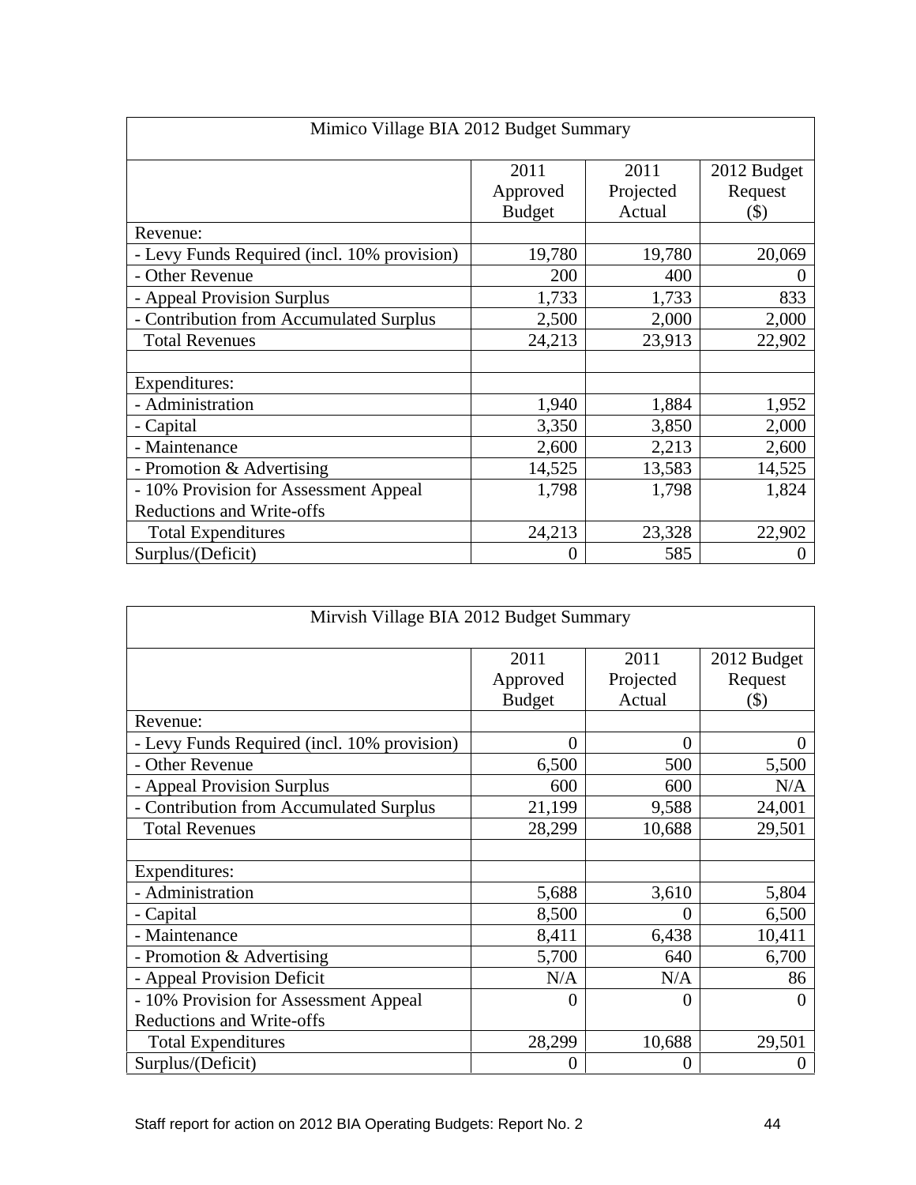| Mimico Village BIA 2012 Budget Summary | | | |
|---|---|---|---|
| | 2011 Approved Budget | 2011 Projected Actual | 2012 Budget Request ($) |
| Revenue: | | | |
| - Levy Funds Required (incl. 10% provision) | 19,780 | 19,780 | 20,069 |
| - Other Revenue | 200 | 400 | 0 |
| - Appeal Provision Surplus | 1,733 | 1,733 | 833 |
| - Contribution from Accumulated Surplus | 2,500 | 2,000 | 2,000 |
| Total Revenues | 24,213 | 23,913 | 22,902 |
| | | | |
| Expenditures: | | | |
| - Administration | 1,940 | 1,884 | 1,952 |
| - Capital | 3,350 | 3,850 | 2,000 |
| - Maintenance | 2,600 | 2,213 | 2,600 |
| - Promotion & Advertising | 14,525 | 13,583 | 14,525 |
| - 10% Provision for Assessment Appeal Reductions and Write-offs | 1,798 | 1,798 | 1,824 |
| Total Expenditures | 24,213 | 23,328 | 22,902 |
| Surplus/(Deficit) | 0 | 585 | 0 |

| Mirvish Village BIA 2012 Budget Summary | | | |
|---|---|---|---|
| | 2011 Approved Budget | 2011 Projected Actual | 2012 Budget Request ($) |
| Revenue: | | | |
| - Levy Funds Required (incl. 10% provision) | 0 | 0 | 0 |
| - Other Revenue | 6,500 | 500 | 5,500 |
| - Appeal Provision Surplus | 600 | 600 | N/A |
| - Contribution from Accumulated Surplus | 21,199 | 9,588 | 24,001 |
| Total Revenues | 28,299 | 10,688 | 29,501 |
| | | | |
| Expenditures: | | | |
| - Administration | 5,688 | 3,610 | 5,804 |
| - Capital | 8,500 | 0 | 6,500 |
| - Maintenance | 8,411 | 6,438 | 10,411 |
| - Promotion & Advertising | 5,700 | 640 | 6,700 |
| - Appeal Provision Deficit | N/A | N/A | 86 |
| - 10% Provision for Assessment Appeal Reductions and Write-offs | 0 | 0 | 0 |
| Total Expenditures | 28,299 | 10,688 | 29,501 |
| Surplus/(Deficit) | 0 | 0 | 0 |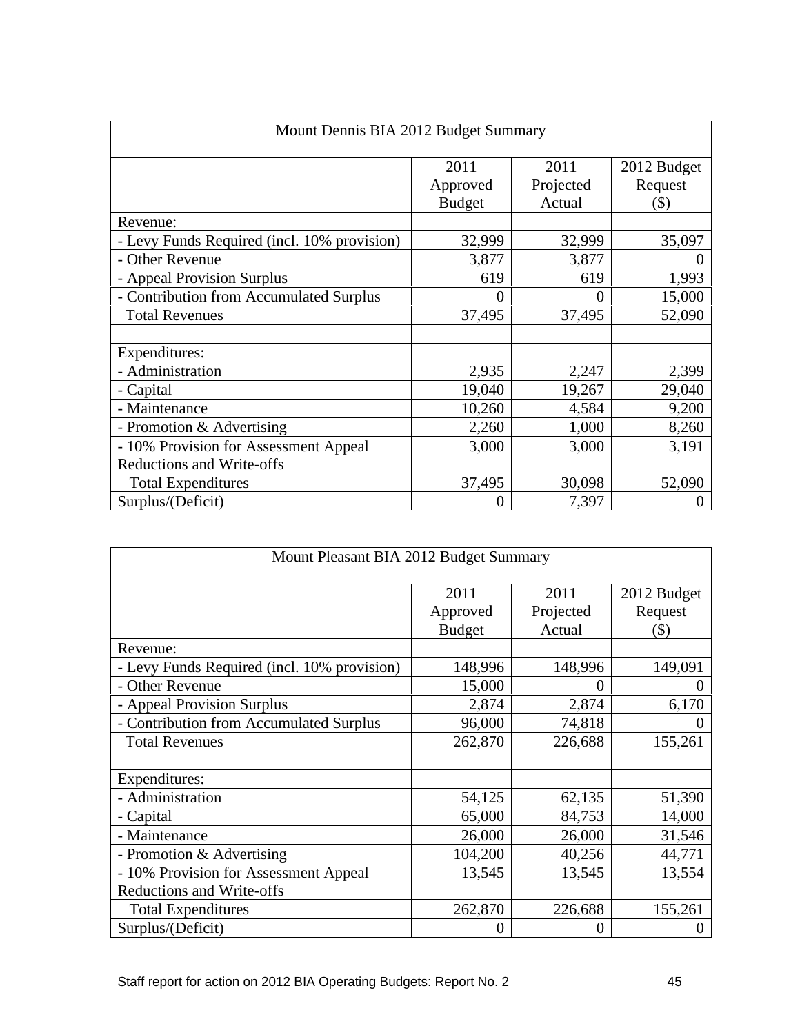| Mount Dennis BIA 2012 Budget Summary | | | |
|---|---|---|---|
| | 2011 Approved Budget | 2011 Projected Actual | 2012 Budget Request ($) |
| Revenue: | | | |
| - Levy Funds Required (incl. 10% provision) | 32,999 | 32,999 | 35,097 |
| - Other Revenue | 3,877 | 3,877 | 0 |
| - Appeal Provision Surplus | 619 | 619 | 1,993 |
| - Contribution from Accumulated Surplus | 0 | 0 | 15,000 |
| Total Revenues | 37,495 | 37,495 | 52,090 |
| | | | |
| Expenditures: | | | |
| - Administration | 2,935 | 2,247 | 2,399 |
| - Capital | 19,040 | 19,267 | 29,040 |
| - Maintenance | 10,260 | 4,584 | 9,200 |
| - Promotion & Advertising | 2,260 | 1,000 | 8,260 |
| - 10% Provision for Assessment Appeal Reductions and Write-offs | 3,000 | 3,000 | 3,191 |
| Total Expenditures | 37,495 | 30,098 | 52,090 |
| Surplus/(Deficit) | 0 | 7,397 | 0 |

| Mount Pleasant BIA 2012 Budget Summary | | | |
|---|---|---|---|
| | 2011 Approved Budget | 2011 Projected Actual | 2012 Budget Request ($) |
| Revenue: | | | |
| - Levy Funds Required (incl. 10% provision) | 148,996 | 148,996 | 149,091 |
| - Other Revenue | 15,000 | 0 | 0 |
| - Appeal Provision Surplus | 2,874 | 2,874 | 6,170 |
| - Contribution from Accumulated Surplus | 96,000 | 74,818 | 0 |
| Total Revenues | 262,870 | 226,688 | 155,261 |
| | | | |
| Expenditures: | | | |
| - Administration | 54,125 | 62,135 | 51,390 |
| - Capital | 65,000 | 84,753 | 14,000 |
| - Maintenance | 26,000 | 26,000 | 31,546 |
| - Promotion & Advertising | 104,200 | 40,256 | 44,771 |
| - 10% Provision for Assessment Appeal Reductions and Write-offs | 13,545 | 13,545 | 13,554 |
| Total Expenditures | 262,870 | 226,688 | 155,261 |
| Surplus/(Deficit) | 0 | 0 | 0 |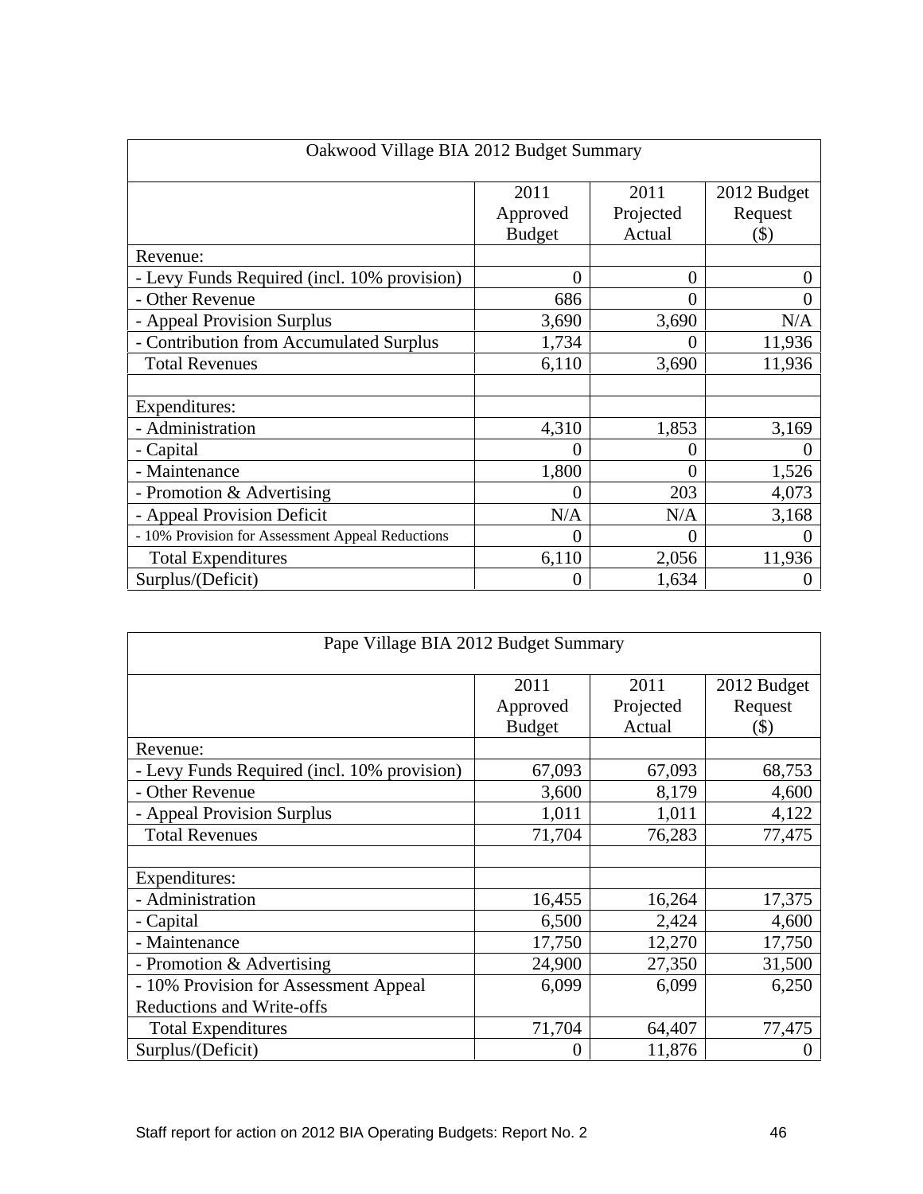| Oakwood Village BIA 2012 Budget Summary | | | |
|---|---|---|---|
| | 2011 Approved Budget | 2011 Projected Actual | 2012 Budget Request ($) |
| Revenue: | | | |
| - Levy Funds Required (incl. 10% provision) | 0 | 0 | 0 |
| - Other Revenue | 686 | 0 | 0 |
| - Appeal Provision Surplus | 3,690 | 3,690 | N/A |
| - Contribution from Accumulated Surplus | 1,734 | 0 | 11,936 |
| Total Revenues | 6,110 | 3,690 | 11,936 |
| | | | |
| Expenditures: | | | |
| - Administration | 4,310 | 1,853 | 3,169 |
| - Capital | 0 | 0 | 0 |
| - Maintenance | 1,800 | 0 | 1,526 |
| - Promotion & Advertising | 0 | 203 | 4,073 |
| - Appeal Provision Deficit | N/A | N/A | 3,168 |
| - 10% Provision for Assessment Appeal Reductions | 0 | 0 | 0 |
| Total Expenditures | 6,110 | 2,056 | 11,936 |
| Surplus/(Deficit) | 0 | 1,634 | 0 |

| Pape Village BIA 2012 Budget Summary | | | |
|---|---|---|---|
| | 2011 Approved Budget | 2011 Projected Actual | 2012 Budget Request ($) |
| Revenue: | | | |
| - Levy Funds Required (incl. 10% provision) | 67,093 | 67,093 | 68,753 |
| - Other Revenue | 3,600 | 8,179 | 4,600 |
| - Appeal Provision Surplus | 1,011 | 1,011 | 4,122 |
| Total Revenues | 71,704 | 76,283 | 77,475 |
| | | | |
| Expenditures: | | | |
| - Administration | 16,455 | 16,264 | 17,375 |
| - Capital | 6,500 | 2,424 | 4,600 |
| - Maintenance | 17,750 | 12,270 | 17,750 |
| - Promotion & Advertising | 24,900 | 27,350 | 31,500 |
| - 10% Provision for Assessment Appeal Reductions and Write-offs | 6,099 | 6,099 | 6,250 |
| Total Expenditures | 71,704 | 64,407 | 77,475 |
| Surplus/(Deficit) | 0 | 11,876 | 0 |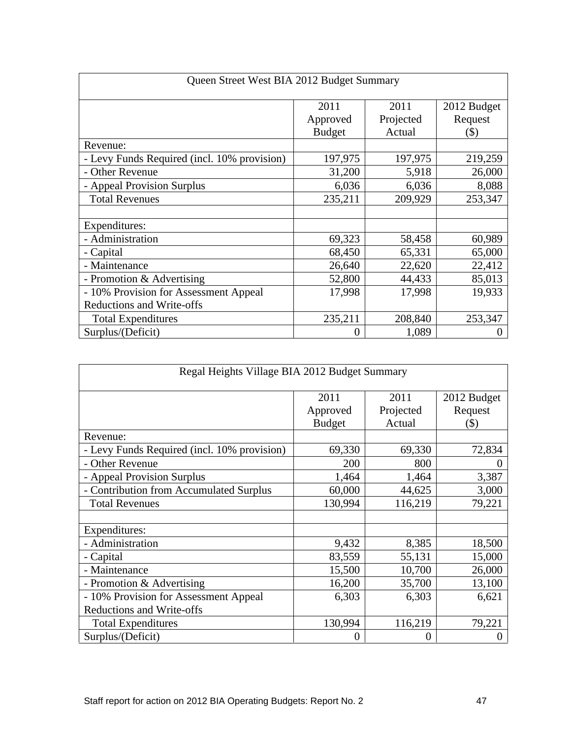| Queen Street West BIA 2012 Budget Summary | | | |
|---|---|---|---|
| | 2011 Approved Budget | 2011 Projected Actual | 2012 Budget Request ($) |
| Revenue: | | | |
| - Levy Funds Required (incl. 10% provision) | 197,975 | 197,975 | 219,259 |
| - Other Revenue | 31,200 | 5,918 | 26,000 |
| - Appeal Provision Surplus | 6,036 | 6,036 | 8,088 |
| Total Revenues | 235,211 | 209,929 | 253,347 |
| | | | |
| Expenditures: | | | |
| - Administration | 69,323 | 58,458 | 60,989 |
| - Capital | 68,450 | 65,331 | 65,000 |
| - Maintenance | 26,640 | 22,620 | 22,412 |
| - Promotion & Advertising | 52,800 | 44,433 | 85,013 |
| - 10% Provision for Assessment Appeal Reductions and Write-offs | 17,998 | 17,998 | 19,933 |
| Total Expenditures | 235,211 | 208,840 | 253,347 |
| Surplus/(Deficit) | 0 | 1,089 | 0 |

| Regal Heights Village BIA 2012 Budget Summary | | | |
|---|---|---|---|
| | 2011 Approved Budget | 2011 Projected Actual | 2012 Budget Request ($) |
| Revenue: | | | |
| - Levy Funds Required (incl. 10% provision) | 69,330 | 69,330 | 72,834 |
| - Other Revenue | 200 | 800 | 0 |
| - Appeal Provision Surplus | 1,464 | 1,464 | 3,387 |
| - Contribution from Accumulated Surplus | 60,000 | 44,625 | 3,000 |
| Total Revenues | 130,994 | 116,219 | 79,221 |
| | | | |
| Expenditures: | | | |
| - Administration | 9,432 | 8,385 | 18,500 |
| - Capital | 83,559 | 55,131 | 15,000 |
| - Maintenance | 15,500 | 10,700 | 26,000 |
| - Promotion & Advertising | 16,200 | 35,700 | 13,100 |
| - 10% Provision for Assessment Appeal Reductions and Write-offs | 6,303 | 6,303 | 6,621 |
| Total Expenditures | 130,994 | 116,219 | 79,221 |
| Surplus/(Deficit) | 0 | 0 | 0 |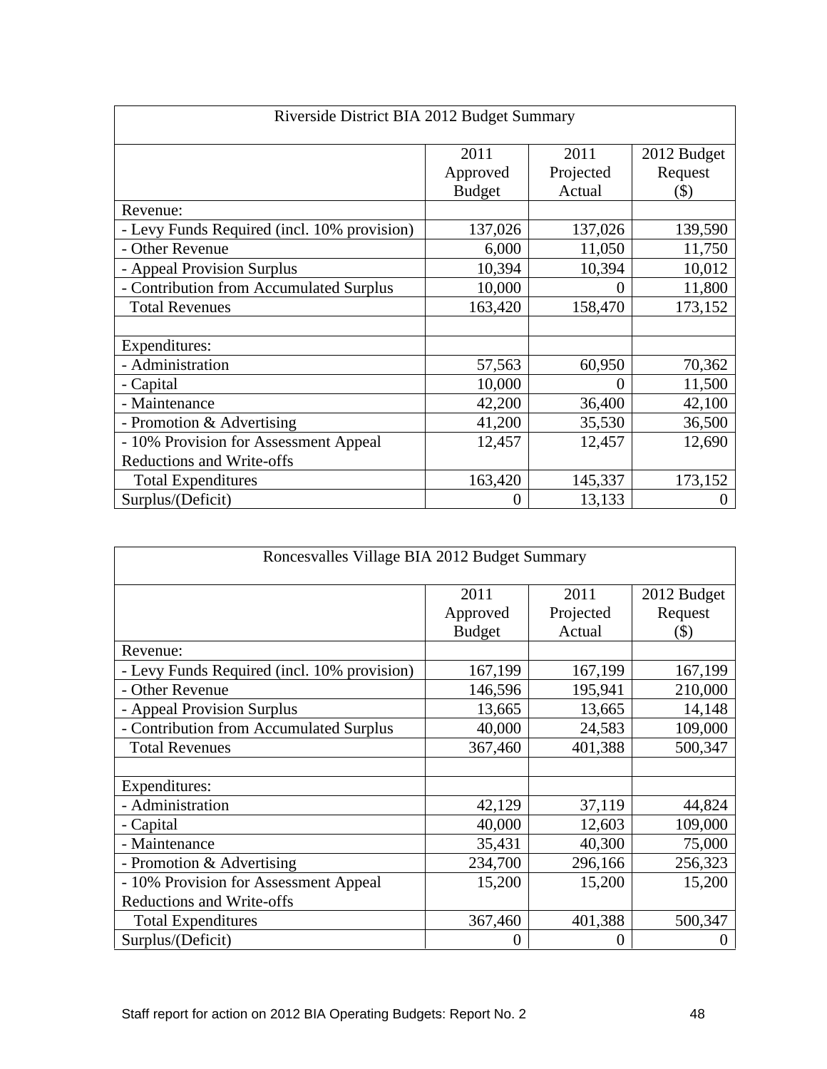| Riverside District BIA 2012 Budget Summary | | | |
|---|---|---|---|
| | 2011 Approved Budget | 2011 Projected Actual | 2012 Budget Request ($) |
| Revenue: | | | |
| - Levy Funds Required (incl. 10% provision) | 137,026 | 137,026 | 139,590 |
| - Other Revenue | 6,000 | 11,050 | 11,750 |
| - Appeal Provision Surplus | 10,394 | 10,394 | 10,012 |
| - Contribution from Accumulated Surplus | 10,000 | 0 | 11,800 |
| Total Revenues | 163,420 | 158,470 | 173,152 |
| | | | |
| Expenditures: | | | |
| - Administration | 57,563 | 60,950 | 70,362 |
| - Capital | 10,000 | 0 | 11,500 |
| - Maintenance | 42,200 | 36,400 | 42,100 |
| - Promotion & Advertising | 41,200 | 35,530 | 36,500 |
| - 10% Provision for Assessment Appeal Reductions and Write-offs | 12,457 | 12,457 | 12,690 |
| Total Expenditures | 163,420 | 145,337 | 173,152 |
| Surplus/(Deficit) | 0 | 13,133 | 0 |

| Roncesvalles Village BIA 2012 Budget Summary | | | |
|---|---|---|---|
| | 2011 Approved Budget | 2011 Projected Actual | 2012 Budget Request ($) |
| Revenue: | | | |
| - Levy Funds Required (incl. 10% provision) | 167,199 | 167,199 | 167,199 |
| - Other Revenue | 146,596 | 195,941 | 210,000 |
| - Appeal Provision Surplus | 13,665 | 13,665 | 14,148 |
| - Contribution from Accumulated Surplus | 40,000 | 24,583 | 109,000 |
| Total Revenues | 367,460 | 401,388 | 500,347 |
| | | | |
| Expenditures: | | | |
| - Administration | 42,129 | 37,119 | 44,824 |
| - Capital | 40,000 | 12,603 | 109,000 |
| - Maintenance | 35,431 | 40,300 | 75,000 |
| - Promotion & Advertising | 234,700 | 296,166 | 256,323 |
| - 10% Provision for Assessment Appeal Reductions and Write-offs | 15,200 | 15,200 | 15,200 |
| Total Expenditures | 367,460 | 401,388 | 500,347 |
| Surplus/(Deficit) | 0 | 0 | 0 |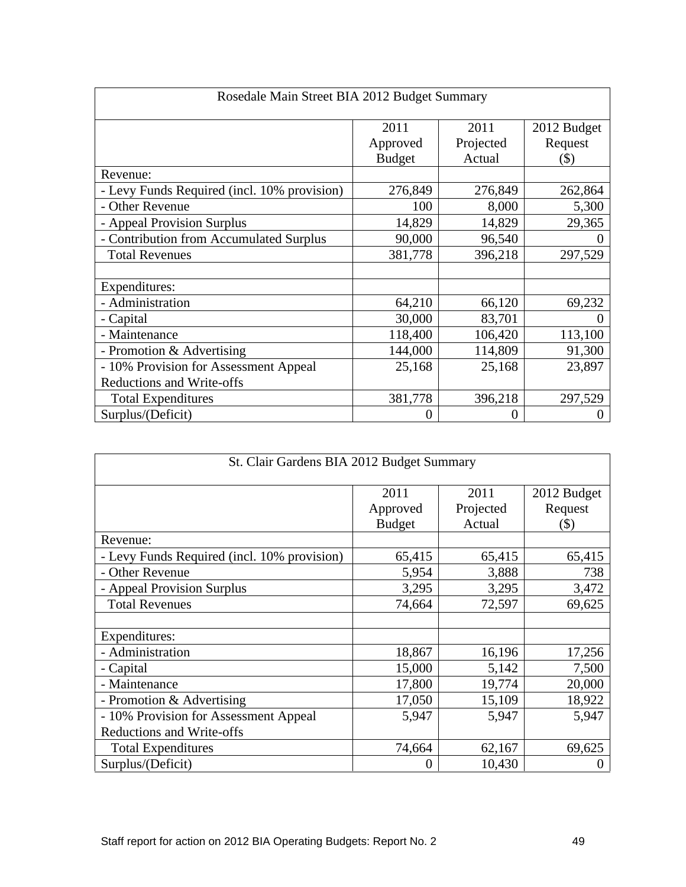| Rosedale Main Street BIA 2012 Budget Summary | | | |
|---|---|---|---|
| | 2011 Approved Budget | 2011 Projected Actual | 2012 Budget Request ($) |
| Revenue: | | | |
| - Levy Funds Required (incl. 10% provision) | 276,849 | 276,849 | 262,864 |
| - Other Revenue | 100 | 8,000 | 5,300 |
| - Appeal Provision Surplus | 14,829 | 14,829 | 29,365 |
| - Contribution from Accumulated Surplus | 90,000 | 96,540 | 0 |
| Total Revenues | 381,778 | 396,218 | 297,529 |
| | | | |
| Expenditures: | | | |
| - Administration | 64,210 | 66,120 | 69,232 |
| - Capital | 30,000 | 83,701 | 0 |
| - Maintenance | 118,400 | 106,420 | 113,100 |
| - Promotion & Advertising | 144,000 | 114,809 | 91,300 |
| - 10% Provision for Assessment Appeal Reductions and Write-offs | 25,168 | 25,168 | 23,897 |
| Total Expenditures | 381,778 | 396,218 | 297,529 |
| Surplus/(Deficit) | 0 | 0 | 0 |

| St. Clair Gardens BIA 2012 Budget Summary | | | |
|---|---|---|---|
| | 2011 Approved Budget | 2011 Projected Actual | 2012 Budget Request ($) |
| Revenue: | | | |
| - Levy Funds Required (incl. 10% provision) | 65,415 | 65,415 | 65,415 |
| - Other Revenue | 5,954 | 3,888 | 738 |
| - Appeal Provision Surplus | 3,295 | 3,295 | 3,472 |
| Total Revenues | 74,664 | 72,597 | 69,625 |
| | | | |
| Expenditures: | | | |
| - Administration | 18,867 | 16,196 | 17,256 |
| - Capital | 15,000 | 5,142 | 7,500 |
| - Maintenance | 17,800 | 19,774 | 20,000 |
| - Promotion & Advertising | 17,050 | 15,109 | 18,922 |
| - 10% Provision for Assessment Appeal Reductions and Write-offs | 5,947 | 5,947 | 5,947 |
| Total Expenditures | 74,664 | 62,167 | 69,625 |
| Surplus/(Deficit) | 0 | 10,430 | 0 |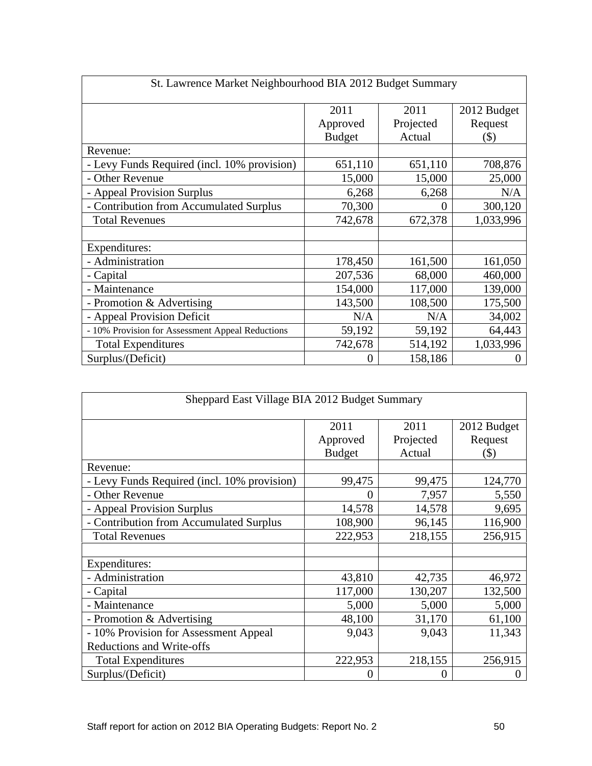| St. Lawrence Market Neighbourhood BIA 2012 Budget Summary | | | |
|---|---|---|---|
| | 2011 Approved Budget | 2011 Projected Actual | 2012 Budget Request ($) |
| Revenue: | | | |
| - Levy Funds Required (incl. 10% provision) | 651,110 | 651,110 | 708,876 |
| - Other Revenue | 15,000 | 15,000 | 25,000 |
| - Appeal Provision Surplus | 6,268 | 6,268 | N/A |
| - Contribution from Accumulated Surplus | 70,300 | 0 | 300,120 |
| Total Revenues | 742,678 | 672,378 | 1,033,996 |
| | | | |
| Expenditures: | | | |
| - Administration | 178,450 | 161,500 | 161,050 |
| - Capital | 207,536 | 68,000 | 460,000 |
| - Maintenance | 154,000 | 117,000 | 139,000 |
| - Promotion & Advertising | 143,500 | 108,500 | 175,500 |
| - Appeal Provision Deficit | N/A | N/A | 34,002 |
| - 10% Provision for Assessment Appeal Reductions | 59,192 | 59,192 | 64,443 |
| Total Expenditures | 742,678 | 514,192 | 1,033,996 |
| Surplus/(Deficit) | 0 | 158,186 | 0 |

| Sheppard East Village BIA 2012 Budget Summary | | | |
|---|---|---|---|
| | 2011 Approved Budget | 2011 Projected Actual | 2012 Budget Request ($) |
| Revenue: | | | |
| - Levy Funds Required (incl. 10% provision) | 99,475 | 99,475 | 124,770 |
| - Other Revenue | 0 | 7,957 | 5,550 |
| - Appeal Provision Surplus | 14,578 | 14,578 | 9,695 |
| - Contribution from Accumulated Surplus | 108,900 | 96,145 | 116,900 |
| Total Revenues | 222,953 | 218,155 | 256,915 |
| | | | |
| Expenditures: | | | |
| - Administration | 43,810 | 42,735 | 46,972 |
| - Capital | 117,000 | 130,207 | 132,500 |
| - Maintenance | 5,000 | 5,000 | 5,000 |
| - Promotion & Advertising | 48,100 | 31,170 | 61,100 |
| - 10% Provision for Assessment Appeal Reductions and Write-offs | 9,043 | 9,043 | 11,343 |
| Total Expenditures | 222,953 | 218,155 | 256,915 |
| Surplus/(Deficit) | 0 | 0 | 0 |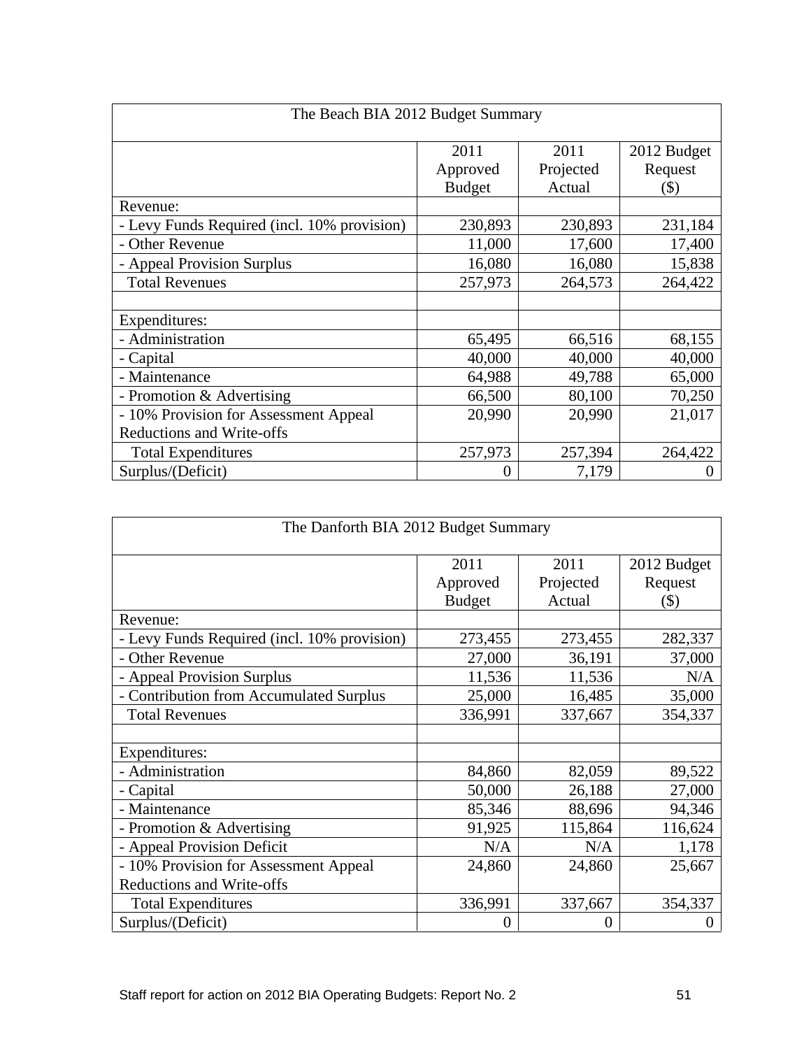| The Beach BIA 2012 Budget Summary | | | |
|---|---|---|---|
| | 2011 Approved Budget | 2011 Projected Actual | 2012 Budget Request ($) |
| Revenue: | | | |
| - Levy Funds Required (incl. 10% provision) | 230,893 | 230,893 | 231,184 |
| - Other Revenue | 11,000 | 17,600 | 17,400 |
| - Appeal Provision Surplus | 16,080 | 16,080 | 15,838 |
| Total Revenues | 257,973 | 264,573 | 264,422 |
| | | | |
| Expenditures: | | | |
| - Administration | 65,495 | 66,516 | 68,155 |
| - Capital | 40,000 | 40,000 | 40,000 |
| - Maintenance | 64,988 | 49,788 | 65,000 |
| - Promotion & Advertising | 66,500 | 80,100 | 70,250 |
| - 10% Provision for Assessment Appeal Reductions and Write-offs | 20,990 | 20,990 | 21,017 |
| Total Expenditures | 257,973 | 257,394 | 264,422 |
| Surplus/(Deficit) | 0 | 7,179 | 0 |

| The Danforth BIA 2012 Budget Summary | | | |
|---|---|---|---|
| | 2011 Approved Budget | 2011 Projected Actual | 2012 Budget Request ($) |
| Revenue: | | | |
| - Levy Funds Required (incl. 10% provision) | 273,455 | 273,455 | 282,337 |
| - Other Revenue | 27,000 | 36,191 | 37,000 |
| - Appeal Provision Surplus | 11,536 | 11,536 | N/A |
| - Contribution from Accumulated Surplus | 25,000 | 16,485 | 35,000 |
| Total Revenues | 336,991 | 337,667 | 354,337 |
| | | | |
| Expenditures: | | | |
| - Administration | 84,860 | 82,059 | 89,522 |
| - Capital | 50,000 | 26,188 | 27,000 |
| - Maintenance | 85,346 | 88,696 | 94,346 |
| - Promotion & Advertising | 91,925 | 115,864 | 116,624 |
| - Appeal Provision Deficit | N/A | N/A | 1,178 |
| - 10% Provision for Assessment Appeal Reductions and Write-offs | 24,860 | 24,860 | 25,667 |
| Total Expenditures | 336,991 | 337,667 | 354,337 |
| Surplus/(Deficit) | 0 | 0 | 0 |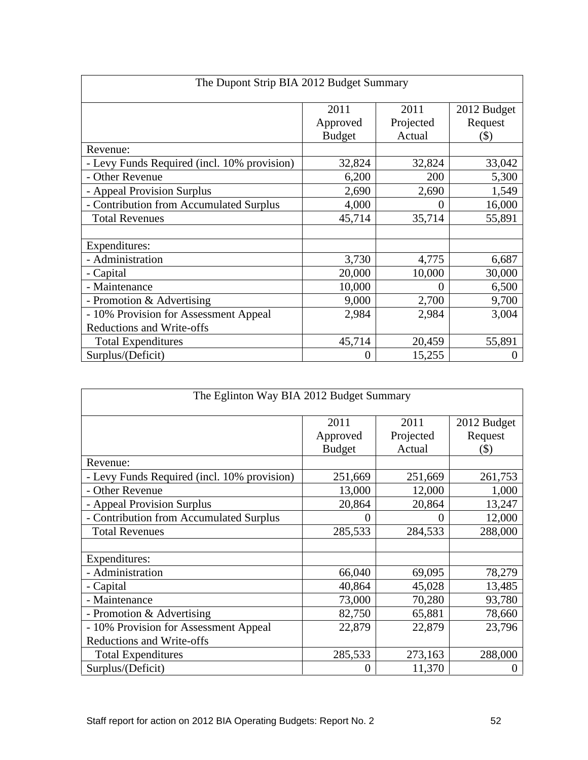| The Dupont Strip BIA 2012 Budget Summary | | | |
|---|---|---|---|
| | 2011 Approved Budget | 2011 Projected Actual | 2012 Budget Request ($) |
| Revenue: | | | |
| - Levy Funds Required (incl. 10% provision) | 32,824 | 32,824 | 33,042 |
| - Other Revenue | 6,200 | 200 | 5,300 |
| - Appeal Provision Surplus | 2,690 | 2,690 | 1,549 |
| - Contribution from Accumulated Surplus | 4,000 | 0 | 16,000 |
| Total Revenues | 45,714 | 35,714 | 55,891 |
| | | | |
| Expenditures: | | | |
| - Administration | 3,730 | 4,775 | 6,687 |
| - Capital | 20,000 | 10,000 | 30,000 |
| - Maintenance | 10,000 | 0 | 6,500 |
| - Promotion & Advertising | 9,000 | 2,700 | 9,700 |
| - 10% Provision for Assessment Appeal Reductions and Write-offs | 2,984 | 2,984 | 3,004 |
| Total Expenditures | 45,714 | 20,459 | 55,891 |
| Surplus/(Deficit) | 0 | 15,255 | 0 |

| The Eglinton Way BIA 2012 Budget Summary | | | |
|---|---|---|---|
| | 2011 Approved Budget | 2011 Projected Actual | 2012 Budget Request ($) |
| Revenue: | | | |
| - Levy Funds Required (incl. 10% provision) | 251,669 | 251,669 | 261,753 |
| - Other Revenue | 13,000 | 12,000 | 1,000 |
| - Appeal Provision Surplus | 20,864 | 20,864 | 13,247 |
| - Contribution from Accumulated Surplus | 0 | 0 | 12,000 |
| Total Revenues | 285,533 | 284,533 | 288,000 |
| | | | |
| Expenditures: | | | |
| - Administration | 66,040 | 69,095 | 78,279 |
| - Capital | 40,864 | 45,028 | 13,485 |
| - Maintenance | 73,000 | 70,280 | 93,780 |
| - Promotion & Advertising | 82,750 | 65,881 | 78,660 |
| - 10% Provision for Assessment Appeal Reductions and Write-offs | 22,879 | 22,879 | 23,796 |
| Total Expenditures | 285,533 | 273,163 | 288,000 |
| Surplus/(Deficit) | 0 | 11,370 | 0 |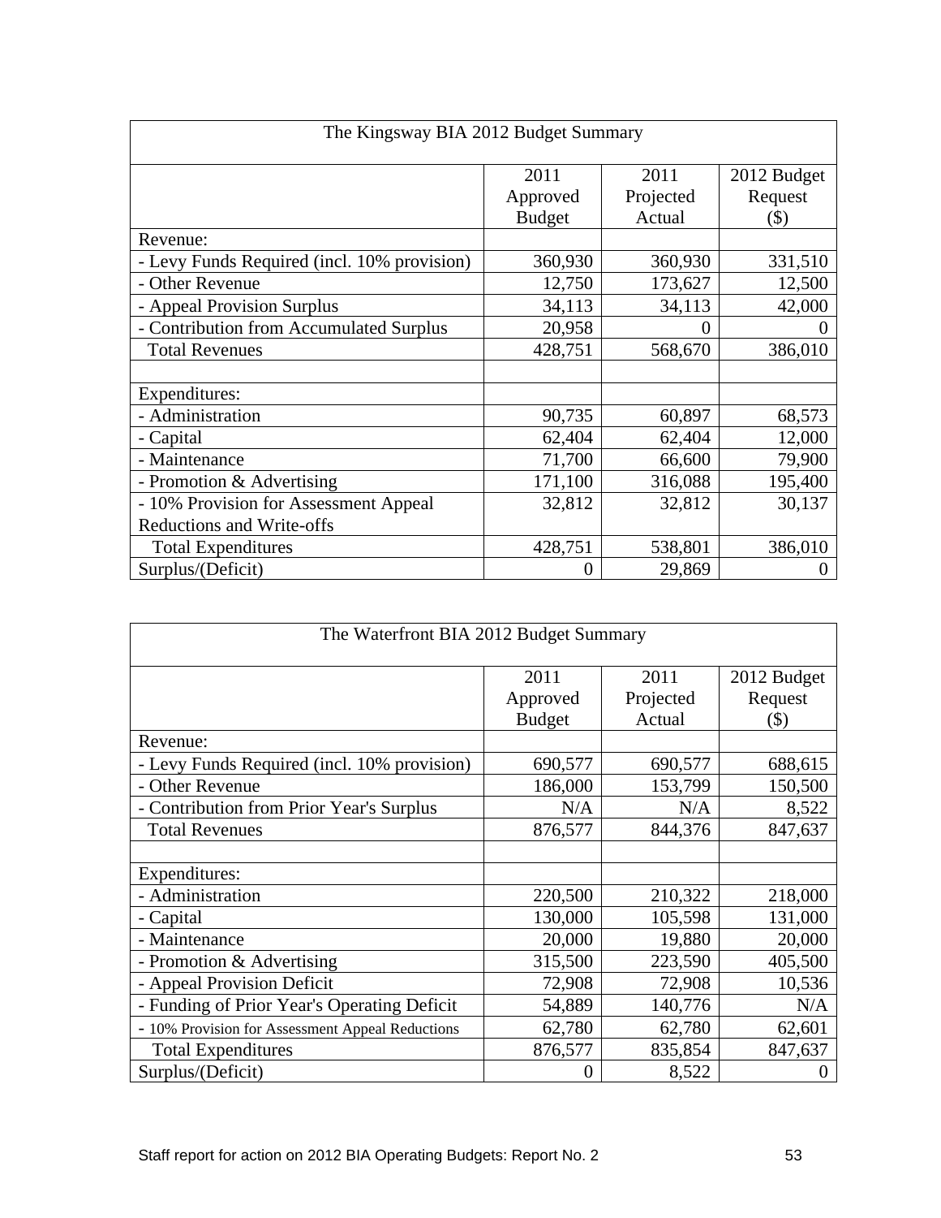| The Kingsway BIA 2012 Budget Summary | | | |
|---|---|---|---|
| | 2011 Approved Budget | 2011 Projected Actual | 2012 Budget Request ($) |
| Revenue: | | | |
| - Levy Funds Required (incl. 10% provision) | 360,930 | 360,930 | 331,510 |
| - Other Revenue | 12,750 | 173,627 | 12,500 |
| - Appeal Provision Surplus | 34,113 | 34,113 | 42,000 |
| - Contribution from Accumulated Surplus | 20,958 | 0 | 0 |
| Total Revenues | 428,751 | 568,670 | 386,010 |
| | | | |
| Expenditures: | | | |
| - Administration | 90,735 | 60,897 | 68,573 |
| - Capital | 62,404 | 62,404 | 12,000 |
| - Maintenance | 71,700 | 66,600 | 79,900 |
| - Promotion & Advertising | 171,100 | 316,088 | 195,400 |
| - 10% Provision for Assessment Appeal Reductions and Write-offs | 32,812 | 32,812 | 30,137 |
| Total Expenditures | 428,751 | 538,801 | 386,010 |
| Surplus/(Deficit) | 0 | 29,869 | 0 |

| The Waterfront BIA 2012 Budget Summary | | | |
|---|---|---|---|
| | 2011 Approved Budget | 2011 Projected Actual | 2012 Budget Request ($) |
| Revenue: | | | |
| - Levy Funds Required (incl. 10% provision) | 690,577 | 690,577 | 688,615 |
| - Other Revenue | 186,000 | 153,799 | 150,500 |
| - Contribution from Prior Year's Surplus | N/A | N/A | 8,522 |
| Total Revenues | 876,577 | 844,376 | 847,637 |
| | | | |
| Expenditures: | | | |
| - Administration | 220,500 | 210,322 | 218,000 |
| - Capital | 130,000 | 105,598 | 131,000 |
| - Maintenance | 20,000 | 19,880 | 20,000 |
| - Promotion & Advertising | 315,500 | 223,590 | 405,500 |
| - Appeal Provision Deficit | 72,908 | 72,908 | 10,536 |
| - Funding of Prior Year's Operating Deficit | 54,889 | 140,776 | N/A |
| - 10% Provision for Assessment Appeal Reductions | 62,780 | 62,780 | 62,601 |
| Total Expenditures | 876,577 | 835,854 | 847,637 |
| Surplus/(Deficit) | 0 | 8,522 | 0 |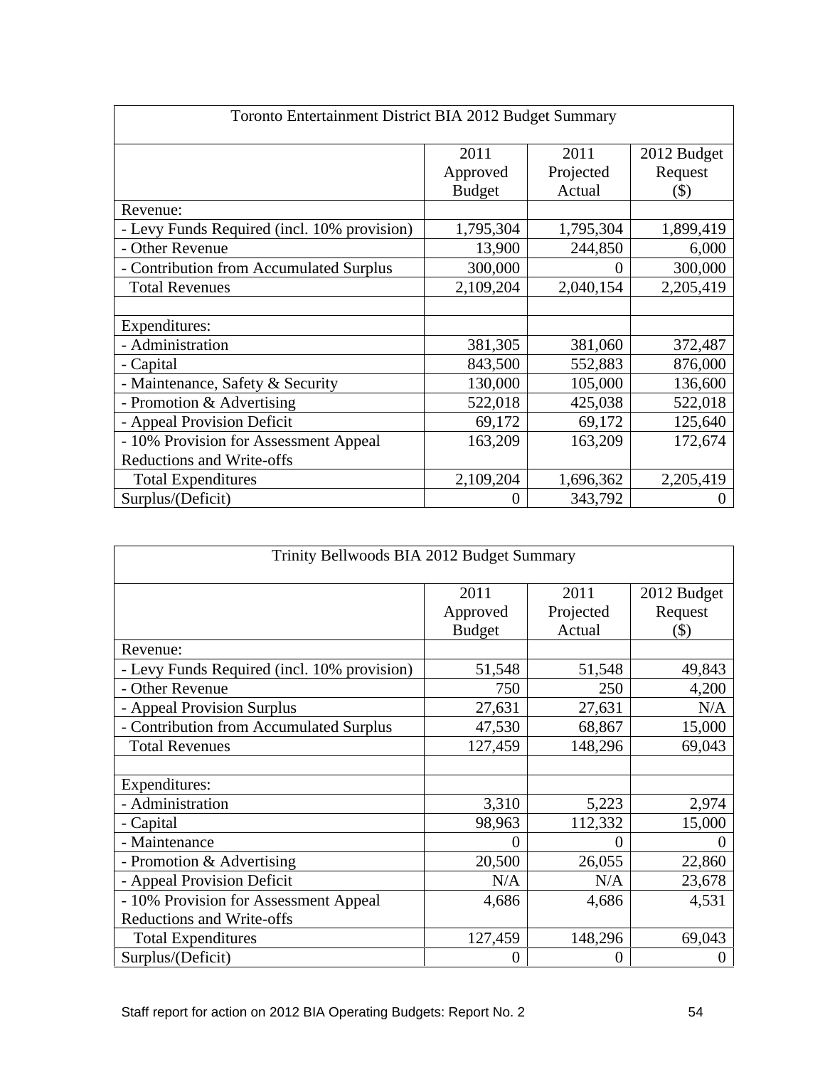| Toronto Entertainment District BIA 2012 Budget Summary | | | |
|---|---|---|---|
| | 2011 Approved Budget | 2011 Projected Actual | 2012 Budget Request ($) |
| Revenue: | | | |
| - Levy Funds Required (incl. 10% provision) | 1,795,304 | 1,795,304 | 1,899,419 |
| - Other Revenue | 13,900 | 244,850 | 6,000 |
| - Contribution from Accumulated Surplus | 300,000 | 0 | 300,000 |
| Total Revenues | 2,109,204 | 2,040,154 | 2,205,419 |
| | | | |
| Expenditures: | | | |
| - Administration | 381,305 | 381,060 | 372,487 |
| - Capital | 843,500 | 552,883 | 876,000 |
| - Maintenance, Safety & Security | 130,000 | 105,000 | 136,600 |
| - Promotion & Advertising | 522,018 | 425,038 | 522,018 |
| - Appeal Provision Deficit | 69,172 | 69,172 | 125,640 |
| - 10% Provision for Assessment Appeal Reductions and Write-offs | 163,209 | 163,209 | 172,674 |
| Total Expenditures | 2,109,204 | 1,696,362 | 2,205,419 |
| Surplus/(Deficit) | 0 | 343,792 | 0 |

| Trinity Bellwoods BIA 2012 Budget Summary | | | |
|---|---|---|---|
| | 2011 Approved Budget | 2011 Projected Actual | 2012 Budget Request ($) |
| Revenue: | | | |
| - Levy Funds Required (incl. 10% provision) | 51,548 | 51,548 | 49,843 |
| - Other Revenue | 750 | 250 | 4,200 |
| - Appeal Provision Surplus | 27,631 | 27,631 | N/A |
| - Contribution from Accumulated Surplus | 47,530 | 68,867 | 15,000 |
| Total Revenues | 127,459 | 148,296 | 69,043 |
| | | | |
| Expenditures: | | | |
| - Administration | 3,310 | 5,223 | 2,974 |
| - Capital | 98,963 | 112,332 | 15,000 |
| - Maintenance | 0 | 0 | 0 |
| - Promotion & Advertising | 20,500 | 26,055 | 22,860 |
| - Appeal Provision Deficit | N/A | N/A | 23,678 |
| - 10% Provision for Assessment Appeal Reductions and Write-offs | 4,686 | 4,686 | 4,531 |
| Total Expenditures | 127,459 | 148,296 | 69,043 |
| Surplus/(Deficit) | 0 | 0 | 0 |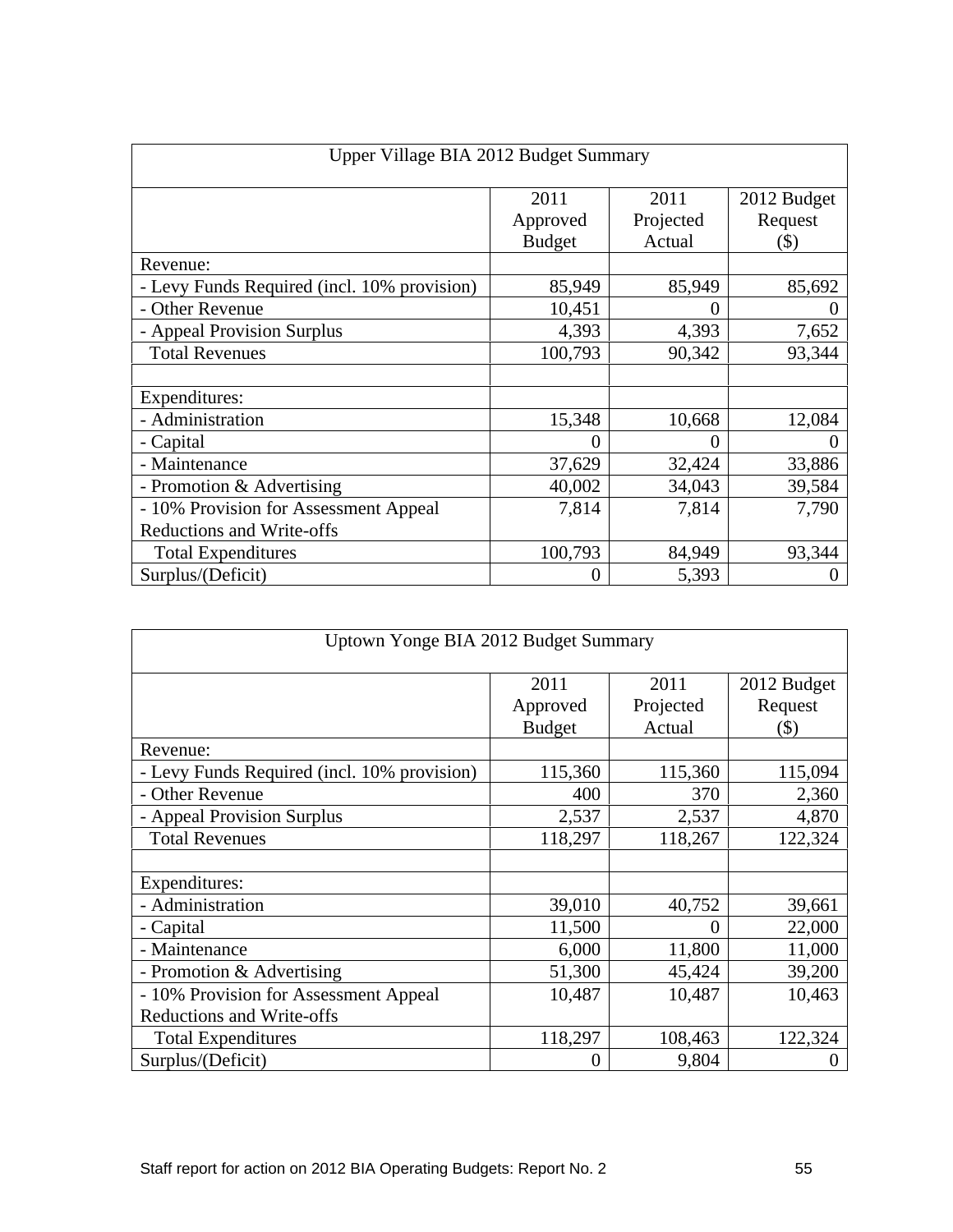| Upper Village BIA 2012 Budget Summary | | | |
|---|---|---|---|
| | 2011 Approved Budget | 2011 Projected Actual | 2012 Budget Request ($) |
| Revenue: | | | |
| - Levy Funds Required (incl. 10% provision) | 85,949 | 85,949 | 85,692 |
| - Other Revenue | 10,451 | 0 | 0 |
| - Appeal Provision Surplus | 4,393 | 4,393 | 7,652 |
| Total Revenues | 100,793 | 90,342 | 93,344 |
| | | | |
| Expenditures: | | | |
| - Administration | 15,348 | 10,668 | 12,084 |
| - Capital | 0 | 0 | 0 |
| - Maintenance | 37,629 | 32,424 | 33,886 |
| - Promotion & Advertising | 40,002 | 34,043 | 39,584 |
| - 10% Provision for Assessment Appeal Reductions and Write-offs | 7,814 | 7,814 | 7,790 |
| Total Expenditures | 100,793 | 84,949 | 93,344 |
| Surplus/(Deficit) | 0 | 5,393 | 0 |

| Uptown Yonge BIA 2012 Budget Summary | | | |
|---|---|---|---|
| | 2011 Approved Budget | 2011 Projected Actual | 2012 Budget Request ($) |
| Revenue: | | | |
| - Levy Funds Required (incl. 10% provision) | 115,360 | 115,360 | 115,094 |
| - Other Revenue | 400 | 370 | 2,360 |
| - Appeal Provision Surplus | 2,537 | 2,537 | 4,870 |
| Total Revenues | 118,297 | 118,267 | 122,324 |
| | | | |
| Expenditures: | | | |
| - Administration | 39,010 | 40,752 | 39,661 |
| - Capital | 11,500 | 0 | 22,000 |
| - Maintenance | 6,000 | 11,800 | 11,000 |
| - Promotion & Advertising | 51,300 | 45,424 | 39,200 |
| - 10% Provision for Assessment Appeal Reductions and Write-offs | 10,487 | 10,487 | 10,463 |
| Total Expenditures | 118,297 | 108,463 | 122,324 |
| Surplus/(Deficit) | 0 | 9,804 | 0 |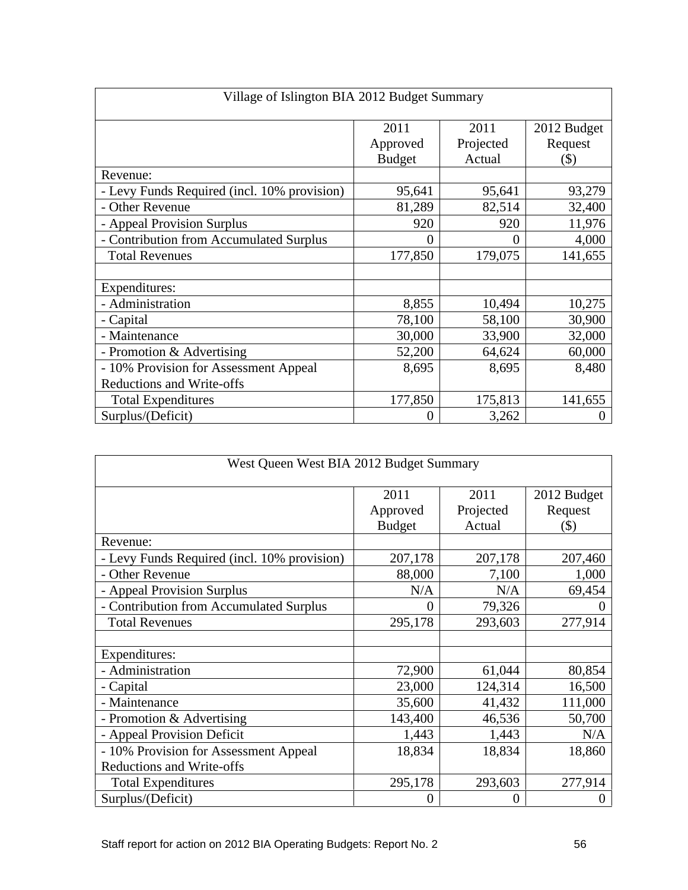| Village of Islington BIA 2012 Budget Summary | | | |
|---|---|---|---|
| | 2011 Approved Budget | 2011 Projected Actual | 2012 Budget Request ($) |
| Revenue: | | | |
| - Levy Funds Required (incl. 10% provision) | 95,641 | 95,641 | 93,279 |
| - Other Revenue | 81,289 | 82,514 | 32,400 |
| - Appeal Provision Surplus | 920 | 920 | 11,976 |
| - Contribution from Accumulated Surplus | 0 | 0 | 4,000 |
| Total Revenues | 177,850 | 179,075 | 141,655 |
| | | | |
| Expenditures: | | | |
| - Administration | 8,855 | 10,494 | 10,275 |
| - Capital | 78,100 | 58,100 | 30,900 |
| - Maintenance | 30,000 | 33,900 | 32,000 |
| - Promotion & Advertising | 52,200 | 64,624 | 60,000 |
| - 10% Provision for Assessment Appeal Reductions and Write-offs | 8,695 | 8,695 | 8,480 |
| Total Expenditures | 177,850 | 175,813 | 141,655 |
| Surplus/(Deficit) | 0 | 3,262 | 0 |

| West Queen West BIA 2012 Budget Summary | | | |
|---|---|---|---|
| | 2011 Approved Budget | 2011 Projected Actual | 2012 Budget Request ($) |
| Revenue: | | | |
| - Levy Funds Required (incl. 10% provision) | 207,178 | 207,178 | 207,460 |
| - Other Revenue | 88,000 | 7,100 | 1,000 |
| - Appeal Provision Surplus | N/A | N/A | 69,454 |
| - Contribution from Accumulated Surplus | 0 | 79,326 | 0 |
| Total Revenues | 295,178 | 293,603 | 277,914 |
| | | | |
| Expenditures: | | | |
| - Administration | 72,900 | 61,044 | 80,854 |
| - Capital | 23,000 | 124,314 | 16,500 |
| - Maintenance | 35,600 | 41,432 | 111,000 |
| - Promotion & Advertising | 143,400 | 46,536 | 50,700 |
| - Appeal Provision Deficit | 1,443 | 1,443 | N/A |
| - 10% Provision for Assessment Appeal Reductions and Write-offs | 18,834 | 18,834 | 18,860 |
| Total Expenditures | 295,178 | 293,603 | 277,914 |
| Surplus/(Deficit) | 0 | 0 | 0 |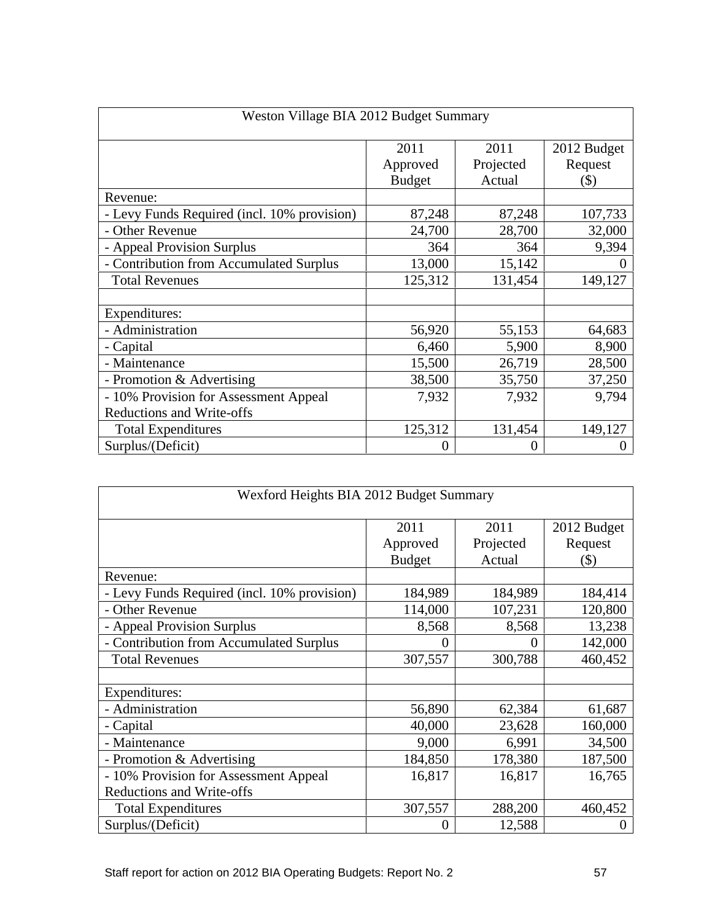| Weston Village BIA 2012 Budget Summary | | | |
|---|---|---|---|
| | 2011 Approved Budget | 2011 Projected Actual | 2012 Budget Request ($) |
| Revenue: | | | |
| - Levy Funds Required (incl. 10% provision) | 87,248 | 87,248 | 107,733 |
| - Other Revenue | 24,700 | 28,700 | 32,000 |
| - Appeal Provision Surplus | 364 | 364 | 9,394 |
| - Contribution from Accumulated Surplus | 13,000 | 15,142 | 0 |
| Total Revenues | 125,312 | 131,454 | 149,127 |
| | | | |
| Expenditures: | | | |
| - Administration | 56,920 | 55,153 | 64,683 |
| - Capital | 6,460 | 5,900 | 8,900 |
| - Maintenance | 15,500 | 26,719 | 28,500 |
| - Promotion & Advertising | 38,500 | 35,750 | 37,250 |
| - 10% Provision for Assessment Appeal Reductions and Write-offs | 7,932 | 7,932 | 9,794 |
| Total Expenditures | 125,312 | 131,454 | 149,127 |
| Surplus/(Deficit) | 0 | 0 | 0 |

| Wexford Heights BIA 2012 Budget Summary | | | |
|---|---|---|---|
| | 2011 Approved Budget | 2011 Projected Actual | 2012 Budget Request ($) |
| Revenue: | | | |
| - Levy Funds Required (incl. 10% provision) | 184,989 | 184,989 | 184,414 |
| - Other Revenue | 114,000 | 107,231 | 120,800 |
| - Appeal Provision Surplus | 8,568 | 8,568 | 13,238 |
| - Contribution from Accumulated Surplus | 0 | 0 | 142,000 |
| Total Revenues | 307,557 | 300,788 | 460,452 |
| | | | |
| Expenditures: | | | |
| - Administration | 56,890 | 62,384 | 61,687 |
| - Capital | 40,000 | 23,628 | 160,000 |
| - Maintenance | 9,000 | 6,991 | 34,500 |
| - Promotion & Advertising | 184,850 | 178,380 | 187,500 |
| - 10% Provision for Assessment Appeal Reductions and Write-offs | 16,817 | 16,817 | 16,765 |
| Total Expenditures | 307,557 | 288,200 | 460,452 |
| Surplus/(Deficit) | 0 | 12,588 | 0 |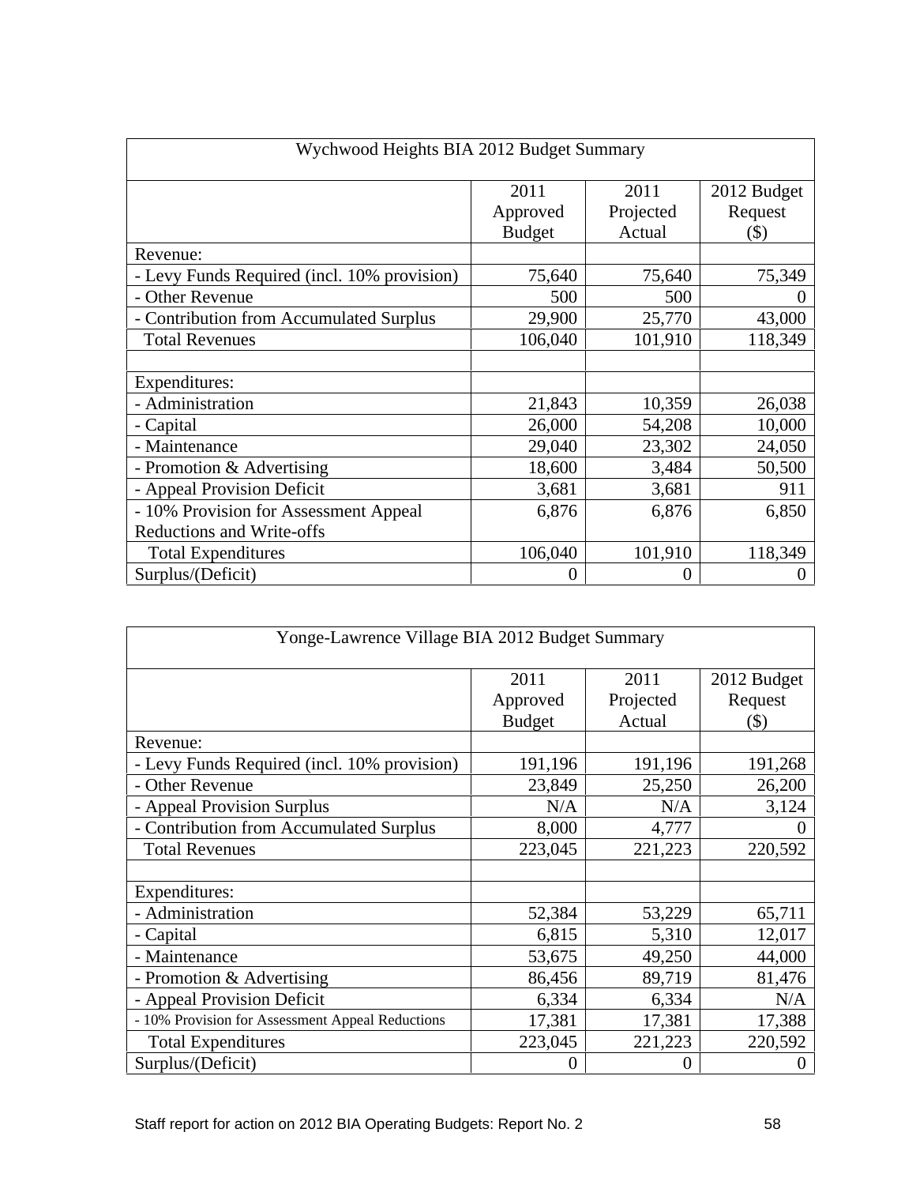| Wychwood Heights BIA 2012 Budget Summary | | | |
|---|---|---|---|
| | 2011 Approved Budget | 2011 Projected Actual | 2012 Budget Request ($) |
| Revenue: | | | |
| - Levy Funds Required (incl. 10% provision) | 75,640 | 75,640 | 75,349 |
| - Other Revenue | 500 | 500 | 0 |
| - Contribution from Accumulated Surplus | 29,900 | 25,770 | 43,000 |
| Total Revenues | 106,040 | 101,910 | 118,349 |
| | | | |
| Expenditures: | | | |
| - Administration | 21,843 | 10,359 | 26,038 |
| - Capital | 26,000 | 54,208 | 10,000 |
| - Maintenance | 29,040 | 23,302 | 24,050 |
| - Promotion & Advertising | 18,600 | 3,484 | 50,500 |
| - Appeal Provision Deficit | 3,681 | 3,681 | 911 |
| - 10% Provision for Assessment Appeal Reductions and Write-offs | 6,876 | 6,876 | 6,850 |
| Total Expenditures | 106,040 | 101,910 | 118,349 |
| Surplus/(Deficit) | 0 | 0 | 0 |

| Yonge-Lawrence Village BIA 2012 Budget Summary | | | |
|---|---|---|---|
| | 2011 Approved Budget | 2011 Projected Actual | 2012 Budget Request ($) |
| Revenue: | | | |
| - Levy Funds Required (incl. 10% provision) | 191,196 | 191,196 | 191,268 |
| - Other Revenue | 23,849 | 25,250 | 26,200 |
| - Appeal Provision Surplus | N/A | N/A | 3,124 |
| - Contribution from Accumulated Surplus | 8,000 | 4,777 | 0 |
| Total Revenues | 223,045 | 221,223 | 220,592 |
| | | | |
| Expenditures: | | | |
| - Administration | 52,384 | 53,229 | 65,711 |
| - Capital | 6,815 | 5,310 | 12,017 |
| - Maintenance | 53,675 | 49,250 | 44,000 |
| - Promotion & Advertising | 86,456 | 89,719 | 81,476 |
| - Appeal Provision Deficit | 6,334 | 6,334 | N/A |
| - 10% Provision for Assessment Appeal Reductions | 17,381 | 17,381 | 17,388 |
| Total Expenditures | 223,045 | 221,223 | 220,592 |
| Surplus/(Deficit) | 0 | 0 | 0 |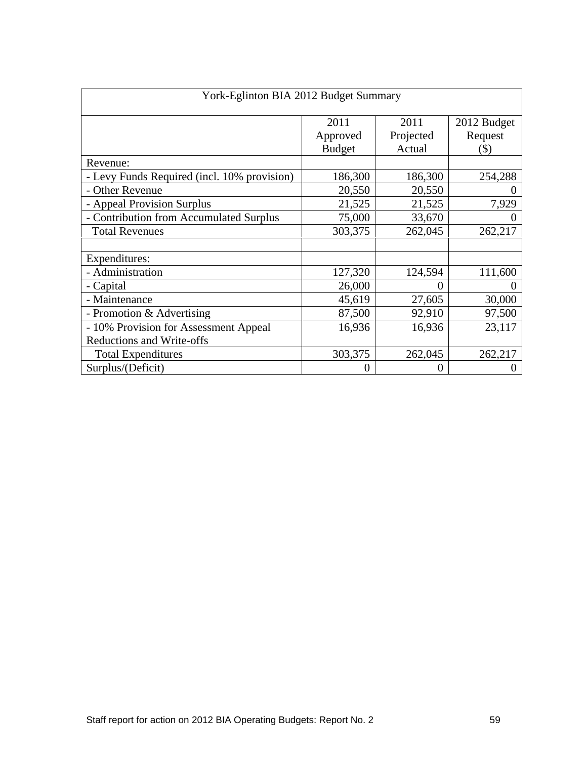| York-Eglinton BIA 2012 Budget Summary | | | |
|---|---|---|---|
| | 2011 Approved Budget | 2011 Projected Actual | 2012 Budget Request ($) |
| Revenue: | | | |
| - Levy Funds Required (incl. 10% provision) | 186,300 | 186,300 | 254,288 |
| - Other Revenue | 20,550 | 20,550 | 0 |
| - Appeal Provision Surplus | 21,525 | 21,525 | 7,929 |
| - Contribution from Accumulated Surplus | 75,000 | 33,670 | 0 |
| Total Revenues | 303,375 | 262,045 | 262,217 |
| | | | |
| Expenditures: | | | |
| - Administration | 127,320 | 124,594 | 111,600 |
| - Capital | 26,000 | 0 | 0 |
| - Maintenance | 45,619 | 27,605 | 30,000 |
| - Promotion & Advertising | 87,500 | 92,910 | 97,500 |
| - 10% Provision for Assessment Appeal Reductions and Write-offs | 16,936 | 16,936 | 23,117 |
| Total Expenditures | 303,375 | 262,045 | 262,217 |
| Surplus/(Deficit) | 0 | 0 | 0 |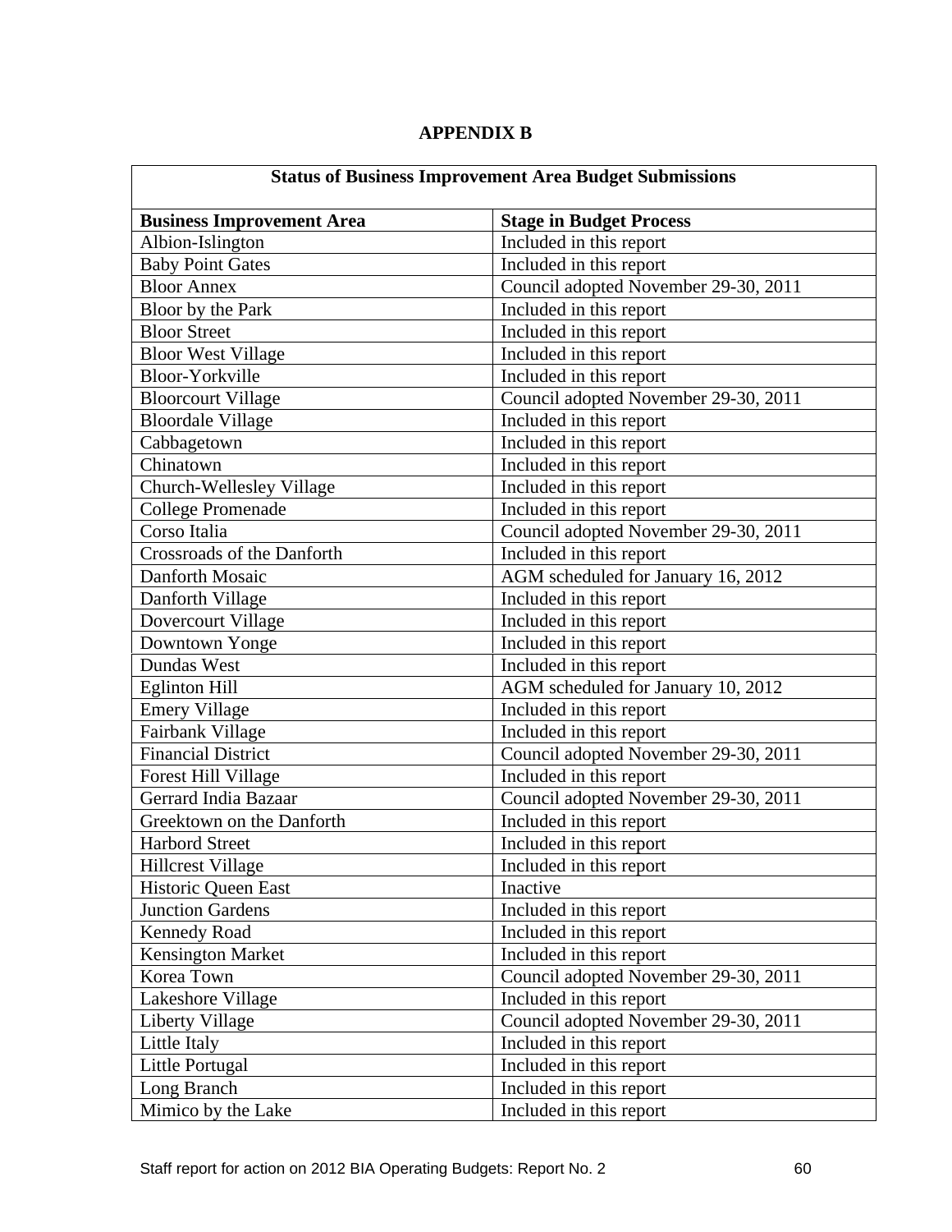## APPENDIX B

| Status of Business Improvement Area Budget Submissions | |
|---|---|
| **Business Improvement Area** | **Stage in Budget Process** |
| Albion-Islington | Included in this report |
| Baby Point Gates | Included in this report |
| Bloor Annex | Council adopted November 29-30, 2011 |
| Bloor by the Park | Included in this report |
| Bloor Street | Included in this report |
| Bloor West Village | Included in this report |
| Bloor-Yorkville | Included in this report |
| Bloorcourt Village | Council adopted November 29-30, 2011 |
| Bloordale Village | Included in this report |
| Cabbagetown | Included in this report |
| Chinatown | Included in this report |
| Church-Wellesley Village | Included in this report |
| College Promenade | Included in this report |
| Corso Italia | Council adopted November 29-30, 2011 |
| Crossroads of the Danforth | Included in this report |
| Danforth Mosaic | AGM scheduled for January 16, 2012 |
| Danforth Village | Included in this report |
| Dovercourt Village | Included in this report |
| Downtown Yonge | Included in this report |
| Dundas West | Included in this report |
| Eglinton Hill | AGM scheduled for January 10, 2012 |
| Emery Village | Included in this report |
| Fairbank Village | Included in this report |
| Financial District | Council adopted November 29-30, 2011 |
| Forest Hill Village | Included in this report |
| Gerrard India Bazaar | Council adopted November 29-30, 2011 |
| Greektown on the Danforth | Included in this report |
| Harbord Street | Included in this report |
| Hillcrest Village | Included in this report |
| Historic Queen East | Inactive |
| Junction Gardens | Included in this report |
| Kennedy Road | Included in this report |
| Kensington Market | Included in this report |
| Korea Town | Council adopted November 29-30, 2011 |
| Lakeshore Village | Included in this report |
| Liberty Village | Council adopted November 29-30, 2011 |
| Little Italy | Included in this report |
| Little Portugal | Included in this report |
| Long Branch | Included in this report |
| Mimico by the Lake | Included in this report |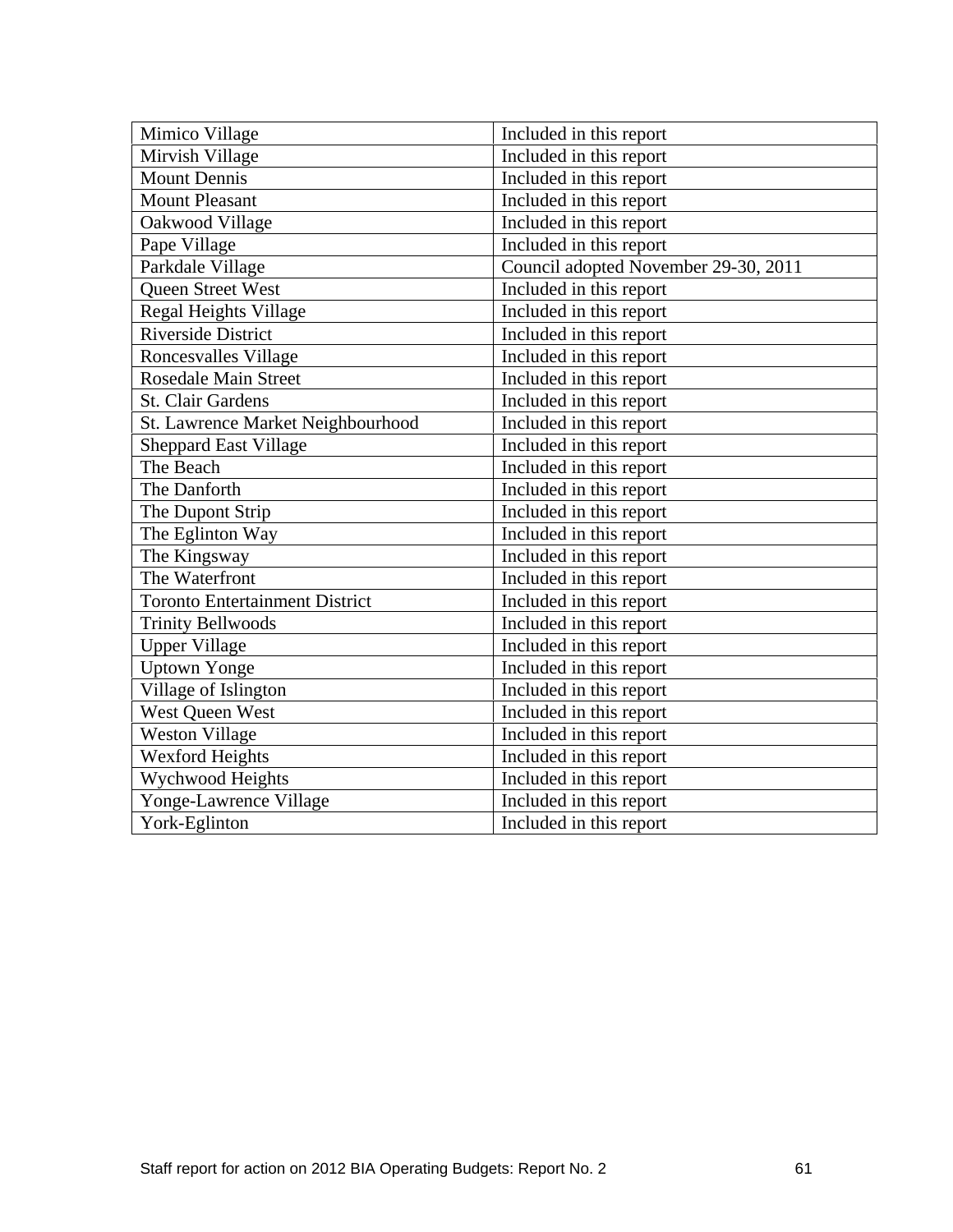| | |
|---|---|
| Mimico Village | Included in this report |
| Mirvish Village | Included in this report |
| Mount Dennis | Included in this report |
| Mount Pleasant | Included in this report |
| Oakwood Village | Included in this report |
| Pape Village | Included in this report |
| Parkdale Village | Council adopted November 29-30, 2011 |
| Queen Street West | Included in this report |
| Regal Heights Village | Included in this report |
| Riverside District | Included in this report |
| Roncesvalles Village | Included in this report |
| Rosedale Main Street | Included in this report |
| St. Clair Gardens | Included in this report |
| St. Lawrence Market Neighbourhood | Included in this report |
| Sheppard East Village | Included in this report |
| The Beach | Included in this report |
| The Danforth | Included in this report |
| The Dupont Strip | Included in this report |
| The Eglinton Way | Included in this report |
| The Kingsway | Included in this report |
| The Waterfront | Included in this report |
| Toronto Entertainment District | Included in this report |
| Trinity Bellwoods | Included in this report |
| Upper Village | Included in this report |
| Uptown Yonge | Included in this report |
| Village of Islington | Included in this report |
| West Queen West | Included in this report |
| Weston Village | Included in this report |
| Wexford Heights | Included in this report |
| Wychwood Heights | Included in this report |
| Yonge-Lawrence Village | Included in this report |
| York-Eglinton | Included in this report |